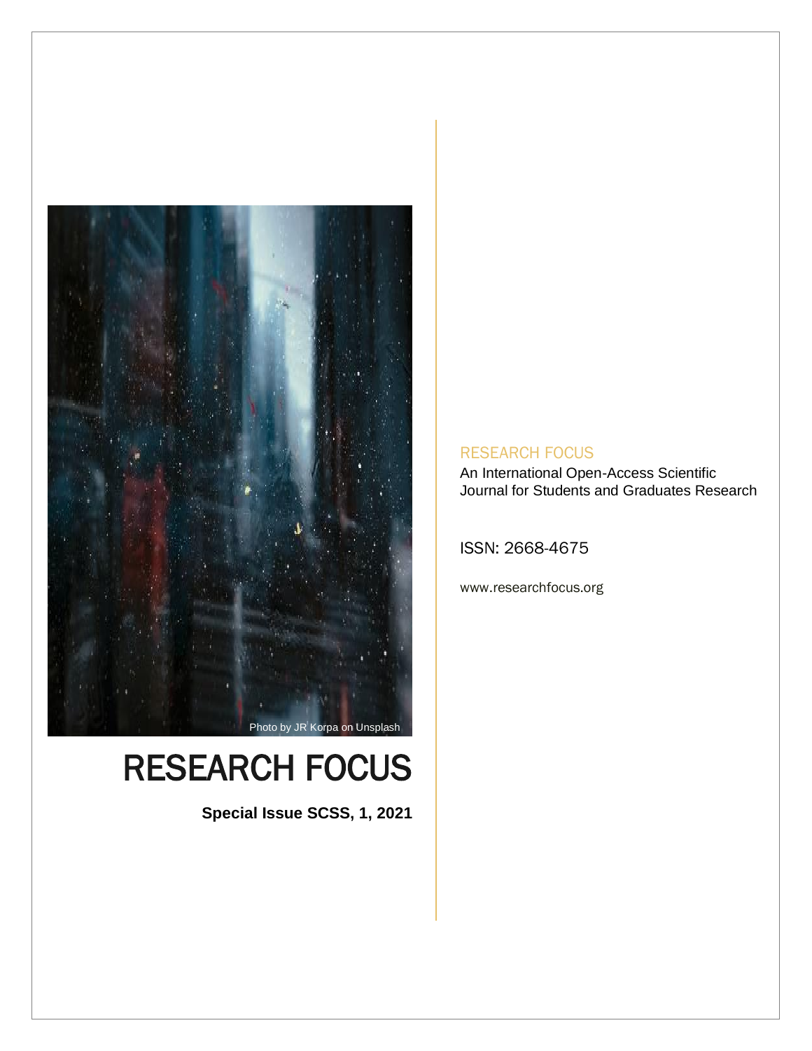Photo by JR Korpa on Unsplash

# RESEARCH FOCUS

**Special Issue SCSS, 1, 2021**

RESEARCH FOCUS

An International Open-Access Scientific Journal for Students and Graduates Research

ISSN: 2668-4675

www.researchfocus.org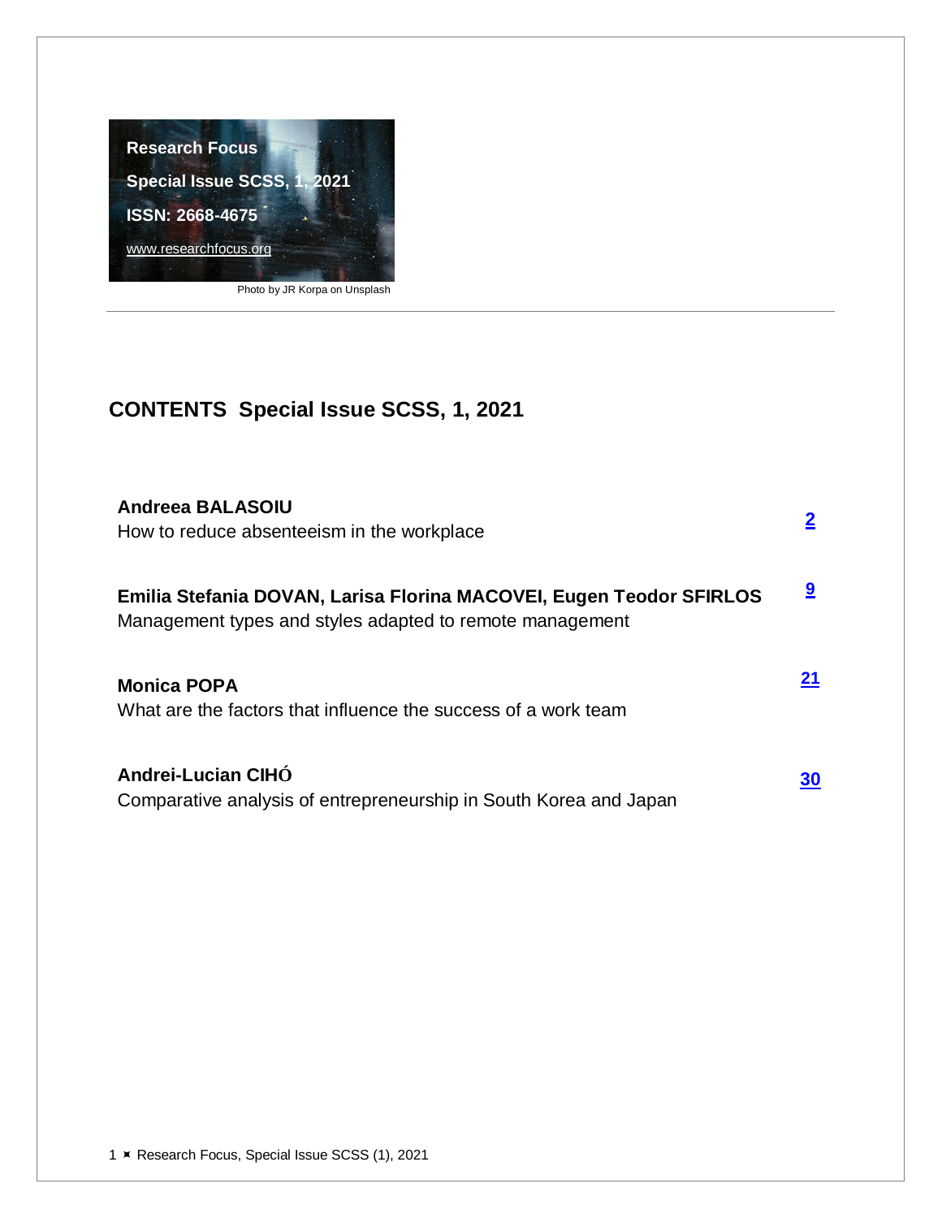Research Focus

Special Issue SCSS, 1, 2021

ISSN: 2668-4675

www.researchfocus.org

Photo by JR Korpa on Unsplash

## CONTENTS Special Issue SCSS, 1, 2021

| | |
|---|---|
| **Andreea BALASOIU**<br>How to reduce absenteeism in the workplace | **2** |
| **Emilia Stefania DOVAN, Larisa Florina MACOVEI, Eugen Teodor SFIRLOS**<br>Management types and styles adapted to remote management | **9** |
| **Monica POPA**<br>What are the factors that influence the success of a work team | **21** |
| **Andrei-Lucian CIHÓ**<br>Comparative analysis of entrepreneurship in South Korea and Japan | **30** |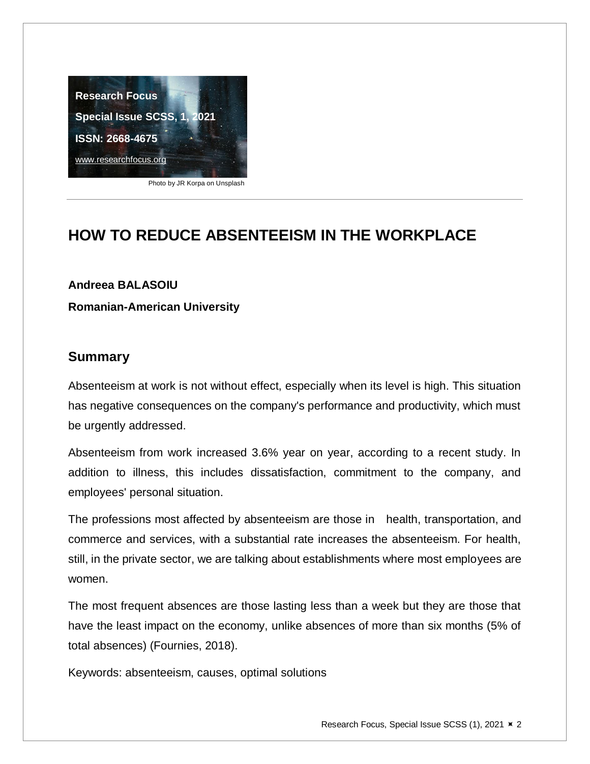Research Focus

Special Issue SCSS, 1, 2021

ISSN: 2668-4675

www.researchfocus.org

Photo by JR Korpa on Unsplash

# HOW TO REDUCE ABSENTEEISM IN THE WORKPLACE

**Andreea BALASOIU**

**Romanian-American University**

## Summary

Absenteeism at work is not without effect, especially when its level is high. This situation has negative consequences on the company's performance and productivity, which must be urgently addressed.

Absenteeism from work increased 3.6% year on year, according to a recent study. In addition to illness, this includes dissatisfaction, commitment to the company, and employees' personal situation.

The professions most affected by absenteeism are those in health, transportation, and commerce and services, with a substantial rate increases the absenteeism. For health, still, in the private sector, we are talking about establishments where most employees are women.

The most frequent absences are those lasting less than a week but they are those that have the least impact on the economy, unlike absences of more than six months (5% of total absences) (Fournies, 2018).

Keywords: absenteeism, causes, optimal solutions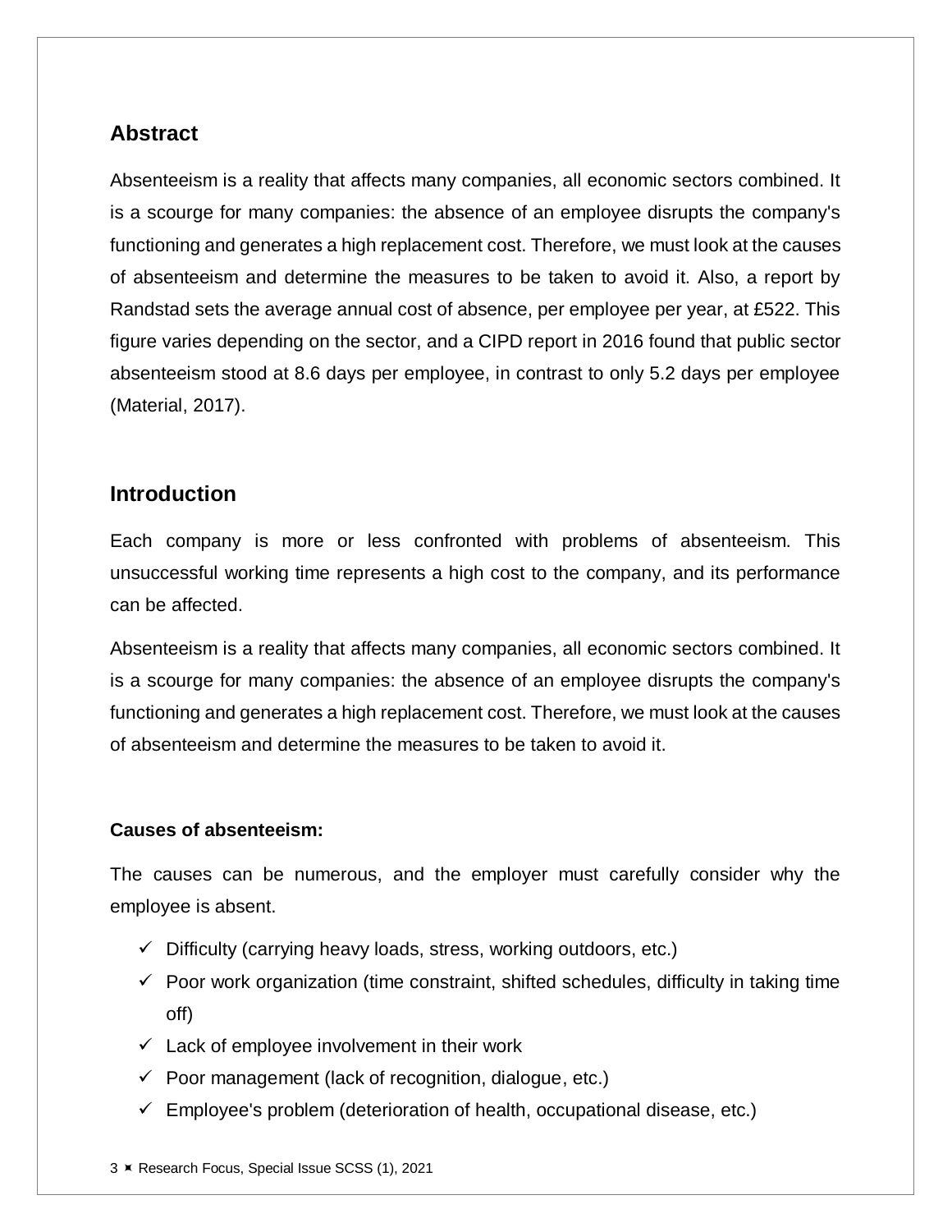## Abstract

Absenteeism is a reality that affects many companies, all economic sectors combined. It is a scourge for many companies: the absence of an employee disrupts the company's functioning and generates a high replacement cost. Therefore, we must look at the causes of absenteeism and determine the measures to be taken to avoid it. Also, a report by Randstad sets the average annual cost of absence, per employee per year, at £522. This figure varies depending on the sector, and a CIPD report in 2016 found that public sector absenteeism stood at 8.6 days per employee, in contrast to only 5.2 days per employee (Material, 2017).

## Introduction

Each company is more or less confronted with problems of absenteeism. This unsuccessful working time represents a high cost to the company, and its performance can be affected.

Absenteeism is a reality that affects many companies, all economic sectors combined. It is a scourge for many companies: the absence of an employee disrupts the company's functioning and generates a high replacement cost. Therefore, we must look at the causes of absenteeism and determine the measures to be taken to avoid it.

### Causes of absenteeism:

The causes can be numerous, and the employer must carefully consider why the employee is absent.

- ✓ Difficulty (carrying heavy loads, stress, working outdoors, etc.)
- ✓ Poor work organization (time constraint, shifted schedules, difficulty in taking time off)
- ✓ Lack of employee involvement in their work
- ✓ Poor management (lack of recognition, dialogue, etc.)
- ✓ Employee's problem (deterioration of health, occupational disease, etc.)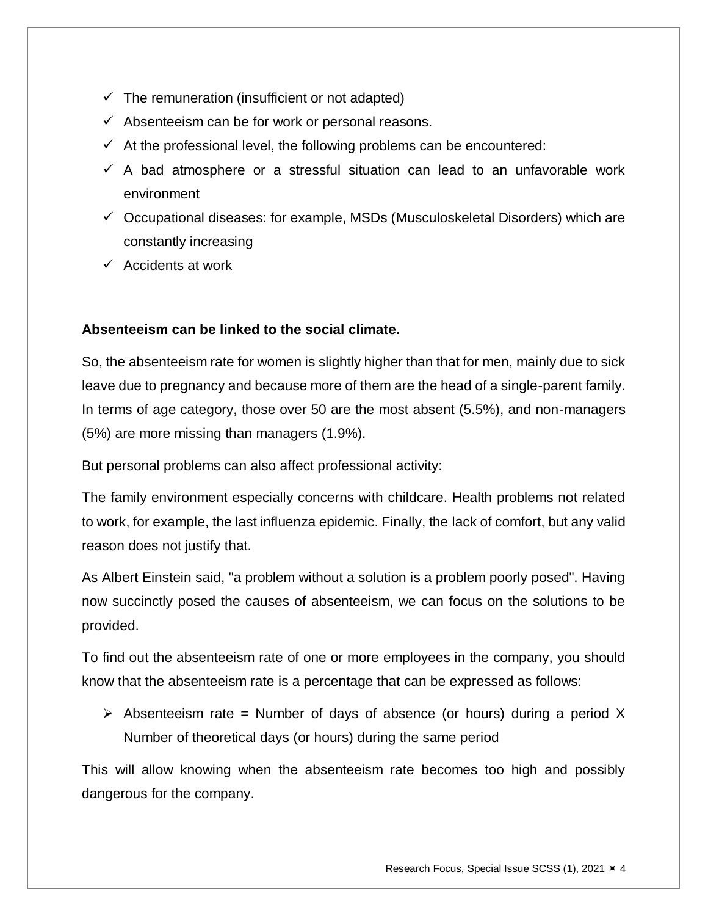- ✓ The remuneration (insufficient or not adapted)
- ✓ Absenteeism can be for work or personal reasons.
- ✓ At the professional level, the following problems can be encountered:
- ✓ A bad atmosphere or a stressful situation can lead to an unfavorable work environment
- ✓ Occupational diseases: for example, MSDs (Musculoskeletal Disorders) which are constantly increasing
- ✓ Accidents at work

**Absenteeism can be linked to the social climate.**

So, the absenteeism rate for women is slightly higher than that for men, mainly due to sick leave due to pregnancy and because more of them are the head of a single-parent family. In terms of age category, those over 50 are the most absent (5.5%), and non-managers (5%) are more missing than managers (1.9%).

But personal problems can also affect professional activity:

The family environment especially concerns with childcare. Health problems not related to work, for example, the last influenza epidemic. Finally, the lack of comfort, but any valid reason does not justify that.

As Albert Einstein said, "a problem without a solution is a problem poorly posed". Having now succinctly posed the causes of absenteeism, we can focus on the solutions to be provided.

To find out the absenteeism rate of one or more employees in the company, you should know that the absenteeism rate is a percentage that can be expressed as follows:

- ➢ Absenteeism rate = Number of days of absence (or hours) during a period X Number of theoretical days (or hours) during the same period

This will allow knowing when the absenteeism rate becomes too high and possibly dangerous for the company.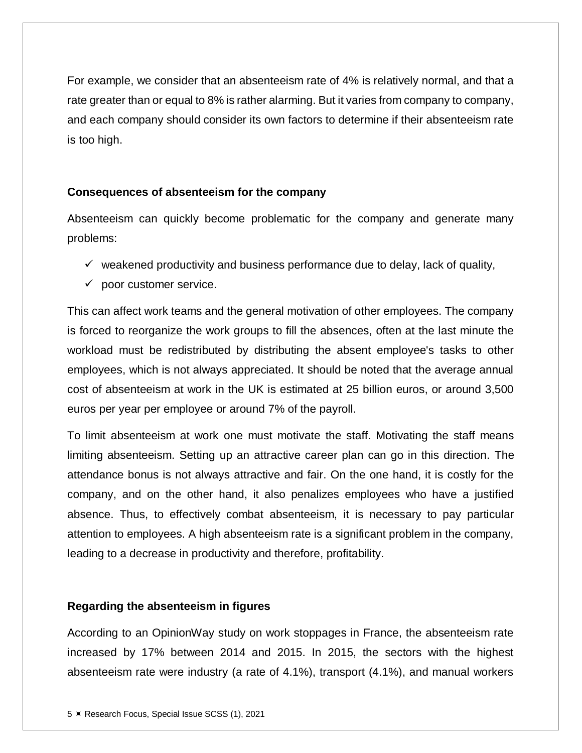For example, we consider that an absenteeism rate of 4% is relatively normal, and that a rate greater than or equal to 8% is rather alarming. But it varies from company to company, and each company should consider its own factors to determine if their absenteeism rate is too high.

**Consequences of absenteeism for the company**

Absenteeism can quickly become problematic for the company and generate many problems:

- ✓ weakened productivity and business performance due to delay, lack of quality,
- ✓ poor customer service.

This can affect work teams and the general motivation of other employees. The company is forced to reorganize the work groups to fill the absences, often at the last minute the workload must be redistributed by distributing the absent employee's tasks to other employees, which is not always appreciated. It should be noted that the average annual cost of absenteeism at work in the UK is estimated at 25 billion euros, or around 3,500 euros per year per employee or around 7% of the payroll.

To limit absenteeism at work one must motivate the staff. Motivating the staff means limiting absenteeism. Setting up an attractive career plan can go in this direction. The attendance bonus is not always attractive and fair. On the one hand, it is costly for the company, and on the other hand, it also penalizes employees who have a justified absence. Thus, to effectively combat absenteeism, it is necessary to pay particular attention to employees. A high absenteeism rate is a significant problem in the company, leading to a decrease in productivity and therefore, profitability.

**Regarding the absenteeism in figures**

According to an OpinionWay study on work stoppages in France, the absenteeism rate increased by 17% between 2014 and 2015. In 2015, the sectors with the highest absenteeism rate were industry (a rate of 4.1%), transport (4.1%), and manual workers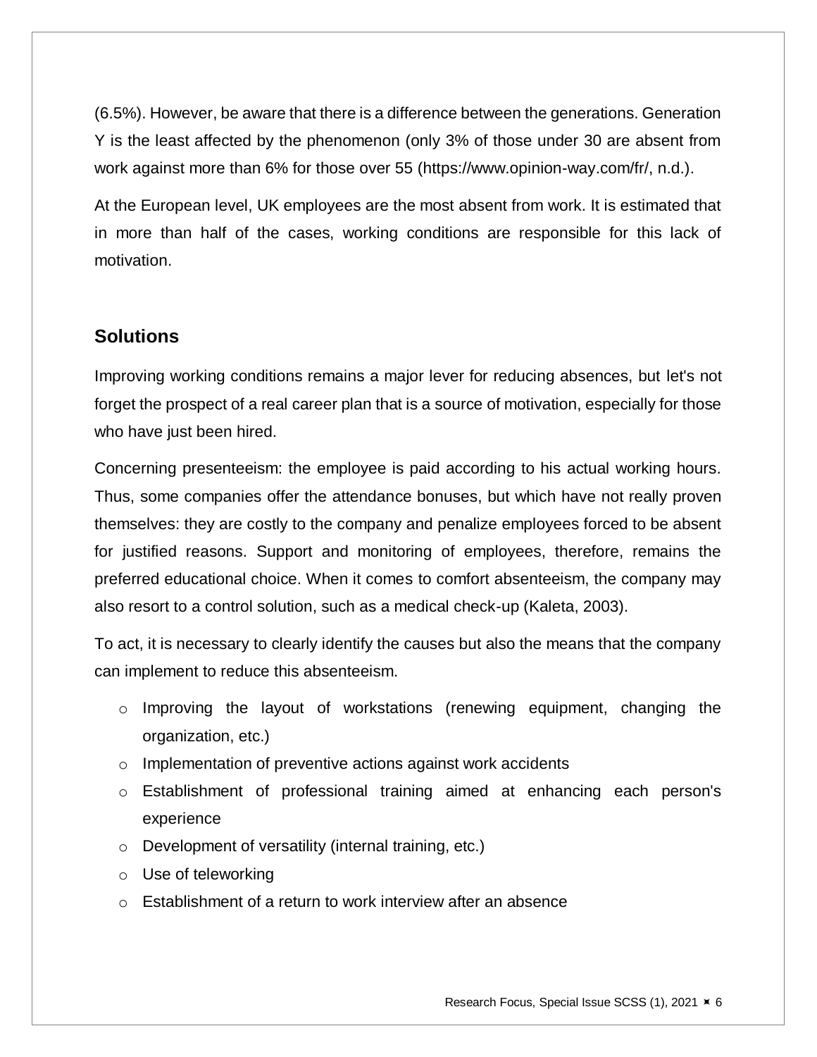(6.5%). However, be aware that there is a difference between the generations. Generation Y is the least affected by the phenomenon (only 3% of those under 30 are absent from work against more than 6% for those over 55 (https://www.opinion-way.com/fr/, n.d.).

At the European level, UK employees are the most absent from work. It is estimated that in more than half of the cases, working conditions are responsible for this lack of motivation.

## Solutions

Improving working conditions remains a major lever for reducing absences, but let's not forget the prospect of a real career plan that is a source of motivation, especially for those who have just been hired.

Concerning presenteeism: the employee is paid according to his actual working hours. Thus, some companies offer the attendance bonuses, but which have not really proven themselves: they are costly to the company and penalize employees forced to be absent for justified reasons. Support and monitoring of employees, therefore, remains the preferred educational choice. When it comes to comfort absenteeism, the company may also resort to a control solution, such as a medical check-up (Kaleta, 2003).

To act, it is necessary to clearly identify the causes but also the means that the company can implement to reduce this absenteeism.

- Improving the layout of workstations (renewing equipment, changing the organization, etc.)
- Implementation of preventive actions against work accidents
- Establishment of professional training aimed at enhancing each person's experience
- Development of versatility (internal training, etc.)
- Use of teleworking
- Establishment of a return to work interview after an absence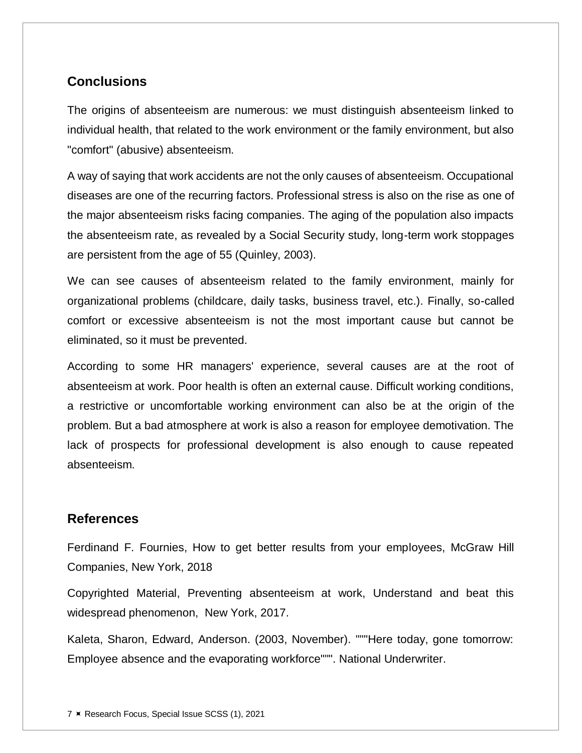## Conclusions

The origins of absenteeism are numerous: we must distinguish absenteeism linked to individual health, that related to the work environment or the family environment, but also "comfort" (abusive) absenteeism.

A way of saying that work accidents are not the only causes of absenteeism. Occupational diseases are one of the recurring factors. Professional stress is also on the rise as one of the major absenteeism risks facing companies. The aging of the population also impacts the absenteeism rate, as revealed by a Social Security study, long-term work stoppages are persistent from the age of 55 (Quinley, 2003).

We can see causes of absenteeism related to the family environment, mainly for organizational problems (childcare, daily tasks, business travel, etc.). Finally, so-called comfort or excessive absenteeism is not the most important cause but cannot be eliminated, so it must be prevented.

According to some HR managers' experience, several causes are at the root of absenteeism at work. Poor health is often an external cause. Difficult working conditions, a restrictive or uncomfortable working environment can also be at the origin of the problem. But a bad atmosphere at work is also a reason for employee demotivation. The lack of prospects for professional development is also enough to cause repeated absenteeism.

## References

Ferdinand F. Fournies, How to get better results from your employees, McGraw Hill Companies, New York, 2018

Copyrighted Material, Preventing absenteeism at work, Understand and beat this widespread phenomenon, New York, 2017.

Kaleta, Sharon, Edward, Anderson. (2003, November). """Here today, gone tomorrow: Employee absence and the evaporating workforce""". National Underwriter.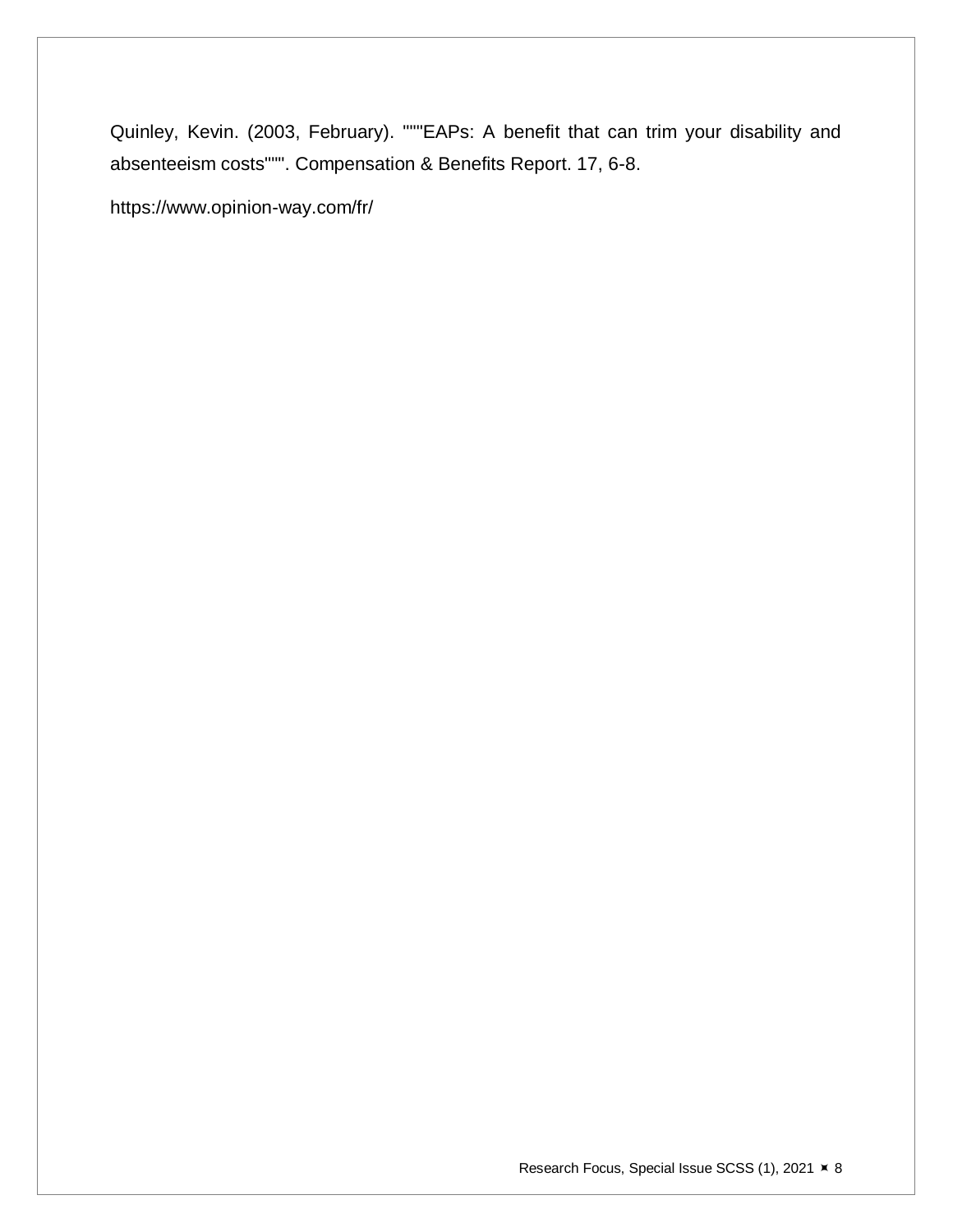Quinley, Kevin. (2003, February). """EAPs: A benefit that can trim your disability and absenteeism costs""". Compensation & Benefits Report. 17, 6-8.

https://www.opinion-way.com/fr/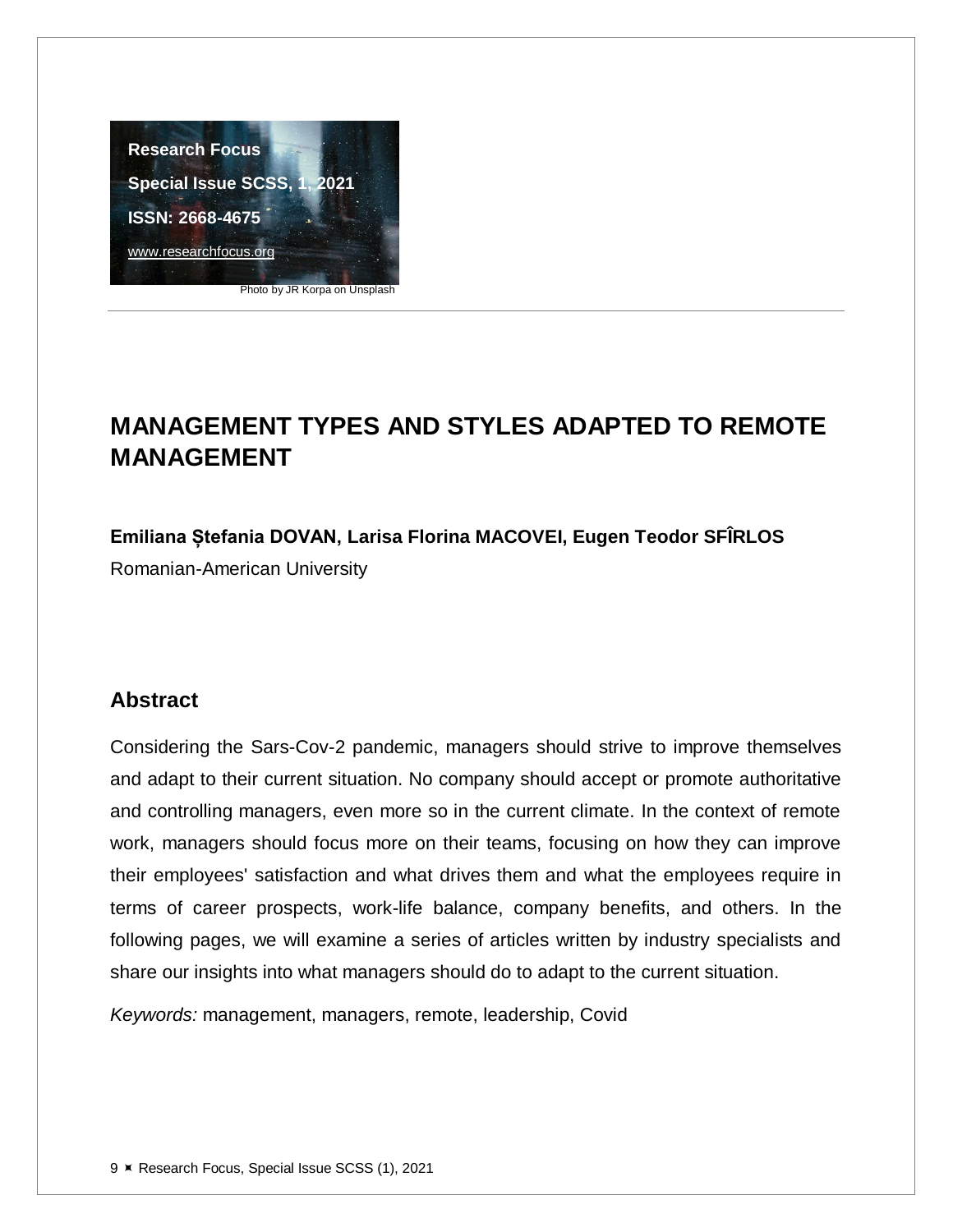Research Focus

Special Issue SCSS, 1, 2021

ISSN: 2668-4675

www.researchfocus.org

Photo by JR Korpa on Unsplash

# MANAGEMENT TYPES AND STYLES ADAPTED TO REMOTE MANAGEMENT

**Emiliana Ștefania DOVAN, Larisa Florina MACOVEI, Eugen Teodor SFÎRLOS**

Romanian-American University

## Abstract

Considering the Sars-Cov-2 pandemic, managers should strive to improve themselves and adapt to their current situation. No company should accept or promote authoritative and controlling managers, even more so in the current climate. In the context of remote work, managers should focus more on their teams, focusing on how they can improve their employees' satisfaction and what drives them and what the employees require in terms of career prospects, work-life balance, company benefits, and others. In the following pages, we will examine a series of articles written by industry specialists and share our insights into what managers should do to adapt to the current situation.

*Keywords:* management, managers, remote, leadership, Covid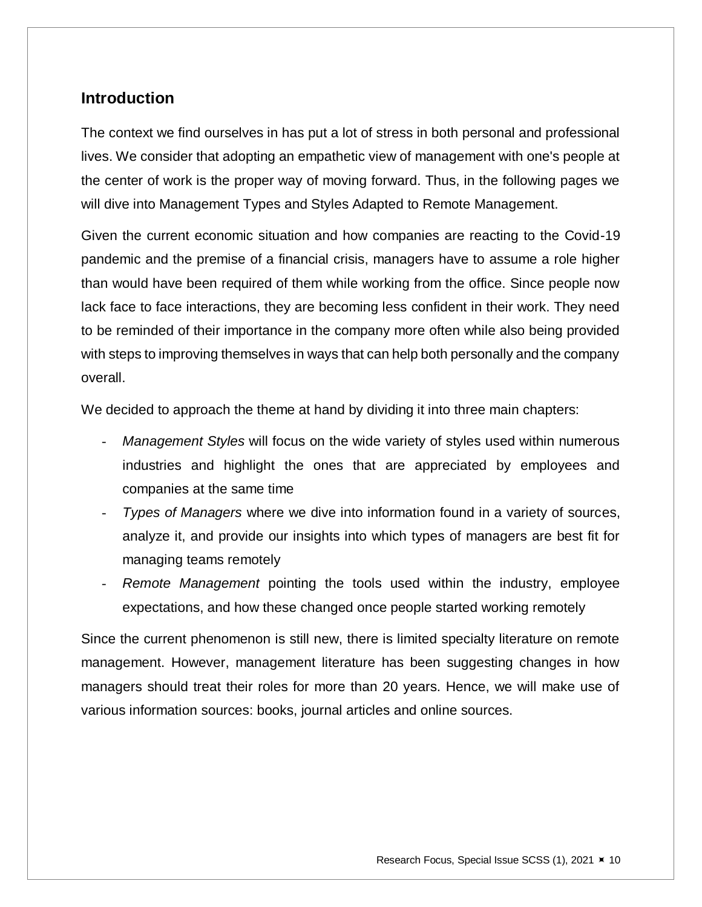## Introduction

The context we find ourselves in has put a lot of stress in both personal and professional lives. We consider that adopting an empathetic view of management with one's people at the center of work is the proper way of moving forward. Thus, in the following pages we will dive into Management Types and Styles Adapted to Remote Management.

Given the current economic situation and how companies are reacting to the Covid-19 pandemic and the premise of a financial crisis, managers have to assume a role higher than would have been required of them while working from the office. Since people now lack face to face interactions, they are becoming less confident in their work. They need to be reminded of their importance in the company more often while also being provided with steps to improving themselves in ways that can help both personally and the company overall.

We decided to approach the theme at hand by dividing it into three main chapters:

- *Management Styles* will focus on the wide variety of styles used within numerous industries and highlight the ones that are appreciated by employees and companies at the same time
- *Types of Managers* where we dive into information found in a variety of sources, analyze it, and provide our insights into which types of managers are best fit for managing teams remotely
- *Remote Management* pointing the tools used within the industry, employee expectations, and how these changed once people started working remotely

Since the current phenomenon is still new, there is limited specialty literature on remote management. However, management literature has been suggesting changes in how managers should treat their roles for more than 20 years. Hence, we will make use of various information sources: books, journal articles and online sources.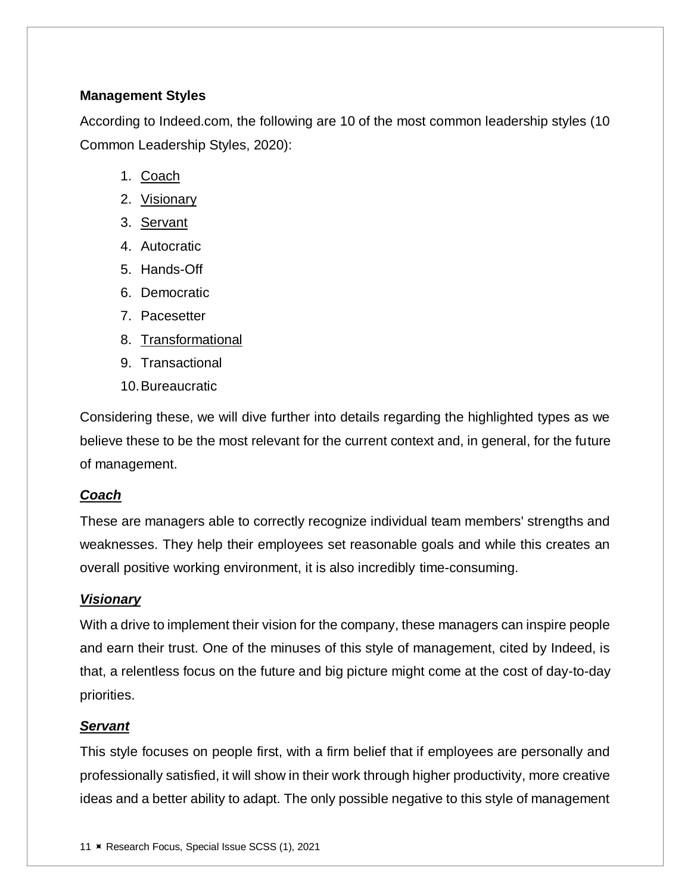**Management Styles**

According to Indeed.com, the following are 10 of the most common leadership styles (10 Common Leadership Styles, 2020):

1. Coach
2. Visionary
3. Servant
4. Autocratic
5. Hands-Off
6. Democratic
7. Pacesetter
8. Transformational
9. Transactional
10. Bureaucratic

Considering these, we will dive further into details regarding the highlighted types as we believe these to be the most relevant for the current context and, in general, for the future of management.

***Coach***

These are managers able to correctly recognize individual team members' strengths and weaknesses. They help their employees set reasonable goals and while this creates an overall positive working environment, it is also incredibly time-consuming.

***Visionary***

With a drive to implement their vision for the company, these managers can inspire people and earn their trust. One of the minuses of this style of management, cited by Indeed, is that, a relentless focus on the future and big picture might come at the cost of day-to-day priorities.

***Servant***

This style focuses on people first, with a firm belief that if employees are personally and professionally satisfied, it will show in their work through higher productivity, more creative ideas and a better ability to adapt. The only possible negative to this style of management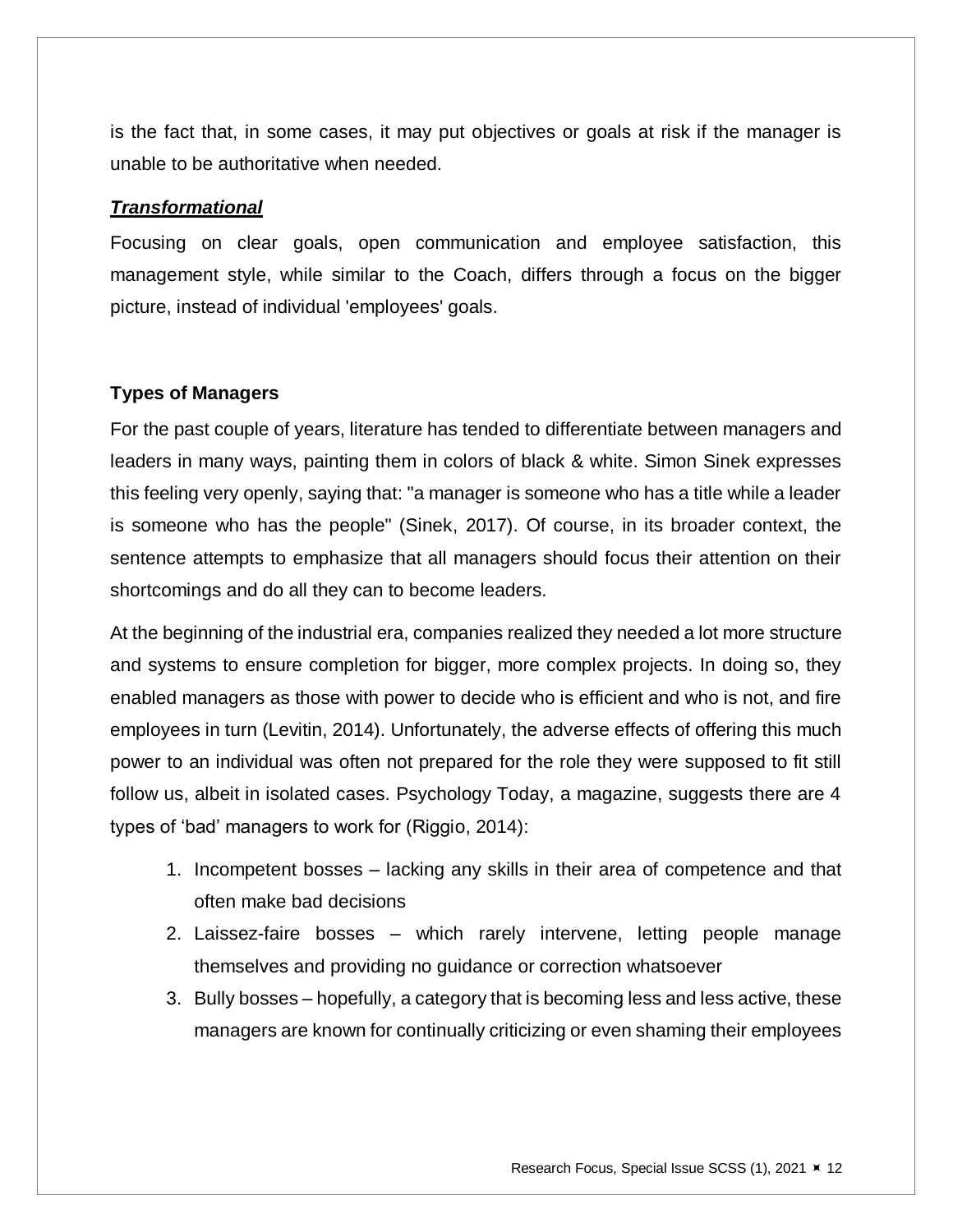is the fact that, in some cases, it may put objectives or goals at risk if the manager is unable to be authoritative when needed.

***Transformational***

Focusing on clear goals, open communication and employee satisfaction, this management style, while similar to the Coach, differs through a focus on the bigger picture, instead of individual 'employees' goals.

**Types of Managers**

For the past couple of years, literature has tended to differentiate between managers and leaders in many ways, painting them in colors of black & white. Simon Sinek expresses this feeling very openly, saying that: "a manager is someone who has a title while a leader is someone who has the people" (Sinek, 2017). Of course, in its broader context, the sentence attempts to emphasize that all managers should focus their attention on their shortcomings and do all they can to become leaders.

At the beginning of the industrial era, companies realized they needed a lot more structure and systems to ensure completion for bigger, more complex projects. In doing so, they enabled managers as those with power to decide who is efficient and who is not, and fire employees in turn (Levitin, 2014). Unfortunately, the adverse effects of offering this much power to an individual was often not prepared for the role they were supposed to fit still follow us, albeit in isolated cases. Psychology Today, a magazine, suggests there are 4 types of 'bad' managers to work for (Riggio, 2014):

1. Incompetent bosses – lacking any skills in their area of competence and that often make bad decisions
2. Laissez-faire bosses – which rarely intervene, letting people manage themselves and providing no guidance or correction whatsoever
3. Bully bosses – hopefully, a category that is becoming less and less active, these managers are known for continually criticizing or even shaming their employees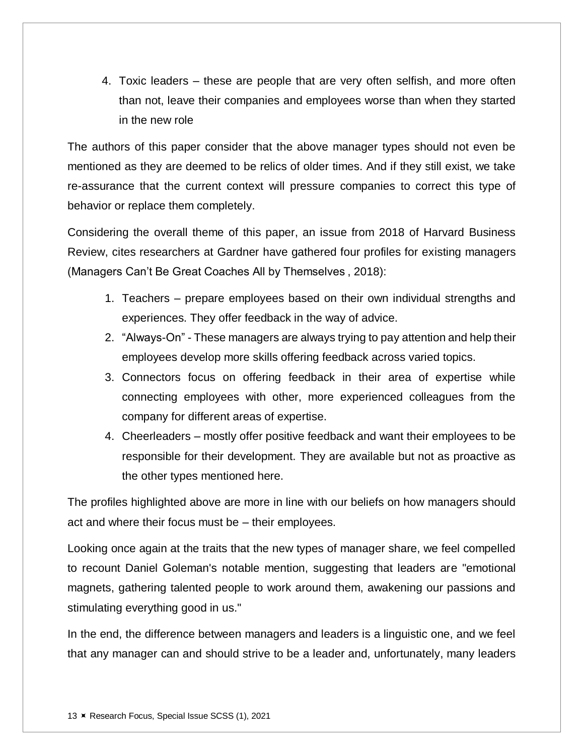4. Toxic leaders – these are people that are very often selfish, and more often than not, leave their companies and employees worse than when they started in the new role

The authors of this paper consider that the above manager types should not even be mentioned as they are deemed to be relics of older times. And if they still exist, we take re-assurance that the current context will pressure companies to correct this type of behavior or replace them completely.

Considering the overall theme of this paper, an issue from 2018 of Harvard Business Review, cites researchers at Gardner have gathered four profiles for existing managers (Managers Can't Be Great Coaches All by Themselves , 2018):

1. Teachers – prepare employees based on their own individual strengths and experiences. They offer feedback in the way of advice.
2. "Always-On" - These managers are always trying to pay attention and help their employees develop more skills offering feedback across varied topics.
3. Connectors focus on offering feedback in their area of expertise while connecting employees with other, more experienced colleagues from the company for different areas of expertise.
4. Cheerleaders – mostly offer positive feedback and want their employees to be responsible for their development. They are available but not as proactive as the other types mentioned here.

The profiles highlighted above are more in line with our beliefs on how managers should act and where their focus must be – their employees.

Looking once again at the traits that the new types of manager share, we feel compelled to recount Daniel Goleman's notable mention, suggesting that leaders are "emotional magnets, gathering talented people to work around them, awakening our passions and stimulating everything good in us."

In the end, the difference between managers and leaders is a linguistic one, and we feel that any manager can and should strive to be a leader and, unfortunately, many leaders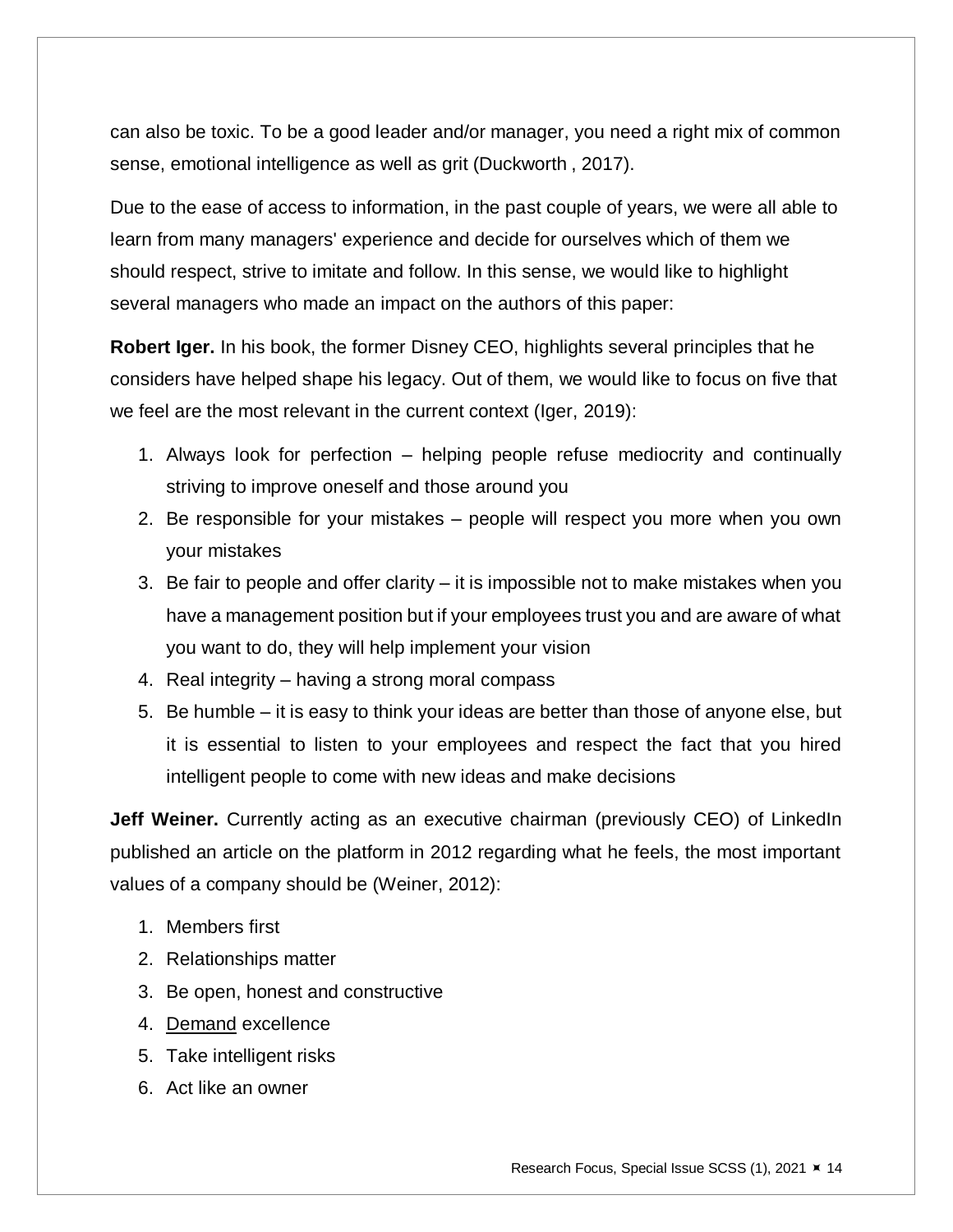can also be toxic. To be a good leader and/or manager, you need a right mix of common sense, emotional intelligence as well as grit (Duckworth , 2017).

Due to the ease of access to information, in the past couple of years, we were all able to learn from many managers' experience and decide for ourselves which of them we should respect, strive to imitate and follow. In this sense, we would like to highlight several managers who made an impact on the authors of this paper:

**Robert Iger.** In his book, the former Disney CEO, highlights several principles that he considers have helped shape his legacy. Out of them, we would like to focus on five that we feel are the most relevant in the current context (Iger, 2019):

1. Always look for perfection – helping people refuse mediocrity and continually striving to improve oneself and those around you
2. Be responsible for your mistakes – people will respect you more when you own your mistakes
3. Be fair to people and offer clarity – it is impossible not to make mistakes when you have a management position but if your employees trust you and are aware of what you want to do, they will help implement your vision
4. Real integrity – having a strong moral compass
5. Be humble – it is easy to think your ideas are better than those of anyone else, but it is essential to listen to your employees and respect the fact that you hired intelligent people to come with new ideas and make decisions

**Jeff Weiner.** Currently acting as an executive chairman (previously CEO) of LinkedIn published an article on the platform in 2012 regarding what he feels, the most important values of a company should be (Weiner, 2012):

1. Members first
2. Relationships matter
3. Be open, honest and constructive
4. Demand excellence
5. Take intelligent risks
6. Act like an owner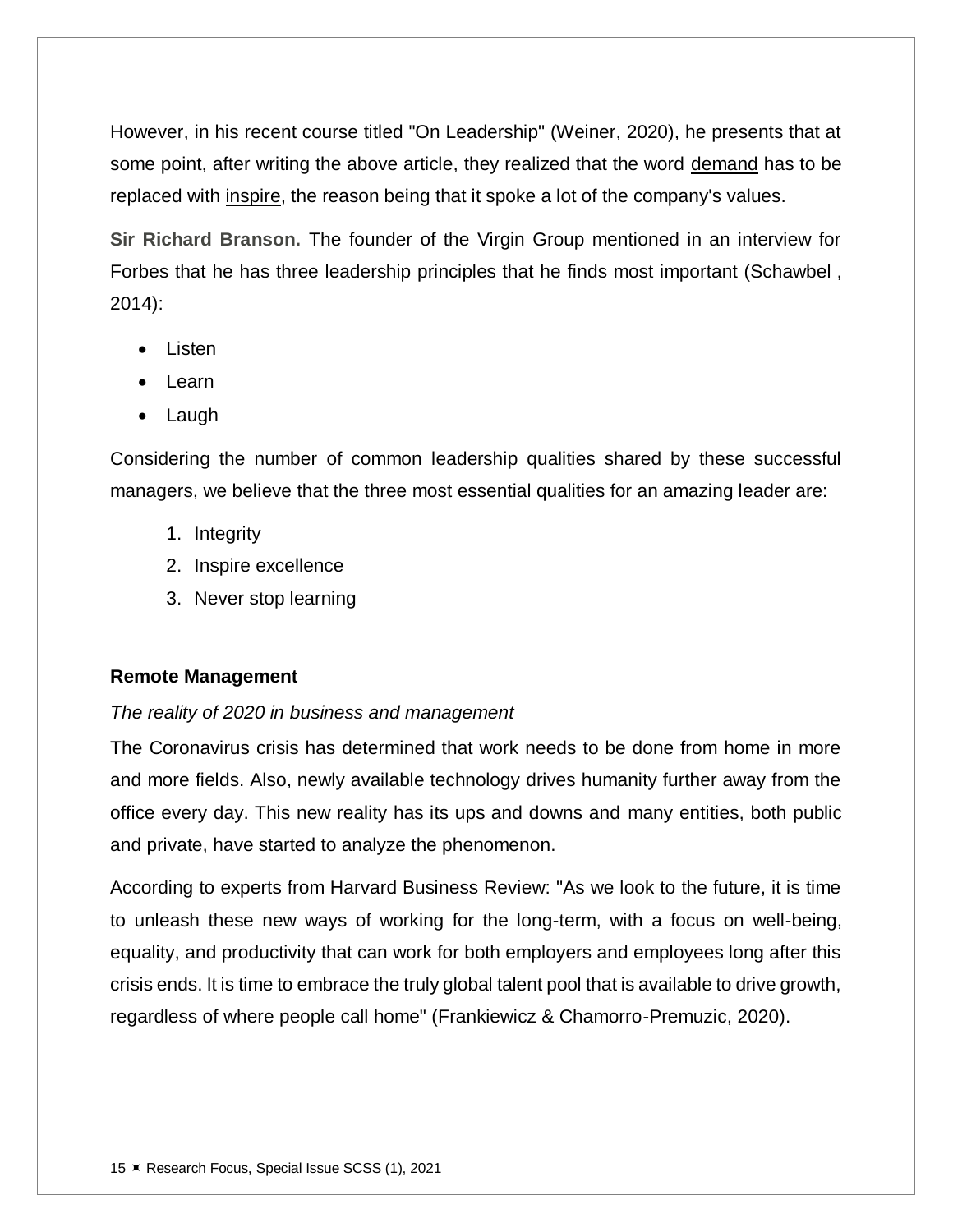However, in his recent course titled "On Leadership" (Weiner, 2020), he presents that at some point, after writing the above article, they realized that the word demand has to be replaced with inspire, the reason being that it spoke a lot of the company's values.

**Sir Richard Branson.** The founder of the Virgin Group mentioned in an interview for Forbes that he has three leadership principles that he finds most important (Schawbel , 2014):

- Listen
- Learn
- Laugh

Considering the number of common leadership qualities shared by these successful managers, we believe that the three most essential qualities for an amazing leader are:

1. Integrity
2. Inspire excellence
3. Never stop learning

## Remote Management

*The reality of 2020 in business and management*

The Coronavirus crisis has determined that work needs to be done from home in more and more fields. Also, newly available technology drives humanity further away from the office every day. This new reality has its ups and downs and many entities, both public and private, have started to analyze the phenomenon.

According to experts from Harvard Business Review: "As we look to the future, it is time to unleash these new ways of working for the long-term, with a focus on well-being, equality, and productivity that can work for both employers and employees long after this crisis ends. It is time to embrace the truly global talent pool that is available to drive growth, regardless of where people call home" (Frankiewicz & Chamorro-Premuzic, 2020).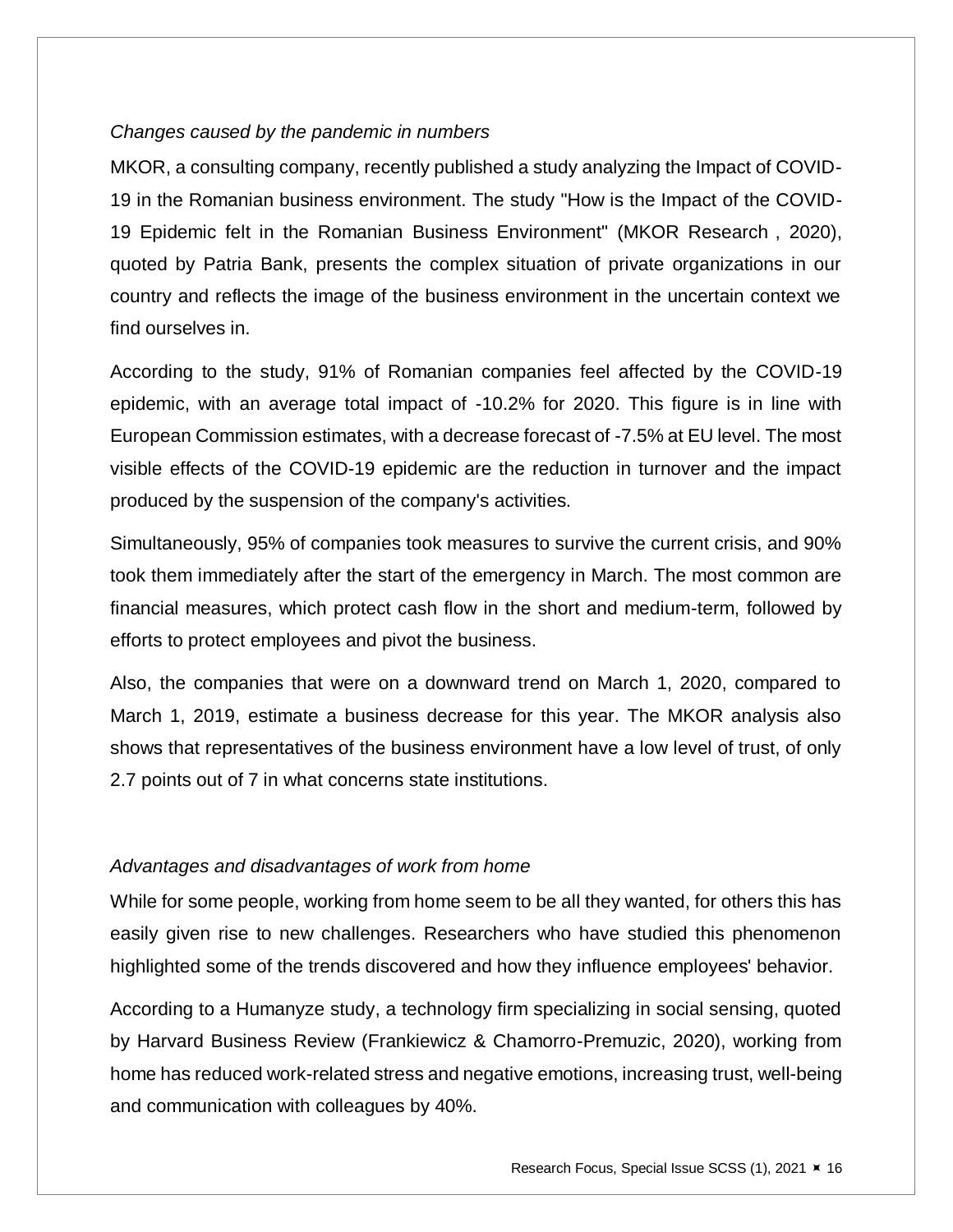*Changes caused by the pandemic in numbers*

MKOR, a consulting company, recently published a study analyzing the Impact of COVID-19 in the Romanian business environment. The study "How is the Impact of the COVID-19 Epidemic felt in the Romanian Business Environment" (MKOR Research , 2020), quoted by Patria Bank, presents the complex situation of private organizations in our country and reflects the image of the business environment in the uncertain context we find ourselves in.

According to the study, 91% of Romanian companies feel affected by the COVID-19 epidemic, with an average total impact of -10.2% for 2020. This figure is in line with European Commission estimates, with a decrease forecast of -7.5% at EU level. The most visible effects of the COVID-19 epidemic are the reduction in turnover and the impact produced by the suspension of the company's activities.

Simultaneously, 95% of companies took measures to survive the current crisis, and 90% took them immediately after the start of the emergency in March. The most common are financial measures, which protect cash flow in the short and medium-term, followed by efforts to protect employees and pivot the business.

Also, the companies that were on a downward trend on March 1, 2020, compared to March 1, 2019, estimate a business decrease for this year. The MKOR analysis also shows that representatives of the business environment have a low level of trust, of only 2.7 points out of 7 in what concerns state institutions.

*Advantages and disadvantages of work from home*

While for some people, working from home seem to be all they wanted, for others this has easily given rise to new challenges. Researchers who have studied this phenomenon highlighted some of the trends discovered and how they influence employees' behavior.

According to a Humanyze study, a technology firm specializing in social sensing, quoted by Harvard Business Review (Frankiewicz & Chamorro-Premuzic, 2020), working from home has reduced work-related stress and negative emotions, increasing trust, well-being and communication with colleagues by 40%.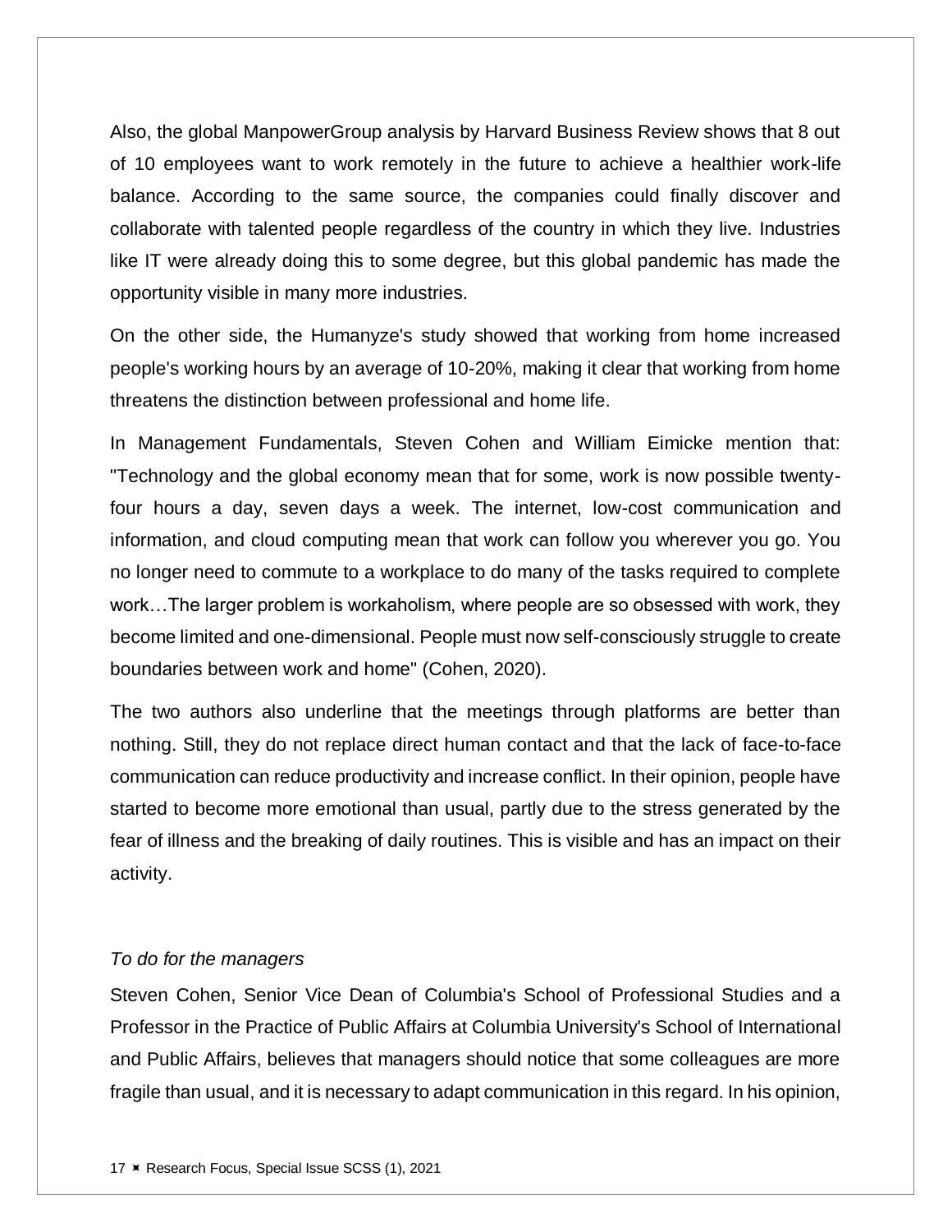Also, the global ManpowerGroup analysis by Harvard Business Review shows that 8 out of 10 employees want to work remotely in the future to achieve a healthier work-life balance. According to the same source, the companies could finally discover and collaborate with talented people regardless of the country in which they live. Industries like IT were already doing this to some degree, but this global pandemic has made the opportunity visible in many more industries.

On the other side, the Humanyze's study showed that working from home increased people's working hours by an average of 10-20%, making it clear that working from home threatens the distinction between professional and home life.

In Management Fundamentals, Steven Cohen and William Eimicke mention that: "Technology and the global economy mean that for some, work is now possible twenty-four hours a day, seven days a week. The internet, low-cost communication and information, and cloud computing mean that work can follow you wherever you go. You no longer need to commute to a workplace to do many of the tasks required to complete work…The larger problem is workaholism, where people are so obsessed with work, they become limited and one-dimensional. People must now self-consciously struggle to create boundaries between work and home" (Cohen, 2020).

The two authors also underline that the meetings through platforms are better than nothing. Still, they do not replace direct human contact and that the lack of face-to-face communication can reduce productivity and increase conflict. In their opinion, people have started to become more emotional than usual, partly due to the stress generated by the fear of illness and the breaking of daily routines. This is visible and has an impact on their activity.

*To do for the managers*

Steven Cohen, Senior Vice Dean of Columbia's School of Professional Studies and a Professor in the Practice of Public Affairs at Columbia University's School of International and Public Affairs, believes that managers should notice that some colleagues are more fragile than usual, and it is necessary to adapt communication in this regard. In his opinion,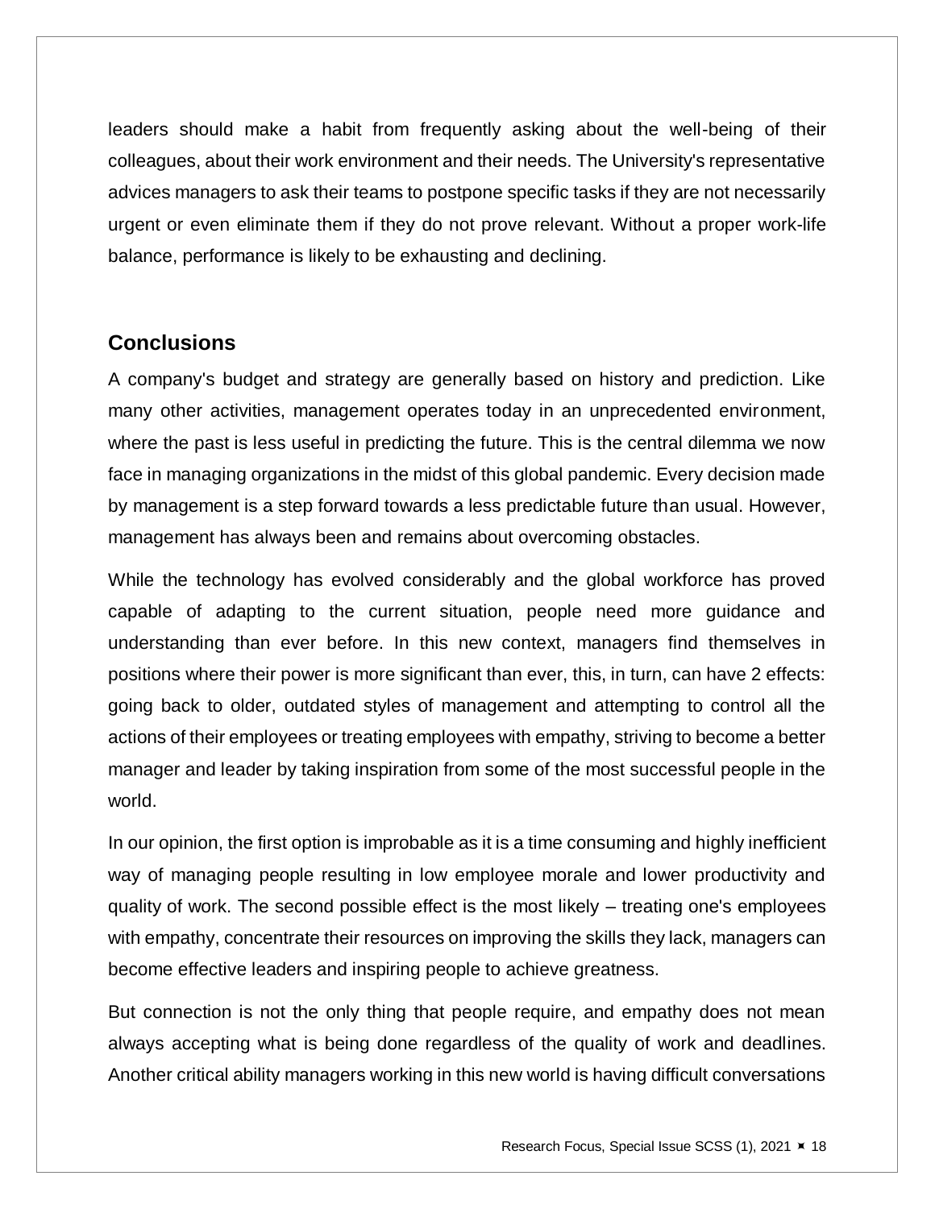leaders should make a habit from frequently asking about the well-being of their colleagues, about their work environment and their needs. The University's representative advices managers to ask their teams to postpone specific tasks if they are not necessarily urgent or even eliminate them if they do not prove relevant. Without a proper work-life balance, performance is likely to be exhausting and declining.

## Conclusions

A company's budget and strategy are generally based on history and prediction. Like many other activities, management operates today in an unprecedented environment, where the past is less useful in predicting the future. This is the central dilemma we now face in managing organizations in the midst of this global pandemic. Every decision made by management is a step forward towards a less predictable future than usual. However, management has always been and remains about overcoming obstacles.

While the technology has evolved considerably and the global workforce has proved capable of adapting to the current situation, people need more guidance and understanding than ever before. In this new context, managers find themselves in positions where their power is more significant than ever, this, in turn, can have 2 effects: going back to older, outdated styles of management and attempting to control all the actions of their employees or treating employees with empathy, striving to become a better manager and leader by taking inspiration from some of the most successful people in the world.

In our opinion, the first option is improbable as it is a time consuming and highly inefficient way of managing people resulting in low employee morale and lower productivity and quality of work. The second possible effect is the most likely – treating one's employees with empathy, concentrate their resources on improving the skills they lack, managers can become effective leaders and inspiring people to achieve greatness.

But connection is not the only thing that people require, and empathy does not mean always accepting what is being done regardless of the quality of work and deadlines. Another critical ability managers working in this new world is having difficult conversations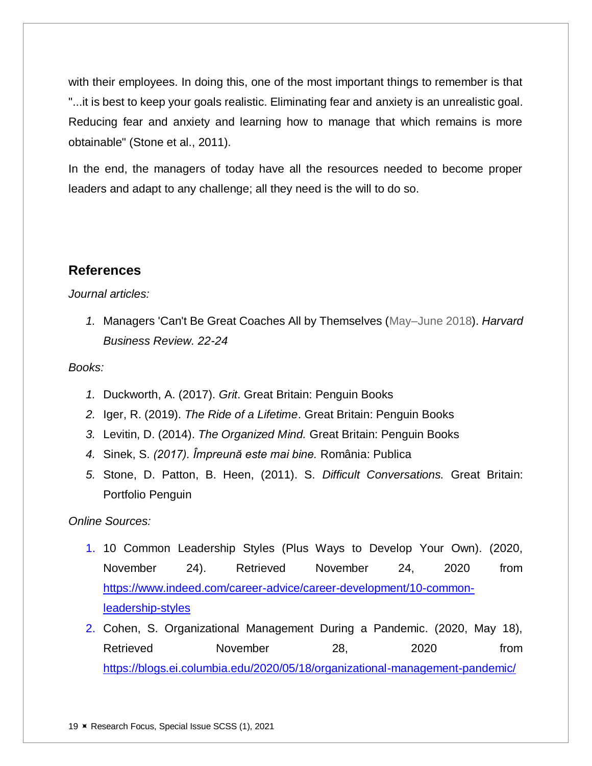with their employees. In doing this, one of the most important things to remember is that "...it is best to keep your goals realistic. Eliminating fear and anxiety is an unrealistic goal. Reducing fear and anxiety and learning how to manage that which remains is more obtainable" (Stone et al., 2011).

In the end, the managers of today have all the resources needed to become proper leaders and adapt to any challenge; all they need is the will to do so.

## References

*Journal articles:*

1. Managers 'Can't Be Great Coaches All by Themselves (May–June 2018). *Harvard Business Review. 22-24*

*Books:*

1. Duckworth, A. (2017). *Grit*. Great Britain: Penguin Books
2. Iger, R. (2019). *The Ride of a Lifetime*. Great Britain: Penguin Books
3. Levitin, D. (2014). *The Organized Mind.* Great Britain: Penguin Books
4. Sinek, S. *(2017). Împreună este mai bine.* România: Publica
5. Stone, D. Patton, B. Heen, (2011). S. *Difficult Conversations.* Great Britain: Portfolio Penguin

*Online Sources:*

1. 10 Common Leadership Styles (Plus Ways to Develop Your Own). (2020, November 24). Retrieved November 24, 2020 from https://www.indeed.com/career-advice/career-development/10-common-leadership-styles
2. Cohen, S. Organizational Management During a Pandemic. (2020, May 18), Retrieved November 28, 2020 from https://blogs.ei.columbia.edu/2020/05/18/organizational-management-pandemic/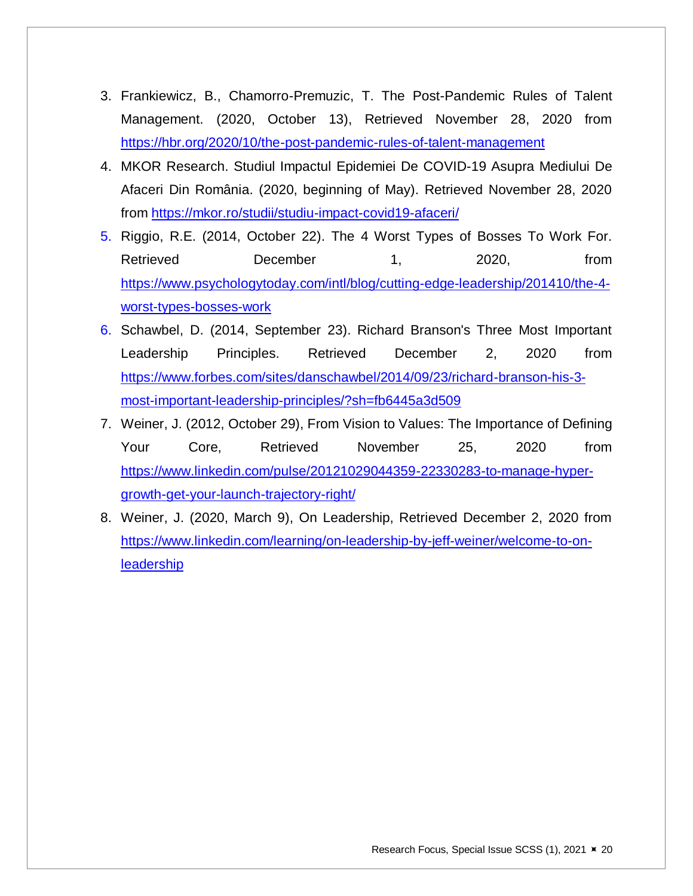3. Frankiewicz, B., Chamorro-Premuzic, T. The Post-Pandemic Rules of Talent Management. (2020, October 13), Retrieved November 28, 2020 from https://hbr.org/2020/10/the-post-pandemic-rules-of-talent-management
4. MKOR Research. Studiul Impactul Epidemiei De COVID-19 Asupra Mediului De Afaceri Din România. (2020, beginning of May). Retrieved November 28, 2020 from https://mkor.ro/studii/studiu-impact-covid19-afaceri/
5. Riggio, R.E. (2014, October 22). The 4 Worst Types of Bosses To Work For. Retrieved December 1, 2020, from https://www.psychologytoday.com/intl/blog/cutting-edge-leadership/201410/the-4-worst-types-bosses-work
6. Schawbel, D. (2014, September 23). Richard Branson's Three Most Important Leadership Principles. Retrieved December 2, 2020 from https://www.forbes.com/sites/danschawbel/2014/09/23/richard-branson-his-3-most-important-leadership-principles/?sh=fb6445a3d509
7. Weiner, J. (2012, October 29), From Vision to Values: The Importance of Defining Your Core, Retrieved November 25, 2020 from https://www.linkedin.com/pulse/20121029044359-22330283-to-manage-hyper-growth-get-your-launch-trajectory-right/
8. Weiner, J. (2020, March 9), On Leadership, Retrieved December 2, 2020 from https://www.linkedin.com/learning/on-leadership-by-jeff-weiner/welcome-to-on-leadership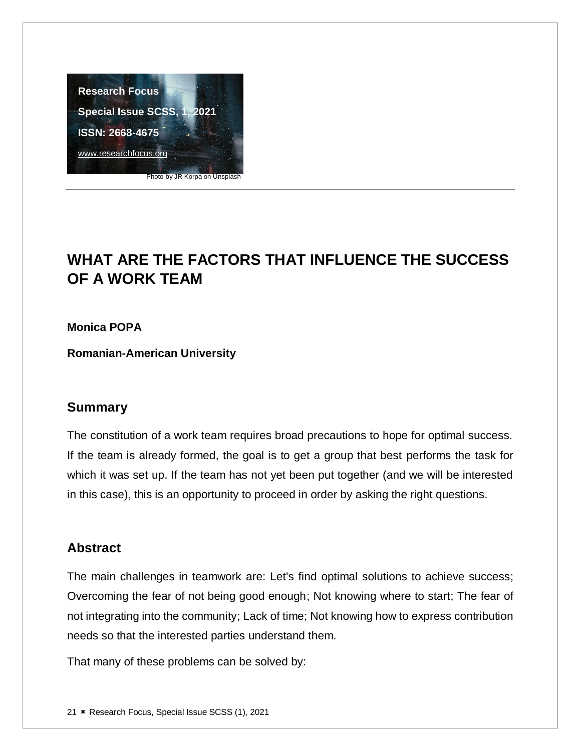Research Focus

Special Issue SCSS, 1, 2021

ISSN: 2668-4675

www.researchfocus.org

Photo by JR Korpa on Unsplash

# WHAT ARE THE FACTORS THAT INFLUENCE THE SUCCESS OF A WORK TEAM

**Monica POPA**

**Romanian-American University**

## Summary

The constitution of a work team requires broad precautions to hope for optimal success. If the team is already formed, the goal is to get a group that best performs the task for which it was set up. If the team has not yet been put together (and we will be interested in this case), this is an opportunity to proceed in order by asking the right questions.

## Abstract

The main challenges in teamwork are: Let's find optimal solutions to achieve success; Overcoming the fear of not being good enough; Not knowing where to start; The fear of not integrating into the community; Lack of time; Not knowing how to express contribution needs so that the interested parties understand them.

That many of these problems can be solved by: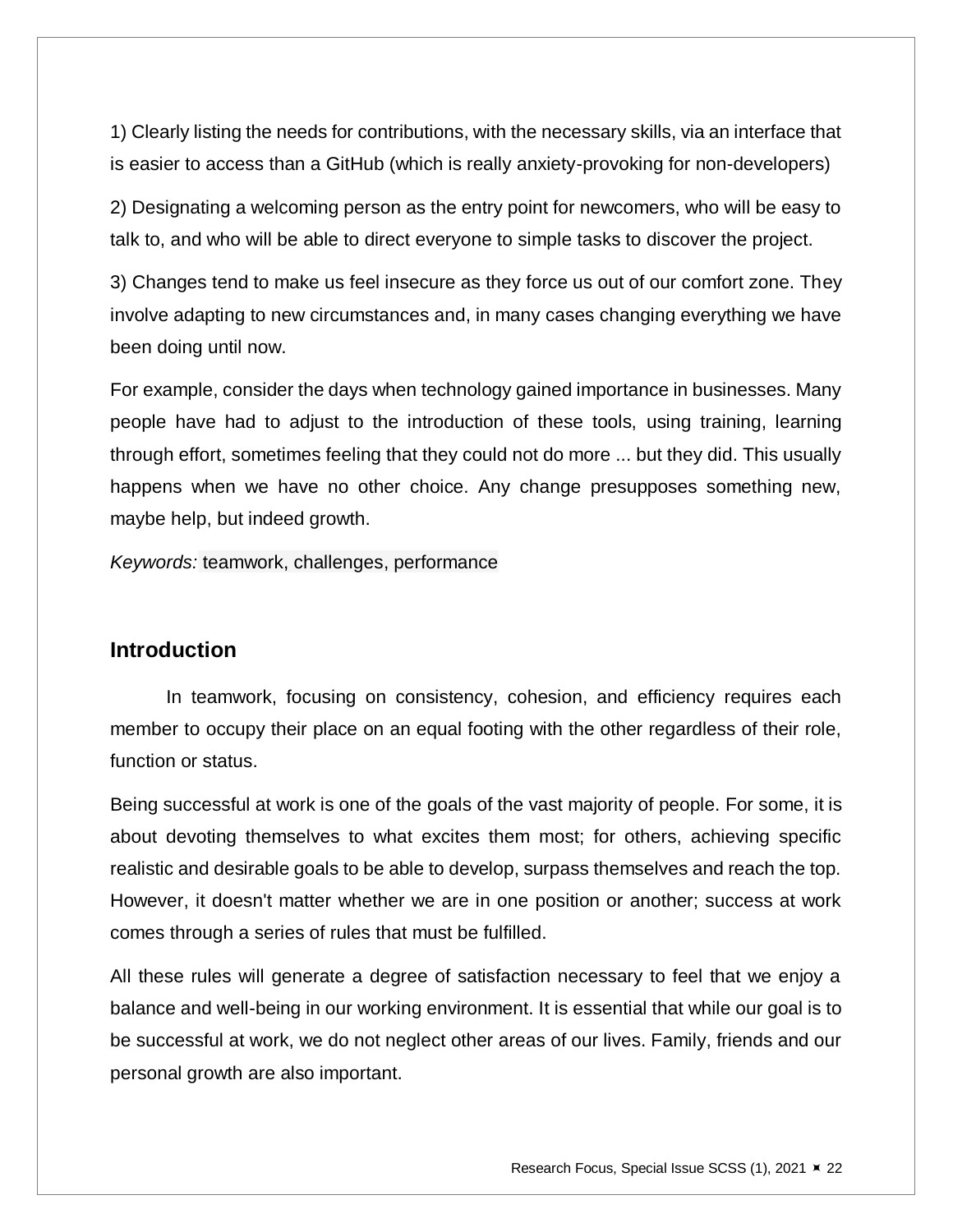1) Clearly listing the needs for contributions, with the necessary skills, via an interface that is easier to access than a GitHub (which is really anxiety-provoking for non-developers)

2) Designating a welcoming person as the entry point for newcomers, who will be easy to talk to, and who will be able to direct everyone to simple tasks to discover the project.

3) Changes tend to make us feel insecure as they force us out of our comfort zone. They involve adapting to new circumstances and, in many cases changing everything we have been doing until now.

For example, consider the days when technology gained importance in businesses. Many people have had to adjust to the introduction of these tools, using training, learning through effort, sometimes feeling that they could not do more ... but they did. This usually happens when we have no other choice. Any change presupposes something new, maybe help, but indeed growth.

*Keywords:* teamwork, challenges, performance

## Introduction

In teamwork, focusing on consistency, cohesion, and efficiency requires each member to occupy their place on an equal footing with the other regardless of their role, function or status.

Being successful at work is one of the goals of the vast majority of people. For some, it is about devoting themselves to what excites them most; for others, achieving specific realistic and desirable goals to be able to develop, surpass themselves and reach the top. However, it doesn't matter whether we are in one position or another; success at work comes through a series of rules that must be fulfilled.

All these rules will generate a degree of satisfaction necessary to feel that we enjoy a balance and well-being in our working environment. It is essential that while our goal is to be successful at work, we do not neglect other areas of our lives. Family, friends and our personal growth are also important.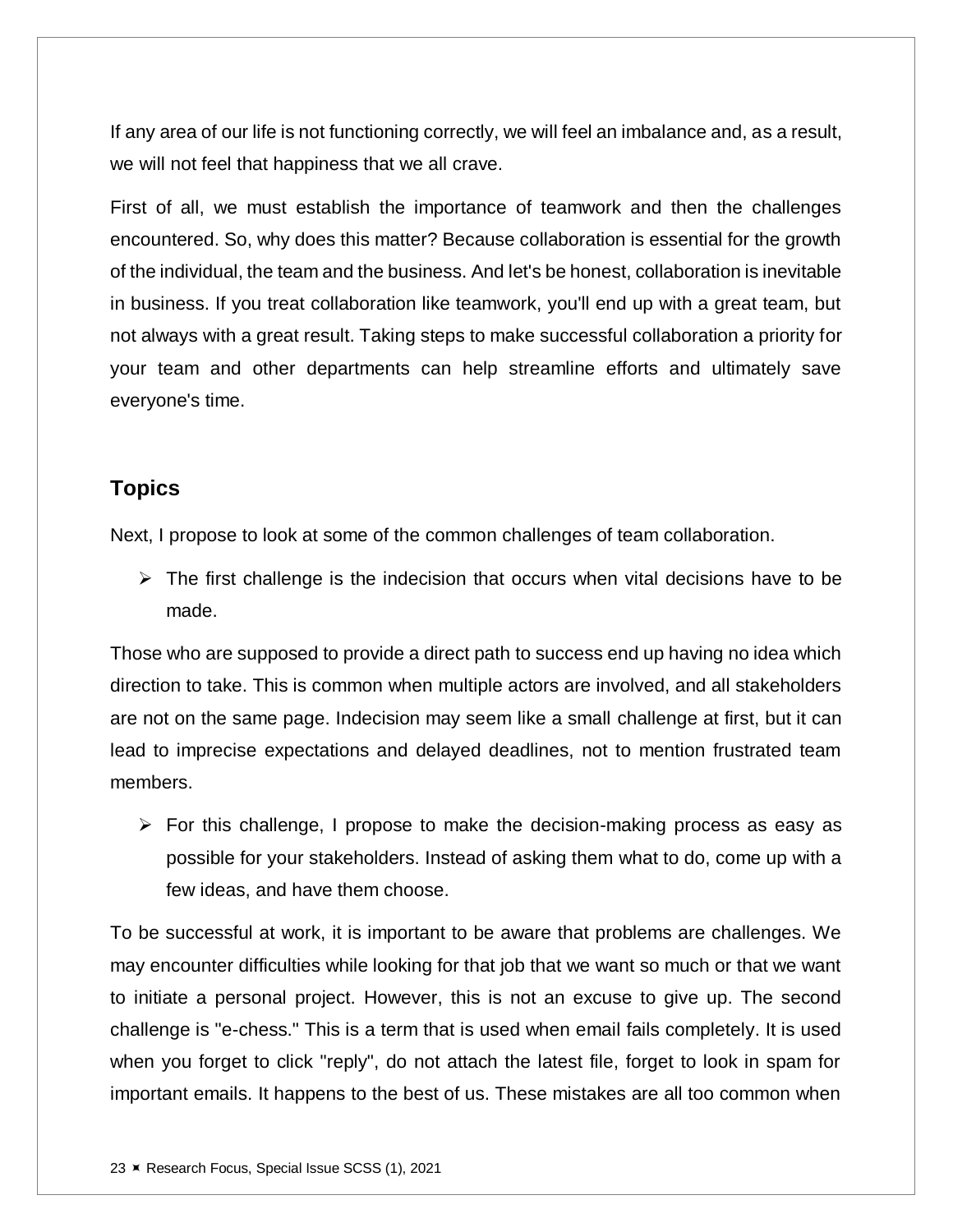If any area of our life is not functioning correctly, we will feel an imbalance and, as a result, we will not feel that happiness that we all crave.

First of all, we must establish the importance of teamwork and then the challenges encountered. So, why does this matter? Because collaboration is essential for the growth of the individual, the team and the business. And let's be honest, collaboration is inevitable in business. If you treat collaboration like teamwork, you'll end up with a great team, but not always with a great result. Taking steps to make successful collaboration a priority for your team and other departments can help streamline efforts and ultimately save everyone's time.

## Topics

Next, I propose to look at some of the common challenges of team collaboration.

- The first challenge is the indecision that occurs when vital decisions have to be made.

Those who are supposed to provide a direct path to success end up having no idea which direction to take. This is common when multiple actors are involved, and all stakeholders are not on the same page. Indecision may seem like a small challenge at first, but it can lead to imprecise expectations and delayed deadlines, not to mention frustrated team members.

- For this challenge, I propose to make the decision-making process as easy as possible for your stakeholders. Instead of asking them what to do, come up with a few ideas, and have them choose.

To be successful at work, it is important to be aware that problems are challenges. We may encounter difficulties while looking for that job that we want so much or that we want to initiate a personal project. However, this is not an excuse to give up. The second challenge is "e-chess." This is a term that is used when email fails completely. It is used when you forget to click "reply", do not attach the latest file, forget to look in spam for important emails. It happens to the best of us. These mistakes are all too common when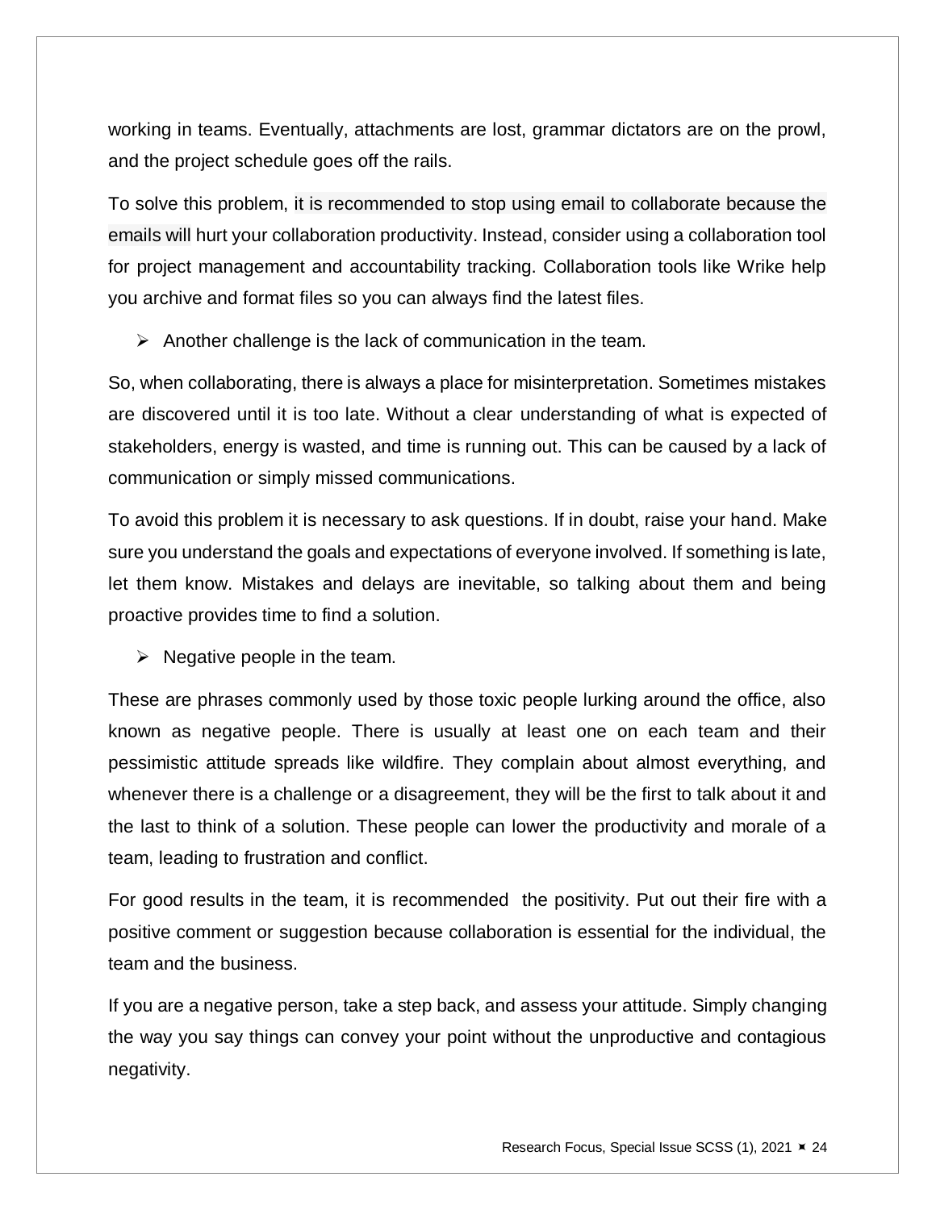working in teams. Eventually, attachments are lost, grammar dictators are on the prowl, and the project schedule goes off the rails.

To solve this problem, it is recommended to stop using email to collaborate because the emails will hurt your collaboration productivity. Instead, consider using a collaboration tool for project management and accountability tracking. Collaboration tools like Wrike help you archive and format files so you can always find the latest files.

- Another challenge is the lack of communication in the team.

So, when collaborating, there is always a place for misinterpretation. Sometimes mistakes are discovered until it is too late. Without a clear understanding of what is expected of stakeholders, energy is wasted, and time is running out. This can be caused by a lack of communication or simply missed communications.

To avoid this problem it is necessary to ask questions. If in doubt, raise your hand. Make sure you understand the goals and expectations of everyone involved. If something is late, let them know. Mistakes and delays are inevitable, so talking about them and being proactive provides time to find a solution.

- Negative people in the team.

These are phrases commonly used by those toxic people lurking around the office, also known as negative people. There is usually at least one on each team and their pessimistic attitude spreads like wildfire. They complain about almost everything, and whenever there is a challenge or a disagreement, they will be the first to talk about it and the last to think of a solution. These people can lower the productivity and morale of a team, leading to frustration and conflict.

For good results in the team, it is recommended the positivity. Put out their fire with a positive comment or suggestion because collaboration is essential for the individual, the team and the business.

If you are a negative person, take a step back, and assess your attitude. Simply changing the way you say things can convey your point without the unproductive and contagious negativity.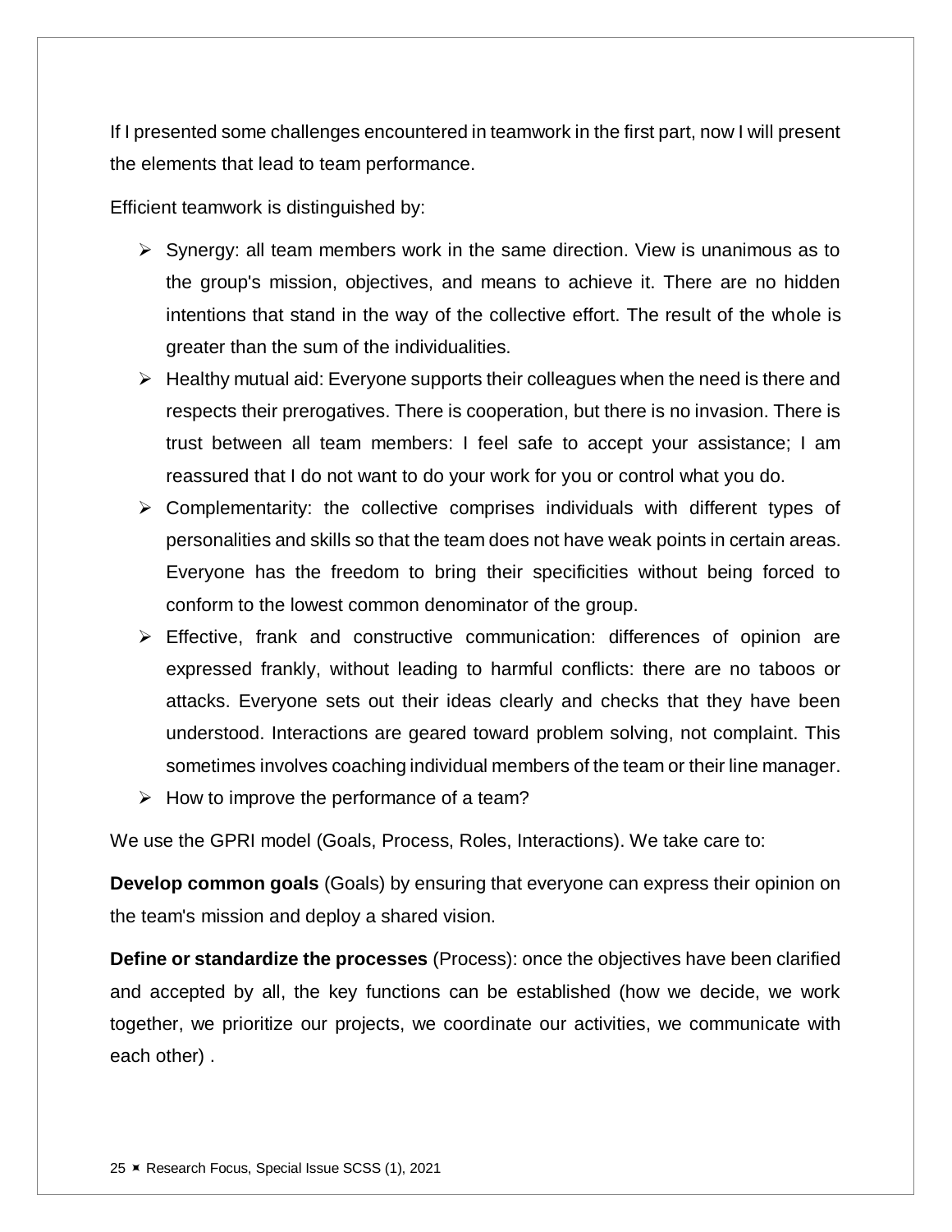If I presented some challenges encountered in teamwork in the first part, now I will present the elements that lead to team performance.

Efficient teamwork is distinguished by:

- Synergy: all team members work in the same direction. View is unanimous as to the group's mission, objectives, and means to achieve it. There are no hidden intentions that stand in the way of the collective effort. The result of the whole is greater than the sum of the individualities.
- Healthy mutual aid: Everyone supports their colleagues when the need is there and respects their prerogatives. There is cooperation, but there is no invasion. There is trust between all team members: I feel safe to accept your assistance; I am reassured that I do not want to do your work for you or control what you do.
- Complementarity: the collective comprises individuals with different types of personalities and skills so that the team does not have weak points in certain areas. Everyone has the freedom to bring their specificities without being forced to conform to the lowest common denominator of the group.
- Effective, frank and constructive communication: differences of opinion are expressed frankly, without leading to harmful conflicts: there are no taboos or attacks. Everyone sets out their ideas clearly and checks that they have been understood. Interactions are geared toward problem solving, not complaint. This sometimes involves coaching individual members of the team or their line manager.
- How to improve the performance of a team?

We use the GPRI model (Goals, Process, Roles, Interactions). We take care to:

**Develop common goals** (Goals) by ensuring that everyone can express their opinion on the team's mission and deploy a shared vision.

**Define or standardize the processes** (Process): once the objectives have been clarified and accepted by all, the key functions can be established (how we decide, we work together, we prioritize our projects, we coordinate our activities, we communicate with each other) .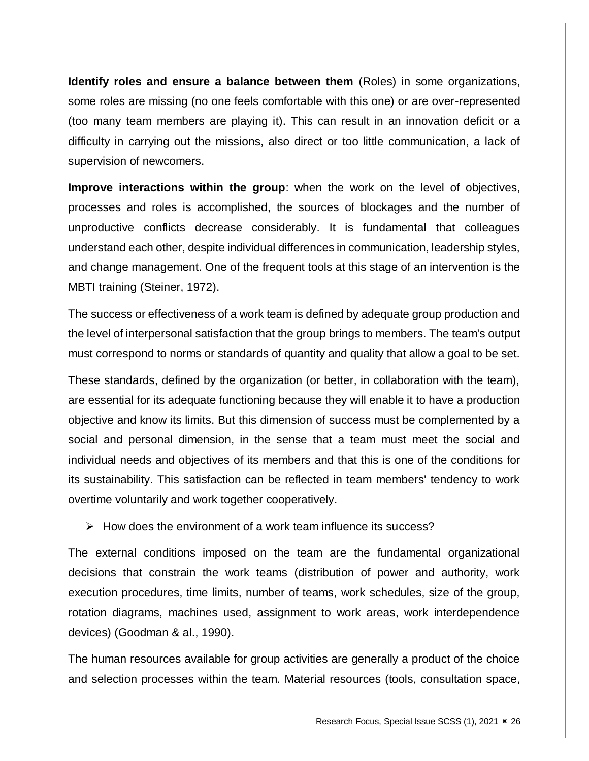**Identify roles and ensure a balance between them** (Roles) in some organizations, some roles are missing (no one feels comfortable with this one) or are over-represented (too many team members are playing it). This can result in an innovation deficit or a difficulty in carrying out the missions, also direct or too little communication, a lack of supervision of newcomers.

**Improve interactions within the group**: when the work on the level of objectives, processes and roles is accomplished, the sources of blockages and the number of unproductive conflicts decrease considerably. It is fundamental that colleagues understand each other, despite individual differences in communication, leadership styles, and change management. One of the frequent tools at this stage of an intervention is the MBTI training (Steiner, 1972).

The success or effectiveness of a work team is defined by adequate group production and the level of interpersonal satisfaction that the group brings to members. The team's output must correspond to norms or standards of quantity and quality that allow a goal to be set.

These standards, defined by the organization (or better, in collaboration with the team), are essential for its adequate functioning because they will enable it to have a production objective and know its limits. But this dimension of success must be complemented by a social and personal dimension, in the sense that a team must meet the social and individual needs and objectives of its members and that this is one of the conditions for its sustainability. This satisfaction can be reflected in team members' tendency to work overtime voluntarily and work together cooperatively.

- How does the environment of a work team influence its success?

The external conditions imposed on the team are the fundamental organizational decisions that constrain the work teams (distribution of power and authority, work execution procedures, time limits, number of teams, work schedules, size of the group, rotation diagrams, machines used, assignment to work areas, work interdependence devices) (Goodman & al., 1990).

The human resources available for group activities are generally a product of the choice and selection processes within the team. Material resources (tools, consultation space,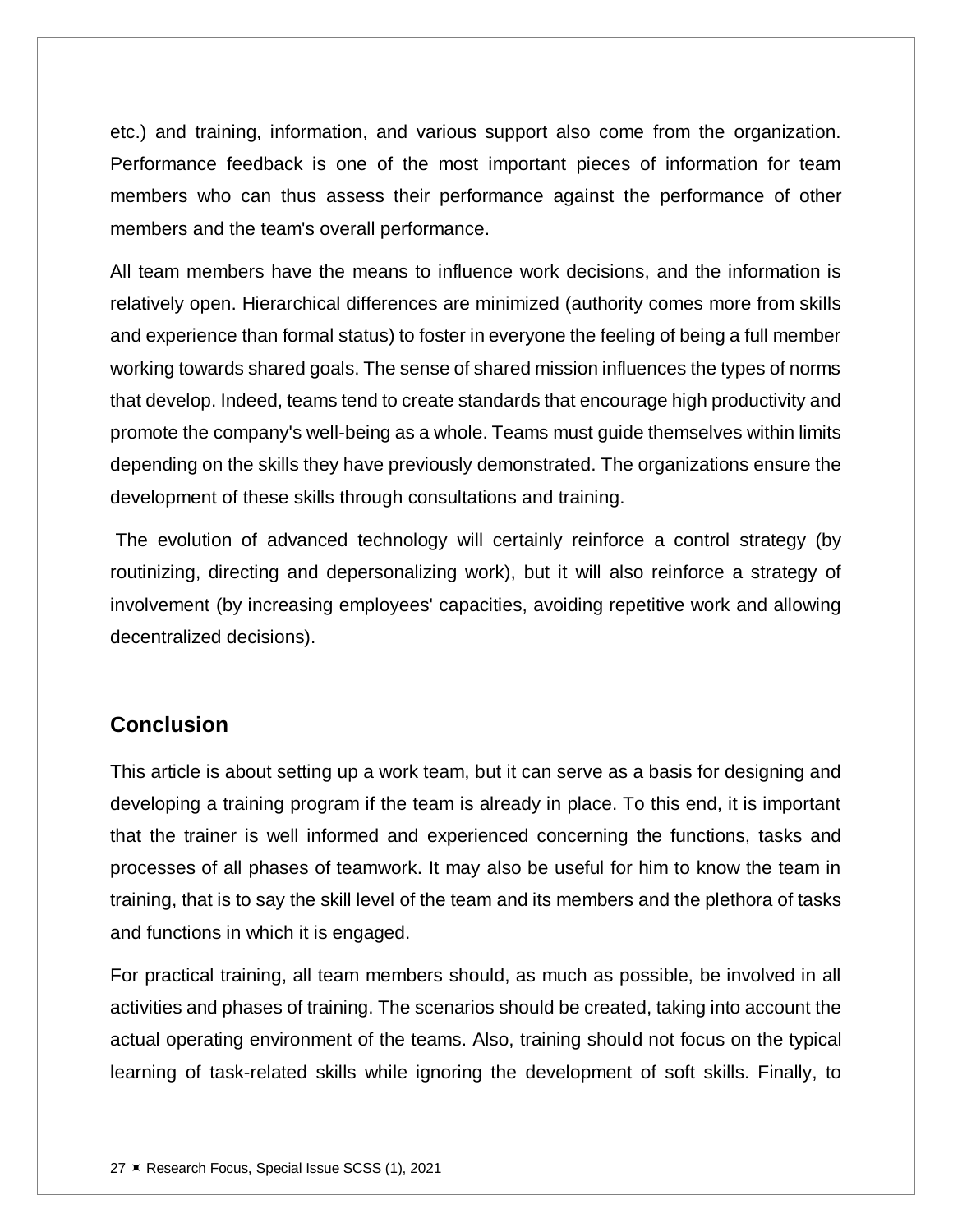etc.) and training, information, and various support also come from the organization. Performance feedback is one of the most important pieces of information for team members who can thus assess their performance against the performance of other members and the team's overall performance.

All team members have the means to influence work decisions, and the information is relatively open. Hierarchical differences are minimized (authority comes more from skills and experience than formal status) to foster in everyone the feeling of being a full member working towards shared goals. The sense of shared mission influences the types of norms that develop. Indeed, teams tend to create standards that encourage high productivity and promote the company's well-being as a whole. Teams must guide themselves within limits depending on the skills they have previously demonstrated. The organizations ensure the development of these skills through consultations and training.

The evolution of advanced technology will certainly reinforce a control strategy (by routinizing, directing and depersonalizing work), but it will also reinforce a strategy of involvement (by increasing employees' capacities, avoiding repetitive work and allowing decentralized decisions).

## Conclusion

This article is about setting up a work team, but it can serve as a basis for designing and developing a training program if the team is already in place. To this end, it is important that the trainer is well informed and experienced concerning the functions, tasks and processes of all phases of teamwork. It may also be useful for him to know the team in training, that is to say the skill level of the team and its members and the plethora of tasks and functions in which it is engaged.

For practical training, all team members should, as much as possible, be involved in all activities and phases of training. The scenarios should be created, taking into account the actual operating environment of the teams. Also, training should not focus on the typical learning of task-related skills while ignoring the development of soft skills. Finally, to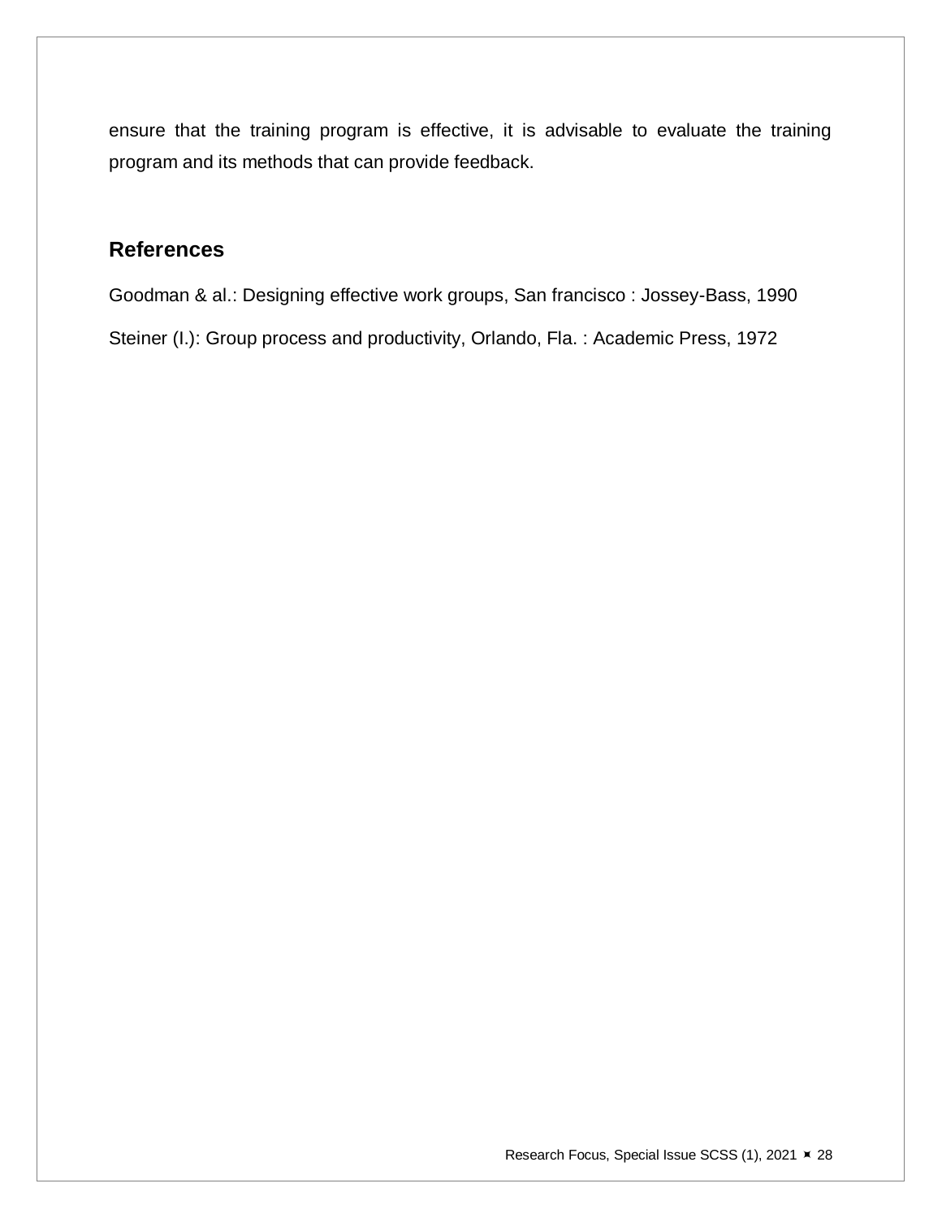ensure that the training program is effective, it is advisable to evaluate the training program and its methods that can provide feedback.

## References

Goodman & al.: Designing effective work groups, San francisco : Jossey-Bass, 1990

Steiner (I.): Group process and productivity, Orlando, Fla. : Academic Press, 1972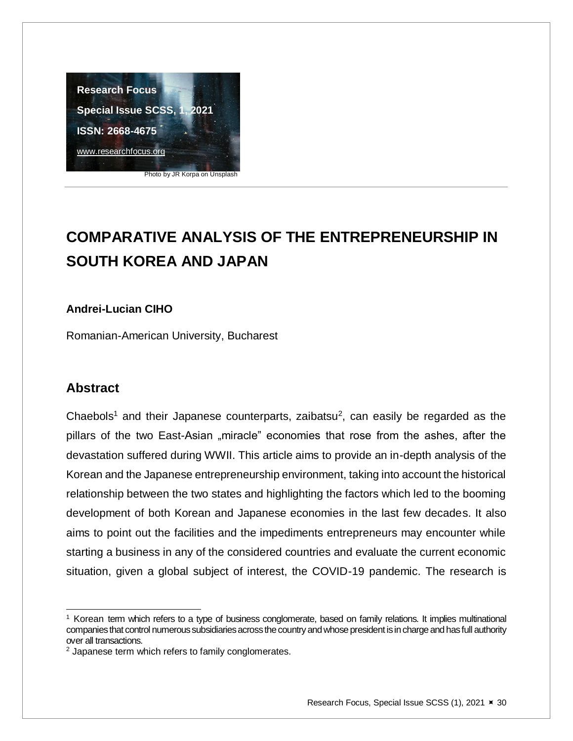Research Focus

Special Issue SCSS, 1, 2021

ISSN: 2668-4675

www.researchfocus.org

Photo by JR Korpa on Unsplash

# COMPARATIVE ANALYSIS OF THE ENTREPRENEURSHIP IN SOUTH KOREA AND JAPAN

**Andrei-Lucian CIHO**

Romanian-American University, Bucharest

## Abstract

Chaebols[1] and their Japanese counterparts, zaibatsu[2], can easily be regarded as the pillars of the two East-Asian „miracle" economies that rose from the ashes, after the devastation suffered during WWII. This article aims to provide an in-depth analysis of the Korean and the Japanese entrepreneurship environment, taking into account the historical relationship between the two states and highlighting the factors which led to the booming development of both Korean and Japanese economies in the last few decades. It also aims to point out the facilities and the impediments entrepreneurs may encounter while starting a business in any of the considered countries and evaluate the current economic situation, given a global subject of interest, the COVID-19 pandemic. The research is

---

[1] Korean term which refers to a type of business conglomerate, based on family relations. It implies multinational companies that control numerous subsidiaries across the country and whose president is in charge and has full authority over all transactions.

[2] Japanese term which refers to family conglomerates.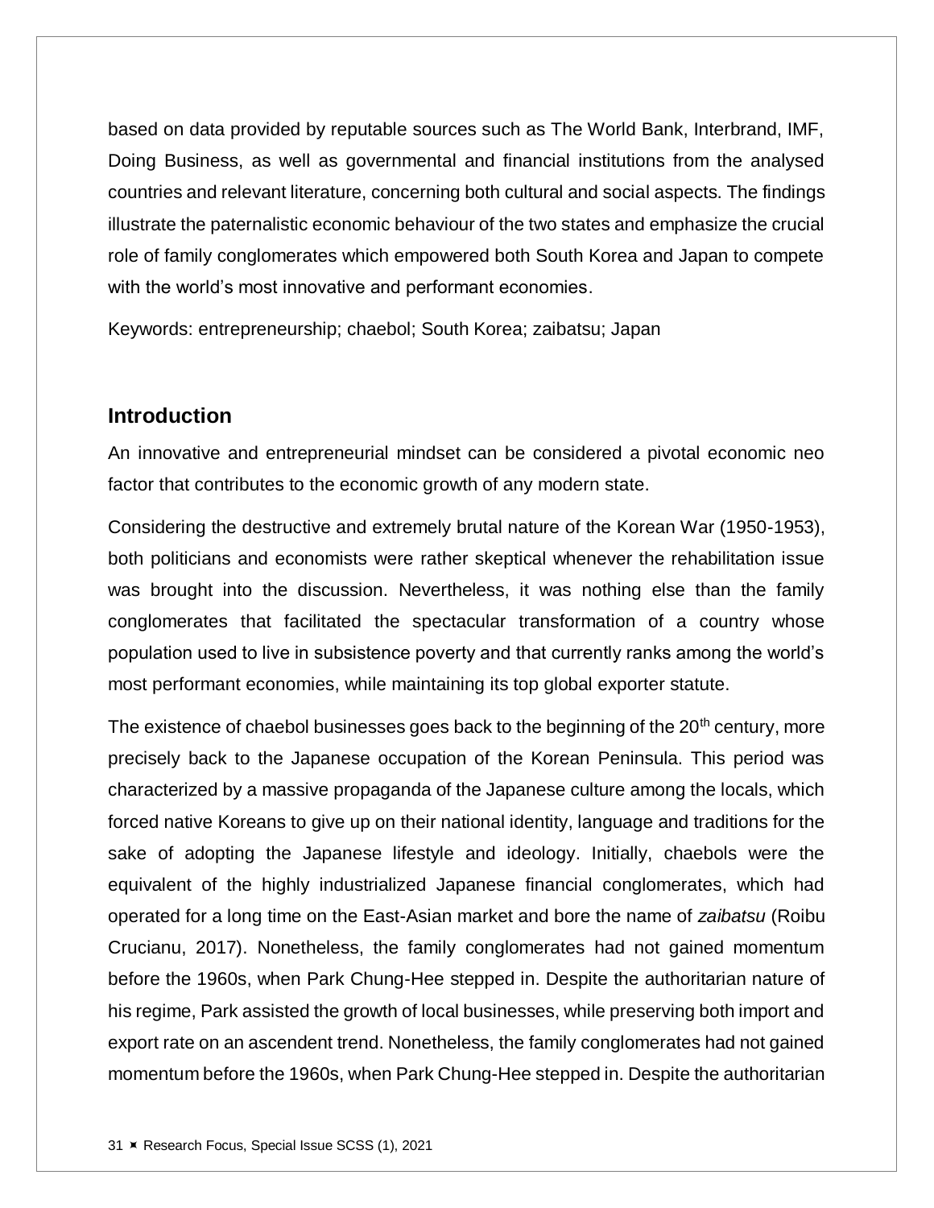based on data provided by reputable sources such as The World Bank, Interbrand, IMF, Doing Business, as well as governmental and financial institutions from the analysed countries and relevant literature, concerning both cultural and social aspects. The findings illustrate the paternalistic economic behaviour of the two states and emphasize the crucial role of family conglomerates which empowered both South Korea and Japan to compete with the world's most innovative and performant economies.

Keywords: entrepreneurship; chaebol; South Korea; zaibatsu; Japan

## Introduction

An innovative and entrepreneurial mindset can be considered a pivotal economic neo factor that contributes to the economic growth of any modern state.

Considering the destructive and extremely brutal nature of the Korean War (1950-1953), both politicians and economists were rather skeptical whenever the rehabilitation issue was brought into the discussion. Nevertheless, it was nothing else than the family conglomerates that facilitated the spectacular transformation of a country whose population used to live in subsistence poverty and that currently ranks among the world's most performant economies, while maintaining its top global exporter statute.

The existence of chaebol businesses goes back to the beginning of the 20th century, more precisely back to the Japanese occupation of the Korean Peninsula. This period was characterized by a massive propaganda of the Japanese culture among the locals, which forced native Koreans to give up on their national identity, language and traditions for the sake of adopting the Japanese lifestyle and ideology. Initially, chaebols were the equivalent of the highly industrialized Japanese financial conglomerates, which had operated for a long time on the East-Asian market and bore the name of *zaibatsu* (Roibu Crucianu, 2017). Nonetheless, the family conglomerates had not gained momentum before the 1960s, when Park Chung-Hee stepped in. Despite the authoritarian nature of his regime, Park assisted the growth of local businesses, while preserving both import and export rate on an ascendent trend. Nonetheless, the family conglomerates had not gained momentum before the 1960s, when Park Chung-Hee stepped in. Despite the authoritarian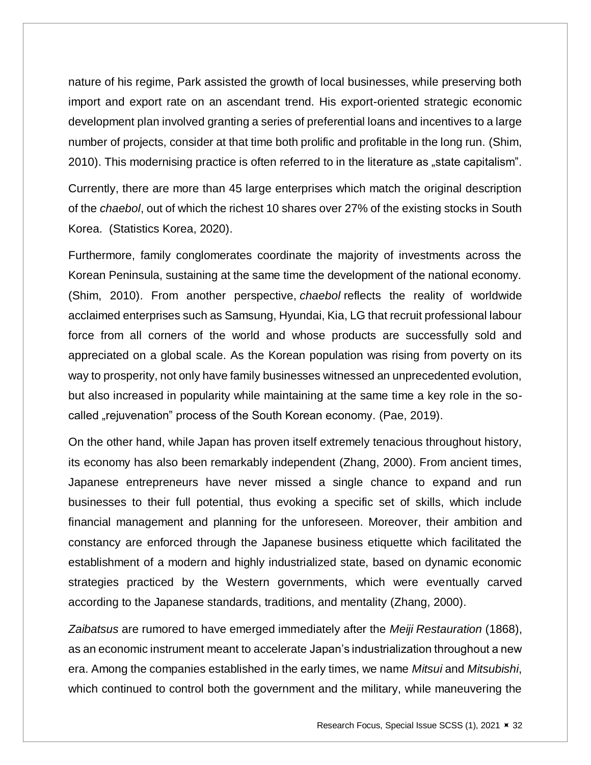nature of his regime, Park assisted the growth of local businesses, while preserving both import and export rate on an ascendant trend. His export-oriented strategic economic development plan involved granting a series of preferential loans and incentives to a large number of projects, consider at that time both prolific and profitable in the long run. (Shim, 2010). This modernising practice is often referred to in the literature as „state capitalism".

Currently, there are more than 45 large enterprises which match the original description of the *chaebol*, out of which the richest 10 shares over 27% of the existing stocks in South Korea. (Statistics Korea, 2020).

Furthermore, family conglomerates coordinate the majority of investments across the Korean Peninsula, sustaining at the same time the development of the national economy. (Shim, 2010). From another perspective, *chaebol* reflects the reality of worldwide acclaimed enterprises such as Samsung, Hyundai, Kia, LG that recruit professional labour force from all corners of the world and whose products are successfully sold and appreciated on a global scale. As the Korean population was rising from poverty on its way to prosperity, not only have family businesses witnessed an unprecedented evolution, but also increased in popularity while maintaining at the same time a key role in the so-called „rejuvenation" process of the South Korean economy. (Pae, 2019).

On the other hand, while Japan has proven itself extremely tenacious throughout history, its economy has also been remarkably independent (Zhang, 2000). From ancient times, Japanese entrepreneurs have never missed a single chance to expand and run businesses to their full potential, thus evoking a specific set of skills, which include financial management and planning for the unforeseen. Moreover, their ambition and constancy are enforced through the Japanese business etiquette which facilitated the establishment of a modern and highly industrialized state, based on dynamic economic strategies practiced by the Western governments, which were eventually carved according to the Japanese standards, traditions, and mentality (Zhang, 2000).

*Zaibatsus* are rumored to have emerged immediately after the *Meiji Restauration* (1868), as an economic instrument meant to accelerate Japan's industrialization throughout a new era. Among the companies established in the early times, we name *Mitsui* and *Mitsubishi*, which continued to control both the government and the military, while maneuvering the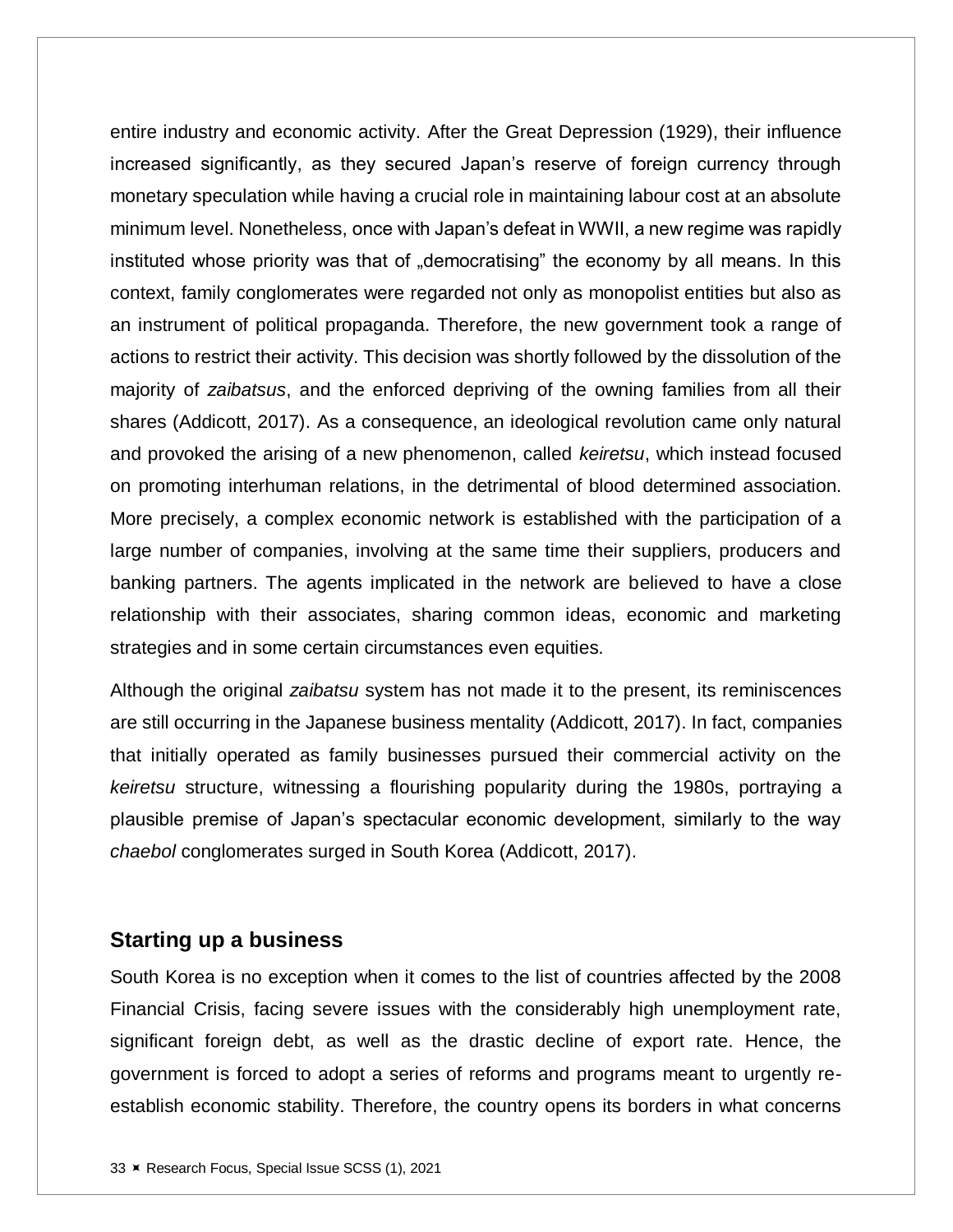entire industry and economic activity. After the Great Depression (1929), their influence increased significantly, as they secured Japan's reserve of foreign currency through monetary speculation while having a crucial role in maintaining labour cost at an absolute minimum level. Nonetheless, once with Japan's defeat in WWII, a new regime was rapidly instituted whose priority was that of „democratising" the economy by all means. In this context, family conglomerates were regarded not only as monopolist entities but also as an instrument of political propaganda. Therefore, the new government took a range of actions to restrict their activity. This decision was shortly followed by the dissolution of the majority of *zaibatsus*, and the enforced depriving of the owning families from all their shares (Addicott, 2017). As a consequence, an ideological revolution came only natural and provoked the arising of a new phenomenon, called *keiretsu*, which instead focused on promoting interhuman relations, in the detrimental of blood determined association. More precisely, a complex economic network is established with the participation of a large number of companies, involving at the same time their suppliers, producers and banking partners. The agents implicated in the network are believed to have a close relationship with their associates, sharing common ideas, economic and marketing strategies and in some certain circumstances even equities.

Although the original *zaibatsu* system has not made it to the present, its reminiscences are still occurring in the Japanese business mentality (Addicott, 2017). In fact, companies that initially operated as family businesses pursued their commercial activity on the *keiretsu* structure, witnessing a flourishing popularity during the 1980s, portraying a plausible premise of Japan's spectacular economic development, similarly to the way *chaebol* conglomerates surged in South Korea (Addicott, 2017).

## Starting up a business

South Korea is no exception when it comes to the list of countries affected by the 2008 Financial Crisis, facing severe issues with the considerably high unemployment rate, significant foreign debt, as well as the drastic decline of export rate. Hence, the government is forced to adopt a series of reforms and programs meant to urgently re-establish economic stability. Therefore, the country opens its borders in what concerns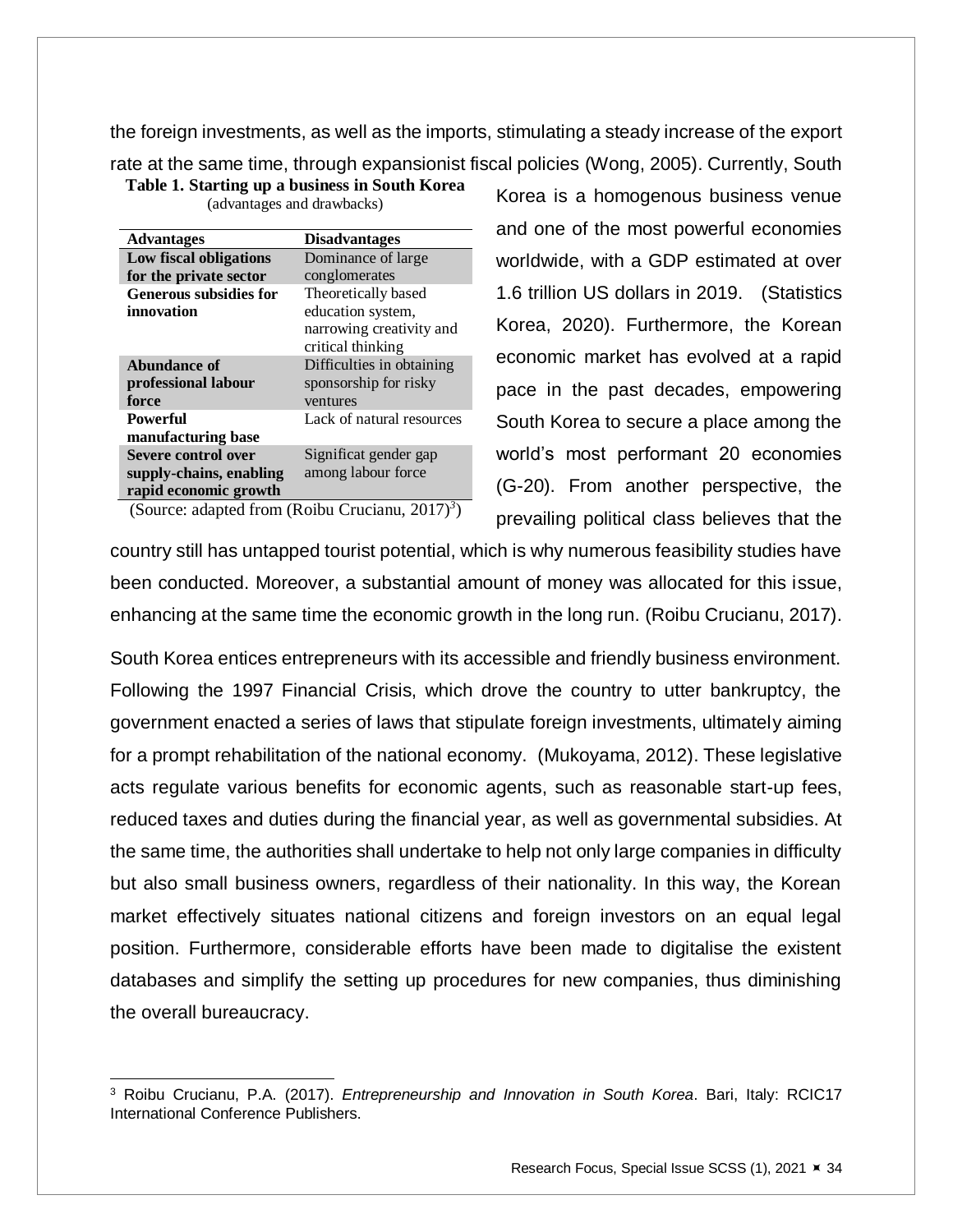the foreign investments, as well as the imports, stimulating a steady increase of the export rate at the same time, through expansionist fiscal policies (Wong, 2005). Currently, South Korea is a homogenous business venue and one of the most powerful economies worldwide, with a GDP estimated at over 1.6 trillion US dollars in 2019. (Statistics Korea, 2020). Furthermore, the Korean economic market has evolved at a rapid pace in the past decades, empowering South Korea to secure a place among the world's most performant 20 economies (G-20). From another perspective, the prevailing political class believes that the country still has untapped tourist potential, which is why numerous feasibility studies have been conducted. Moreover, a substantial amount of money was allocated for this issue, enhancing at the same time the economic growth in the long run. (Roibu Crucianu, 2017).

**Table 1. Starting up a business in South Korea**
(advantages and drawbacks)

| Advantages | Disadvantages |
|---|---|
| **Low fiscal obligations for the private sector** | Dominance of large conglomerates |
| **Generous subsidies for innovation** | Theoretically based education system, narrowing creativity and critical thinking |
| **Abundance of professional labour force** | Difficulties in obtaining sponsorship for risky ventures |
| **Powerful manufacturing base** | Lack of natural resources |
| **Severe control over supply-chains, enabling rapid economic growth** | Significat gender gap among labour force |

(Source: adapted from (Roibu Crucianu, 2017)[3])

South Korea entices entrepreneurs with its accessible and friendly business environment. Following the 1997 Financial Crisis, which drove the country to utter bankruptcy, the government enacted a series of laws that stipulate foreign investments, ultimately aiming for a prompt rehabilitation of the national economy. (Mukoyama, 2012). These legislative acts regulate various benefits for economic agents, such as reasonable start-up fees, reduced taxes and duties during the financial year, as well as governmental subsidies. At the same time, the authorities shall undertake to help not only large companies in difficulty but also small business owners, regardless of their nationality. In this way, the Korean market effectively situates national citizens and foreign investors on an equal legal position. Furthermore, considerable efforts have been made to digitalise the existent databases and simplify the setting up procedures for new companies, thus diminishing the overall bureaucracy.

[3] Roibu Crucianu, P.A. (2017). *Entrepreneurship and Innovation in South Korea*. Bari, Italy: RCIC17 International Conference Publishers.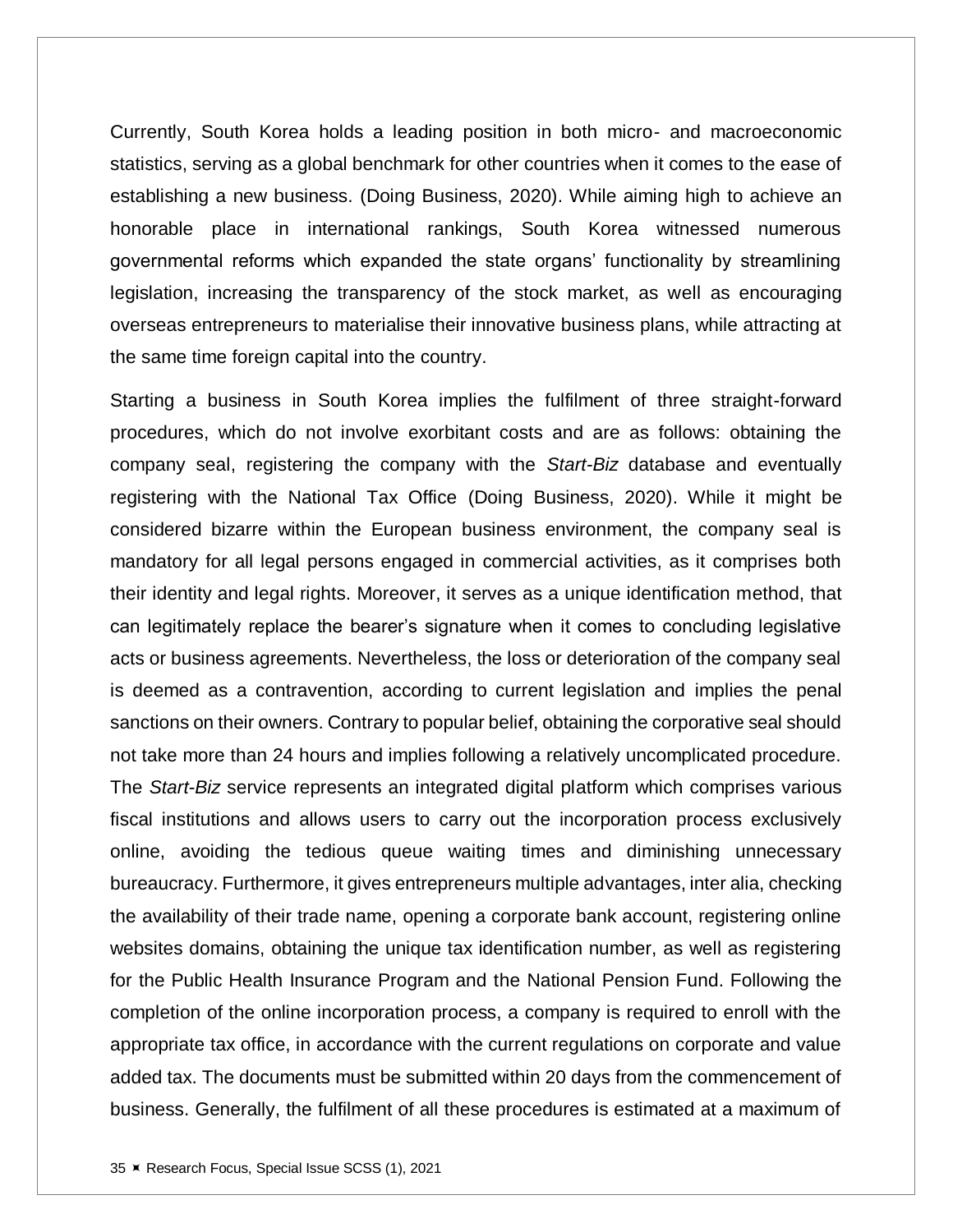Currently, South Korea holds a leading position in both micro- and macroeconomic statistics, serving as a global benchmark for other countries when it comes to the ease of establishing a new business. (Doing Business, 2020). While aiming high to achieve an honorable place in international rankings, South Korea witnessed numerous governmental reforms which expanded the state organs' functionality by streamlining legislation, increasing the transparency of the stock market, as well as encouraging overseas entrepreneurs to materialise their innovative business plans, while attracting at the same time foreign capital into the country.

Starting a business in South Korea implies the fulfilment of three straight-forward procedures, which do not involve exorbitant costs and are as follows: obtaining the company seal, registering the company with the *Start-Biz* database and eventually registering with the National Tax Office (Doing Business, 2020). While it might be considered bizarre within the European business environment, the company seal is mandatory for all legal persons engaged in commercial activities, as it comprises both their identity and legal rights. Moreover, it serves as a unique identification method, that can legitimately replace the bearer's signature when it comes to concluding legislative acts or business agreements. Nevertheless, the loss or deterioration of the company seal is deemed as a contravention, according to current legislation and implies the penal sanctions on their owners. Contrary to popular belief, obtaining the corporative seal should not take more than 24 hours and implies following a relatively uncomplicated procedure. The *Start-Biz* service represents an integrated digital platform which comprises various fiscal institutions and allows users to carry out the incorporation process exclusively online, avoiding the tedious queue waiting times and diminishing unnecessary bureaucracy. Furthermore, it gives entrepreneurs multiple advantages, inter alia, checking the availability of their trade name, opening a corporate bank account, registering online websites domains, obtaining the unique tax identification number, as well as registering for the Public Health Insurance Program and the National Pension Fund. Following the completion of the online incorporation process, a company is required to enroll with the appropriate tax office, in accordance with the current regulations on corporate and value added tax. The documents must be submitted within 20 days from the commencement of business. Generally, the fulfilment of all these procedures is estimated at a maximum of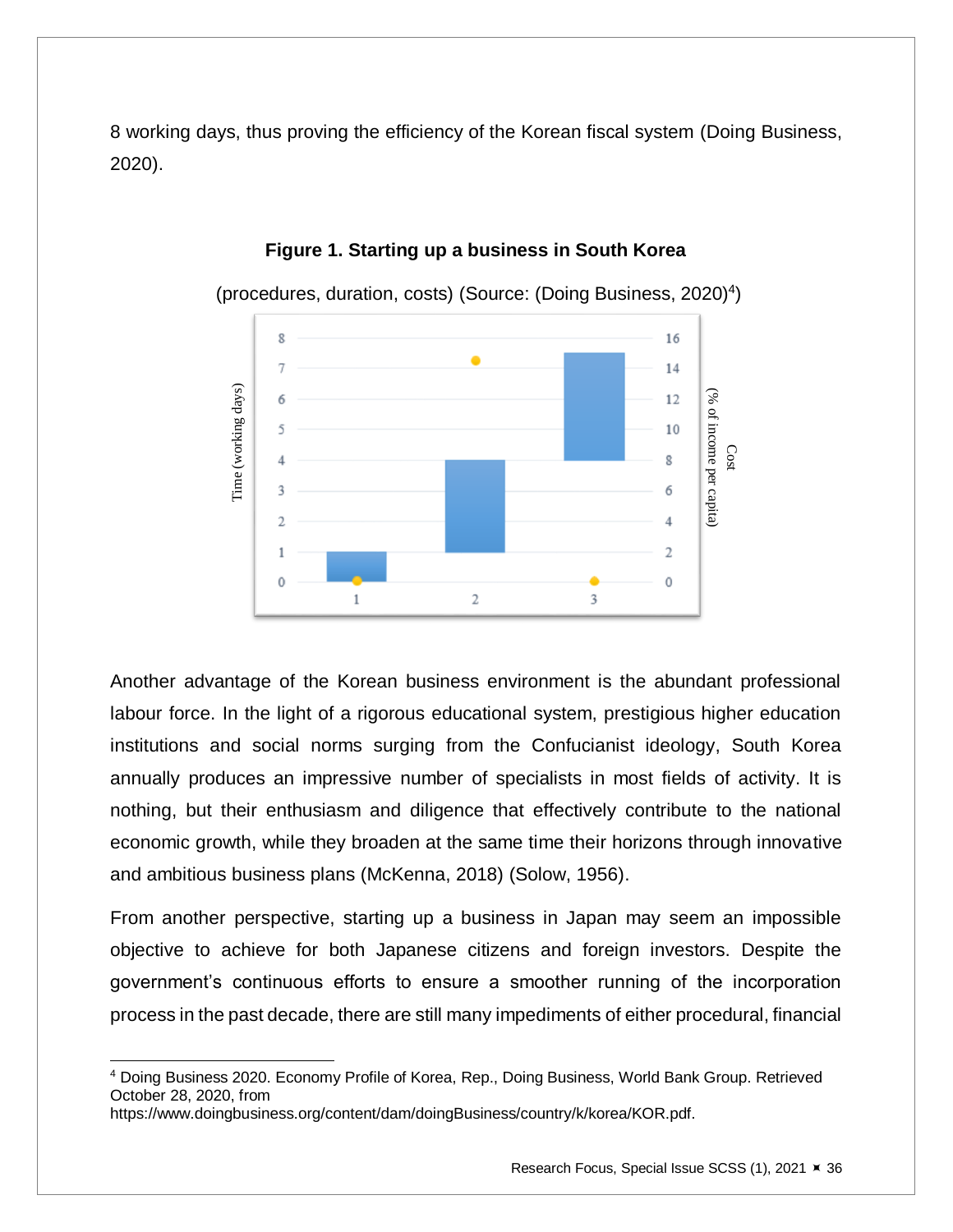8 working days, thus proving the efficiency of the Korean fiscal system (Doing Business, 2020).

**Figure 1. Starting up a business in South Korea**

(procedures, duration, costs) (Source: (Doing Business, 2020)[4])

Another advantage of the Korean business environment is the abundant professional labour force. In the light of a rigorous educational system, prestigious higher education institutions and social norms surging from the Confucianist ideology, South Korea annually produces an impressive number of specialists in most fields of activity. It is nothing, but their enthusiasm and diligence that effectively contribute to the national economic growth, while they broaden at the same time their horizons through innovative and ambitious business plans (McKenna, 2018) (Solow, 1956).

From another perspective, starting up a business in Japan may seem an impossible objective to achieve for both Japanese citizens and foreign investors. Despite the government's continuous efforts to ensure a smoother running of the incorporation process in the past decade, there are still many impediments of either procedural, financial

---

[4] Doing Business 2020. Economy Profile of Korea, Rep., Doing Business, World Bank Group. Retrieved October 28, 2020, from https://www.doingbusiness.org/content/dam/doingBusiness/country/k/korea/KOR.pdf.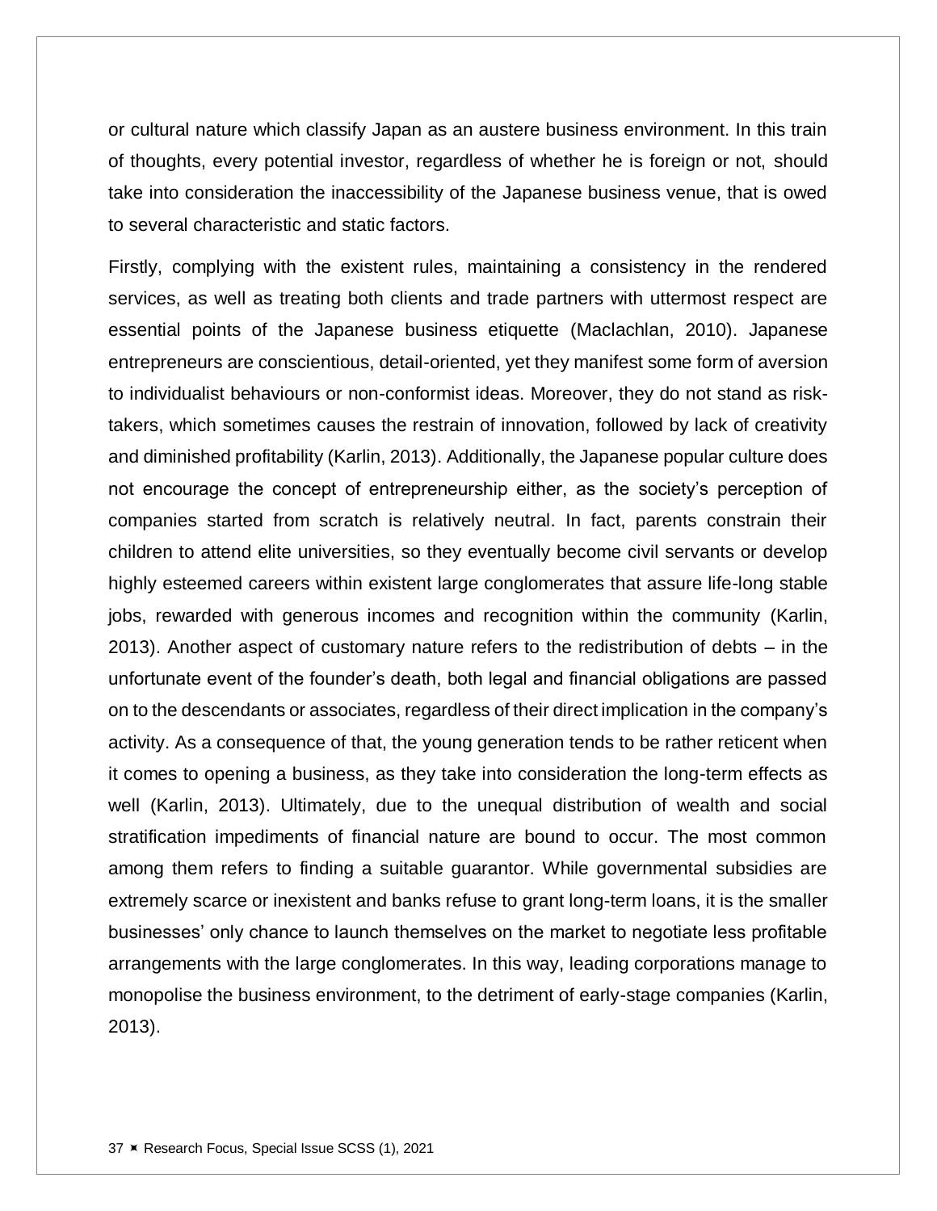or cultural nature which classify Japan as an austere business environment. In this train of thoughts, every potential investor, regardless of whether he is foreign or not, should take into consideration the inaccessibility of the Japanese business venue, that is owed to several characteristic and static factors.

Firstly, complying with the existent rules, maintaining a consistency in the rendered services, as well as treating both clients and trade partners with uttermost respect are essential points of the Japanese business etiquette (Maclachlan, 2010). Japanese entrepreneurs are conscientious, detail-oriented, yet they manifest some form of aversion to individualist behaviours or non-conformist ideas. Moreover, they do not stand as risk-takers, which sometimes causes the restrain of innovation, followed by lack of creativity and diminished profitability (Karlin, 2013). Additionally, the Japanese popular culture does not encourage the concept of entrepreneurship either, as the society's perception of companies started from scratch is relatively neutral. In fact, parents constrain their children to attend elite universities, so they eventually become civil servants or develop highly esteemed careers within existent large conglomerates that assure life-long stable jobs, rewarded with generous incomes and recognition within the community (Karlin, 2013). Another aspect of customary nature refers to the redistribution of debts – in the unfortunate event of the founder's death, both legal and financial obligations are passed on to the descendants or associates, regardless of their direct implication in the company's activity. As a consequence of that, the young generation tends to be rather reticent when it comes to opening a business, as they take into consideration the long-term effects as well (Karlin, 2013). Ultimately, due to the unequal distribution of wealth and social stratification impediments of financial nature are bound to occur. The most common among them refers to finding a suitable guarantor. While governmental subsidies are extremely scarce or inexistent and banks refuse to grant long-term loans, it is the smaller businesses' only chance to launch themselves on the market to negotiate less profitable arrangements with the large conglomerates. In this way, leading corporations manage to monopolise the business environment, to the detriment of early-stage companies (Karlin, 2013).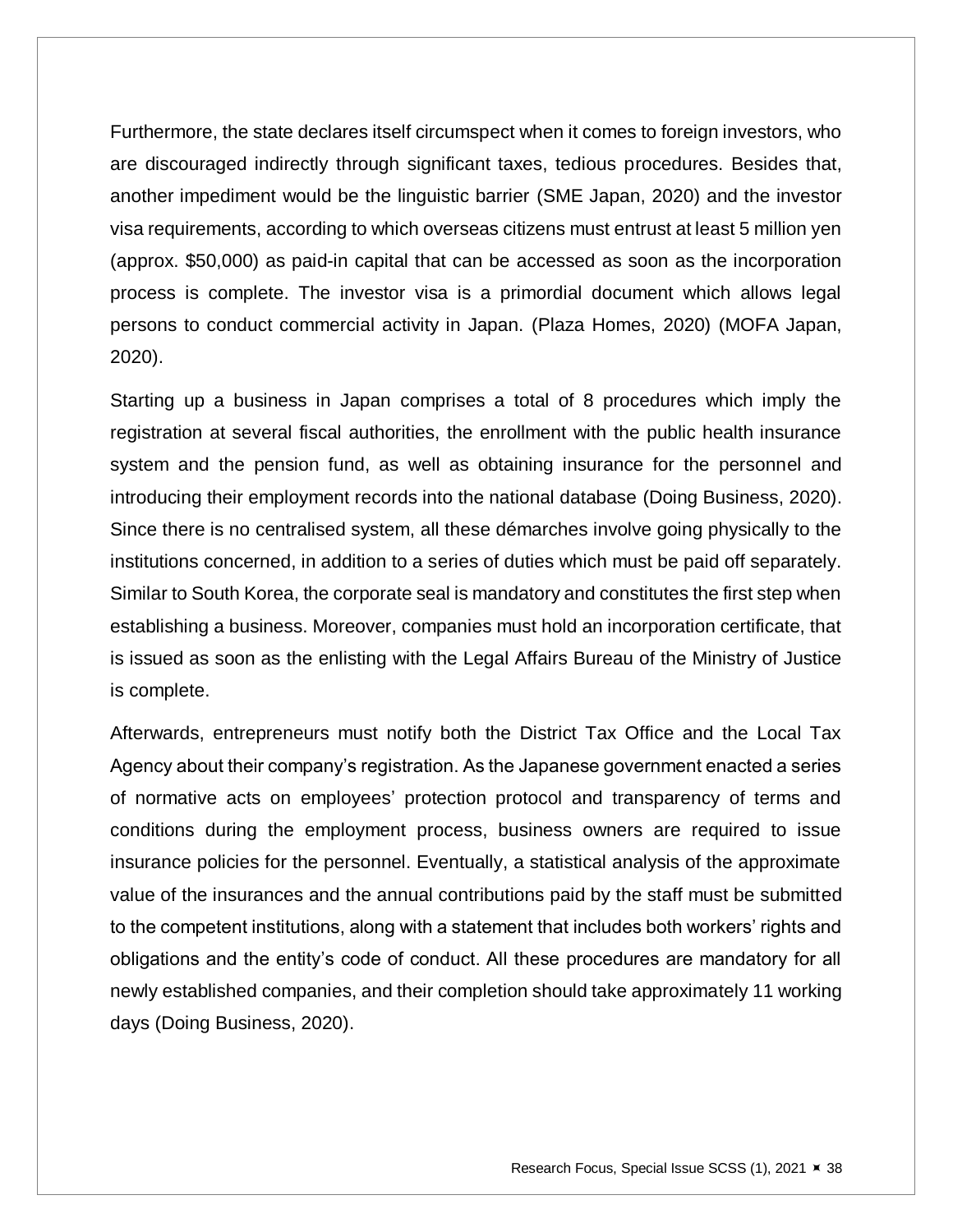Furthermore, the state declares itself circumspect when it comes to foreign investors, who are discouraged indirectly through significant taxes, tedious procedures. Besides that, another impediment would be the linguistic barrier (SME Japan, 2020) and the investor visa requirements, according to which overseas citizens must entrust at least 5 million yen (approx. $50,000) as paid-in capital that can be accessed as soon as the incorporation process is complete. The investor visa is a primordial document which allows legal persons to conduct commercial activity in Japan. (Plaza Homes, 2020) (MOFA Japan, 2020).

Starting up a business in Japan comprises a total of 8 procedures which imply the registration at several fiscal authorities, the enrollment with the public health insurance system and the pension fund, as well as obtaining insurance for the personnel and introducing their employment records into the national database (Doing Business, 2020). Since there is no centralised system, all these démarches involve going physically to the institutions concerned, in addition to a series of duties which must be paid off separately. Similar to South Korea, the corporate seal is mandatory and constitutes the first step when establishing a business. Moreover, companies must hold an incorporation certificate, that is issued as soon as the enlisting with the Legal Affairs Bureau of the Ministry of Justice is complete.

Afterwards, entrepreneurs must notify both the District Tax Office and the Local Tax Agency about their company's registration. As the Japanese government enacted a series of normative acts on employees' protection protocol and transparency of terms and conditions during the employment process, business owners are required to issue insurance policies for the personnel. Eventually, a statistical analysis of the approximate value of the insurances and the annual contributions paid by the staff must be submitted to the competent institutions, along with a statement that includes both workers' rights and obligations and the entity's code of conduct. All these procedures are mandatory for all newly established companies, and their completion should take approximately 11 working days (Doing Business, 2020).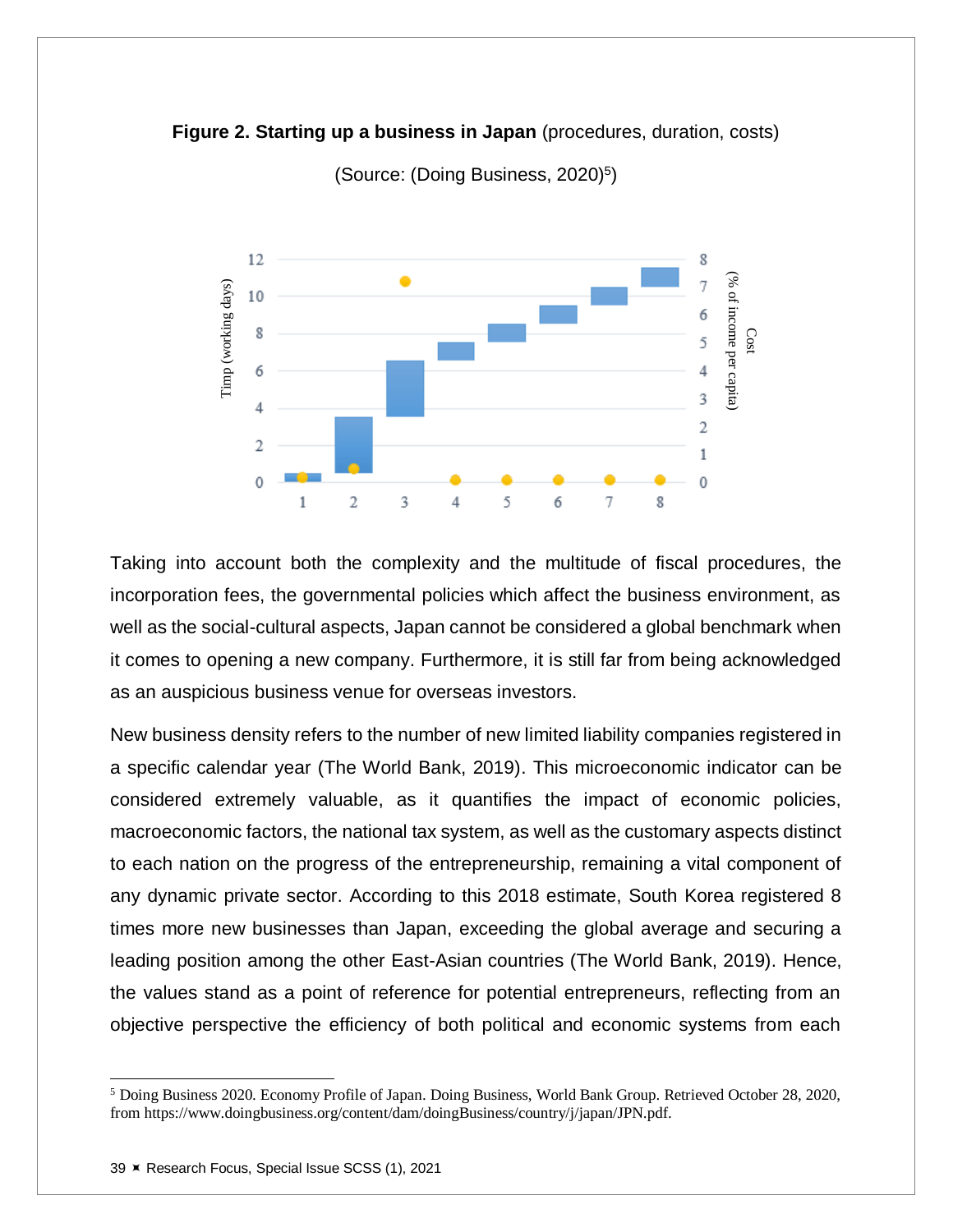**Figure 2. Starting up a business in Japan** (procedures, duration, costs)

(Source: (Doing Business, 2020)[5])

Taking into account both the complexity and the multitude of fiscal procedures, the incorporation fees, the governmental policies which affect the business environment, as well as the social-cultural aspects, Japan cannot be considered a global benchmark when it comes to opening a new company. Furthermore, it is still far from being acknowledged as an auspicious business venue for overseas investors.

New business density refers to the number of new limited liability companies registered in a specific calendar year (The World Bank, 2019). This microeconomic indicator can be considered extremely valuable, as it quantifies the impact of economic policies, macroeconomic factors, the national tax system, as well as the customary aspects distinct to each nation on the progress of the entrepreneurship, remaining a vital component of any dynamic private sector. According to this 2018 estimate, South Korea registered 8 times more new businesses than Japan, exceeding the global average and securing a leading position among the other East-Asian countries (The World Bank, 2019). Hence, the values stand as a point of reference for potential entrepreneurs, reflecting from an objective perspective the efficiency of both political and economic systems from each

---

[5] Doing Business 2020. Economy Profile of Japan. Doing Business, World Bank Group. Retrieved October 28, 2020, from https://www.doingbusiness.org/content/dam/doingBusiness/country/j/japan/JPN.pdf.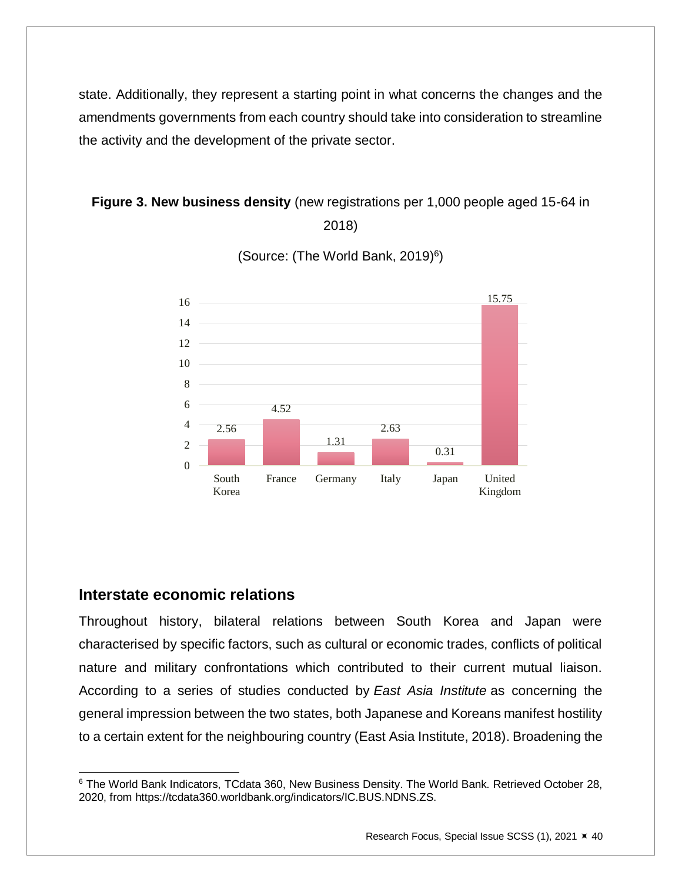state. Additionally, they represent a starting point in what concerns the changes and the amendments governments from each country should take into consideration to streamline the activity and the development of the private sector.

**Figure 3. New business density** (new registrations per 1,000 people aged 15-64 in 2018)

(Source: (The World Bank, 2019)[6])

| South Korea | France | Germany | Italy | Japan | United Kingdom |
|---|---|---|---|---|---|
| 2.56 | 4.52 | 1.31 | 2.63 | 0.31 | 15.75 |

## Interstate economic relations

Throughout history, bilateral relations between South Korea and Japan were characterised by specific factors, such as cultural or economic trades, conflicts of political nature and military confrontations which contributed to their current mutual liaison. According to a series of studies conducted by *East Asia Institute* as concerning the general impression between the two states, both Japanese and Koreans manifest hostility to a certain extent for the neighbouring country (East Asia Institute, 2018). Broadening the

[6] The World Bank Indicators, TCdata 360, New Business Density. The World Bank. Retrieved October 28, 2020, from https://tcdata360.worldbank.org/indicators/IC.BUS.NDNS.ZS.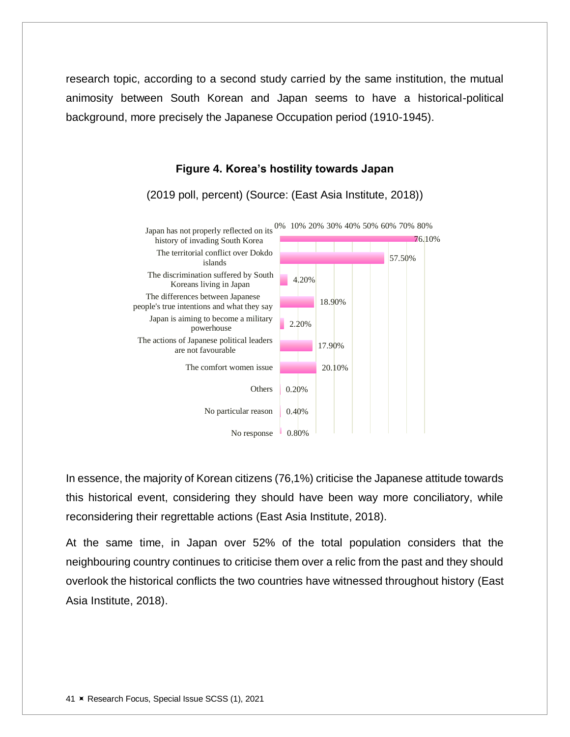research topic, according to a second study carried by the same institution, the mutual animosity between South Korean and Japan seems to have a historical-political background, more precisely the Japanese Occupation period (1910-1945).

**Figure 4. Korea's hostility towards Japan**

(2019 poll, percent) (Source: (East Asia Institute, 2018))

| Reason | Percent |
|---|---|
| Japan has not properly reflected on its history of invading South Korea | 76.10% |
| The territorial conflict over Dokdo islands | 57.50% |
| The discrimination suffered by South Koreans living in Japan | 4.20% |
| The differences between Japanese people's true intentions and what they say | 18.90% |
| Japan is aiming to become a military powerhouse | 2.20% |
| The actions of Japanese political leaders are not favourable | 17.90% |
| The comfort women issue | 20.10% |
| Others | 0.20% |
| No particular reason | 0.40% |
| No response | 0.80% |

In essence, the majority of Korean citizens (76,1%) criticise the Japanese attitude towards this historical event, considering they should have been way more conciliatory, while reconsidering their regrettable actions (East Asia Institute, 2018).

At the same time, in Japan over 52% of the total population considers that the neighbouring country continues to criticise them over a relic from the past and they should overlook the historical conflicts the two countries have witnessed throughout history (East Asia Institute, 2018).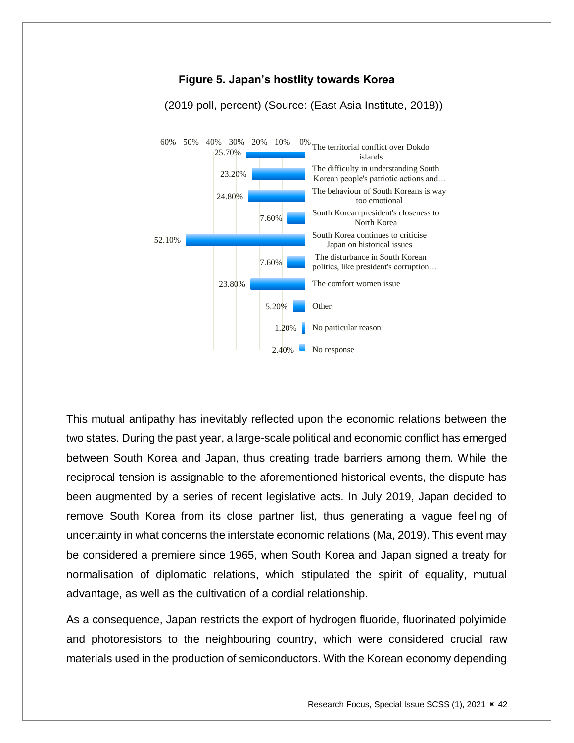**Figure 5. Japan's hostlity towards Korea**

(2019 poll, percent) (Source: (East Asia Institute, 2018))

| Reason | Percent |
|---|---|
| The territorial conflict over Dokdo islands | 25.70% |
| The difficulty in understanding South Korean people's patriotic actions and… | 23.20% |
| The behaviour of South Koreans is way too emotional | 24.80% |
| South Korean president's closeness to North Korea | 7.60% |
| South Korea continues to criticise Japan on historical issues | 52.10% |
| The disturbance in South Korean politics, like president's corruption… | 7.60% |
| The comfort women issue | 23.80% |
| Other | 5.20% |
| No particular reason | 1.20% |
| No response | 2.40% |

This mutual antipathy has inevitably reflected upon the economic relations between the two states. During the past year, a large-scale political and economic conflict has emerged between South Korea and Japan, thus creating trade barriers among them. While the reciprocal tension is assignable to the aforementioned historical events, the dispute has been augmented by a series of recent legislative acts. In July 2019, Japan decided to remove South Korea from its close partner list, thus generating a vague feeling of uncertainty in what concerns the interstate economic relations (Ma, 2019). This event may be considered a premiere since 1965, when South Korea and Japan signed a treaty for normalisation of diplomatic relations, which stipulated the spirit of equality, mutual advantage, as well as the cultivation of a cordial relationship.

As a consequence, Japan restricts the export of hydrogen fluoride, fluorinated polyimide and photoresistors to the neighbouring country, which were considered crucial raw materials used in the production of semiconductors. With the Korean economy depending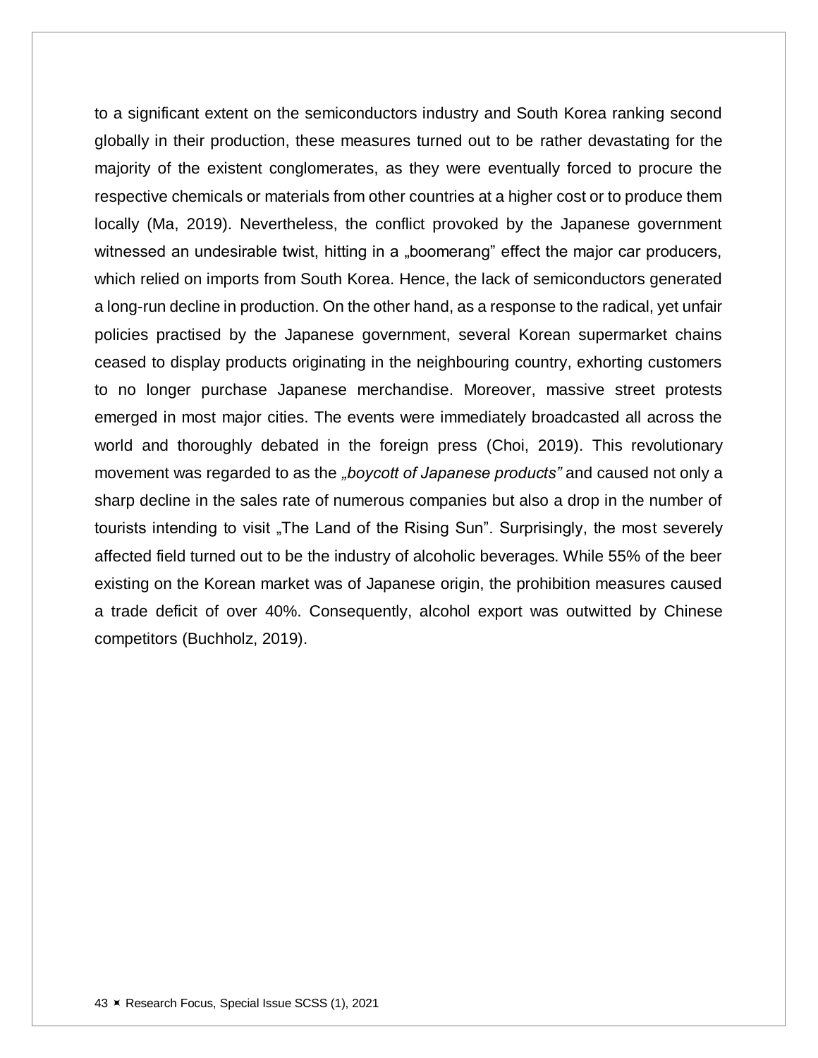to a significant extent on the semiconductors industry and South Korea ranking second globally in their production, these measures turned out to be rather devastating for the majority of the existent conglomerates, as they were eventually forced to procure the respective chemicals or materials from other countries at a higher cost or to produce them locally (Ma, 2019). Nevertheless, the conflict provoked by the Japanese government witnessed an undesirable twist, hitting in a „boomerang" effect the major car producers, which relied on imports from South Korea. Hence, the lack of semiconductors generated a long-run decline in production. On the other hand, as a response to the radical, yet unfair policies practised by the Japanese government, several Korean supermarket chains ceased to display products originating in the neighbouring country, exhorting customers to no longer purchase Japanese merchandise. Moreover, massive street protests emerged in most major cities. The events were immediately broadcasted all across the world and thoroughly debated in the foreign press (Choi, 2019). This revolutionary movement was regarded to as the *„boycott of Japanese products"* and caused not only a sharp decline in the sales rate of numerous companies but also a drop in the number of tourists intending to visit „The Land of the Rising Sun". Surprisingly, the most severely affected field turned out to be the industry of alcoholic beverages. While 55% of the beer existing on the Korean market was of Japanese origin, the prohibition measures caused a trade deficit of over 40%. Consequently, alcohol export was outwitted by Chinese competitors (Buchholz, 2019).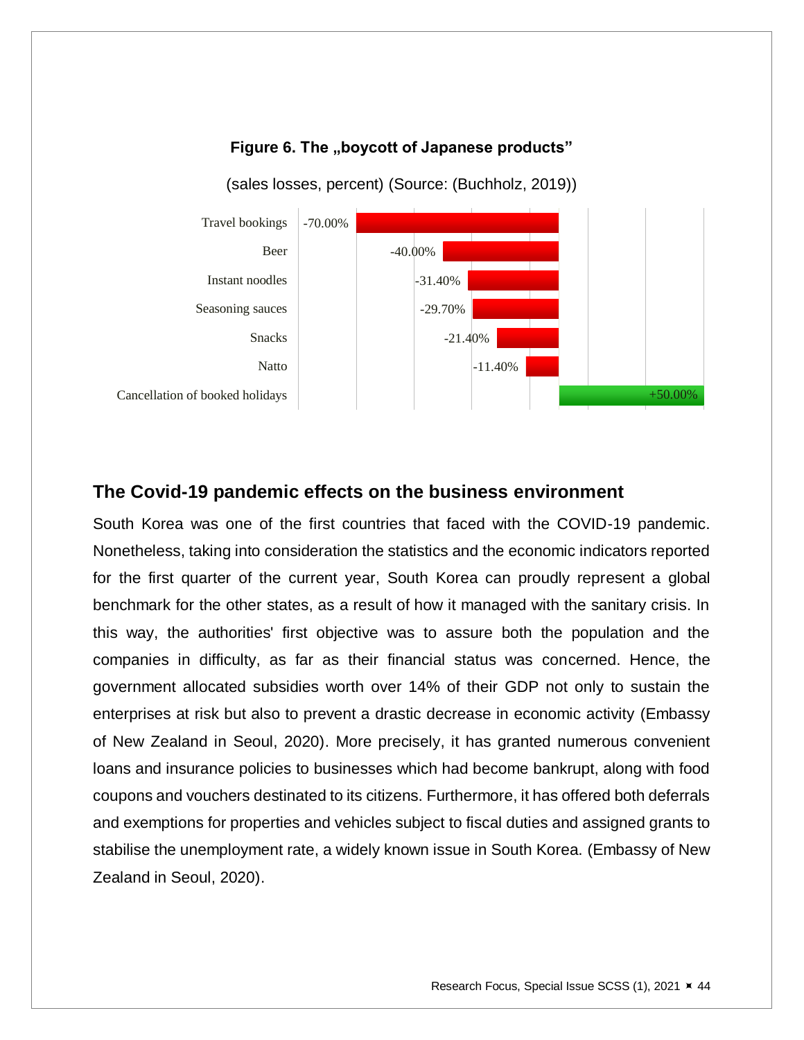**Figure 6. The „boycott of Japanese products"**

(sales losses, percent) (Source: (Buchholz, 2019))

| Category | Change |
| --- | --- |
| Travel bookings | -70.00% |
| Beer | -40.00% |
| Instant noodles | -31.40% |
| Seasoning sauces | -29.70% |
| Snacks | -21.40% |
| Natto | -11.40% |
| Cancellation of booked holidays | +50.00% |

## The Covid-19 pandemic effects on the business environment

South Korea was one of the first countries that faced with the COVID-19 pandemic. Nonetheless, taking into consideration the statistics and the economic indicators reported for the first quarter of the current year, South Korea can proudly represent a global benchmark for the other states, as a result of how it managed with the sanitary crisis. In this way, the authorities' first objective was to assure both the population and the companies in difficulty, as far as their financial status was concerned. Hence, the government allocated subsidies worth over 14% of their GDP not only to sustain the enterprises at risk but also to prevent a drastic decrease in economic activity (Embassy of New Zealand in Seoul, 2020). More precisely, it has granted numerous convenient loans and insurance policies to businesses which had become bankrupt, along with food coupons and vouchers destinated to its citizens. Furthermore, it has offered both deferrals and exemptions for properties and vehicles subject to fiscal duties and assigned grants to stabilise the unemployment rate, a widely known issue in South Korea. (Embassy of New Zealand in Seoul, 2020).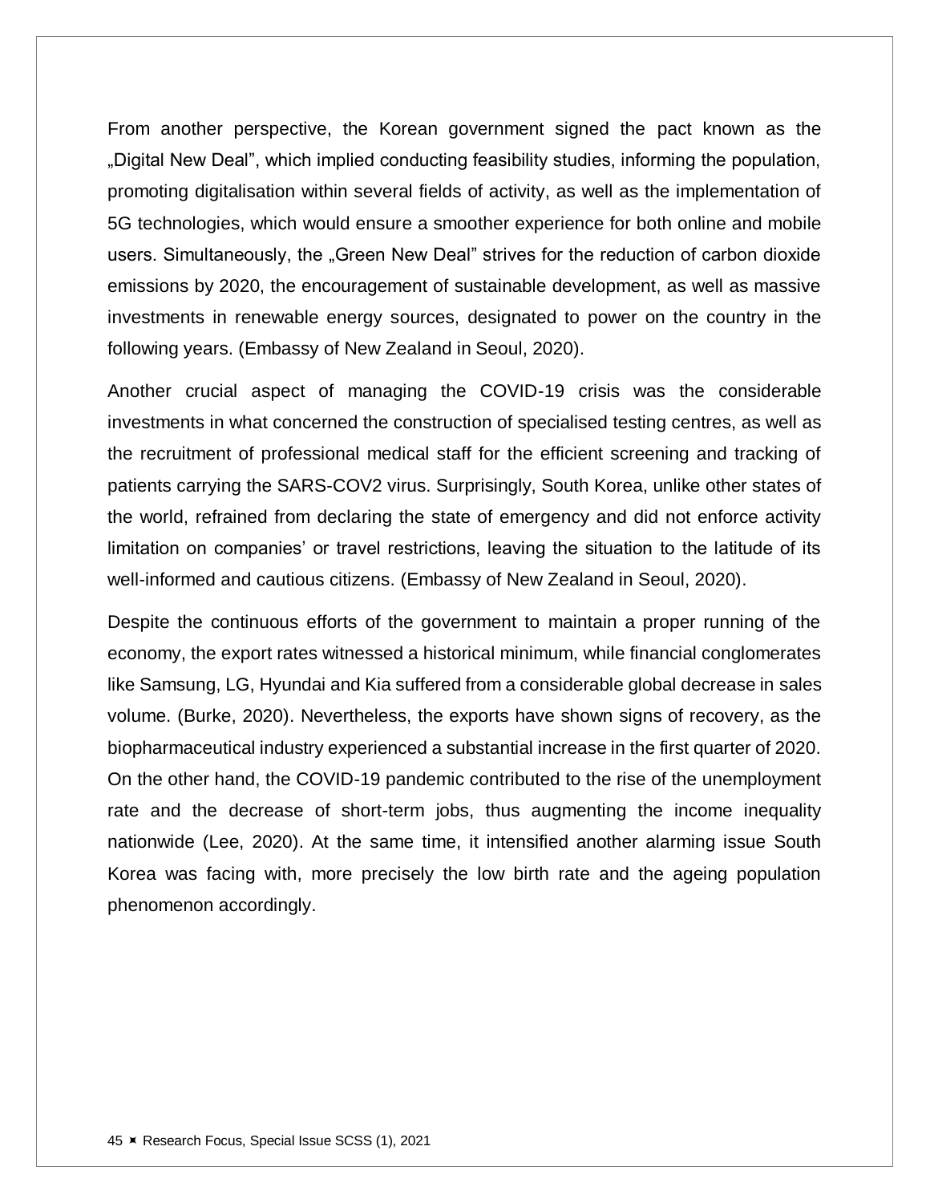From another perspective, the Korean government signed the pact known as the „Digital New Deal", which implied conducting feasibility studies, informing the population, promoting digitalisation within several fields of activity, as well as the implementation of 5G technologies, which would ensure a smoother experience for both online and mobile users. Simultaneously, the „Green New Deal" strives for the reduction of carbon dioxide emissions by 2020, the encouragement of sustainable development, as well as massive investments in renewable energy sources, designated to power on the country in the following years. (Embassy of New Zealand in Seoul, 2020).

Another crucial aspect of managing the COVID-19 crisis was the considerable investments in what concerned the construction of specialised testing centres, as well as the recruitment of professional medical staff for the efficient screening and tracking of patients carrying the SARS-COV2 virus. Surprisingly, South Korea, unlike other states of the world, refrained from declaring the state of emergency and did not enforce activity limitation on companies' or travel restrictions, leaving the situation to the latitude of its well-informed and cautious citizens. (Embassy of New Zealand in Seoul, 2020).

Despite the continuous efforts of the government to maintain a proper running of the economy, the export rates witnessed a historical minimum, while financial conglomerates like Samsung, LG, Hyundai and Kia suffered from a considerable global decrease in sales volume. (Burke, 2020). Nevertheless, the exports have shown signs of recovery, as the biopharmaceutical industry experienced a substantial increase in the first quarter of 2020. On the other hand, the COVID-19 pandemic contributed to the rise of the unemployment rate and the decrease of short-term jobs, thus augmenting the income inequality nationwide (Lee, 2020). At the same time, it intensified another alarming issue South Korea was facing with, more precisely the low birth rate and the ageing population phenomenon accordingly.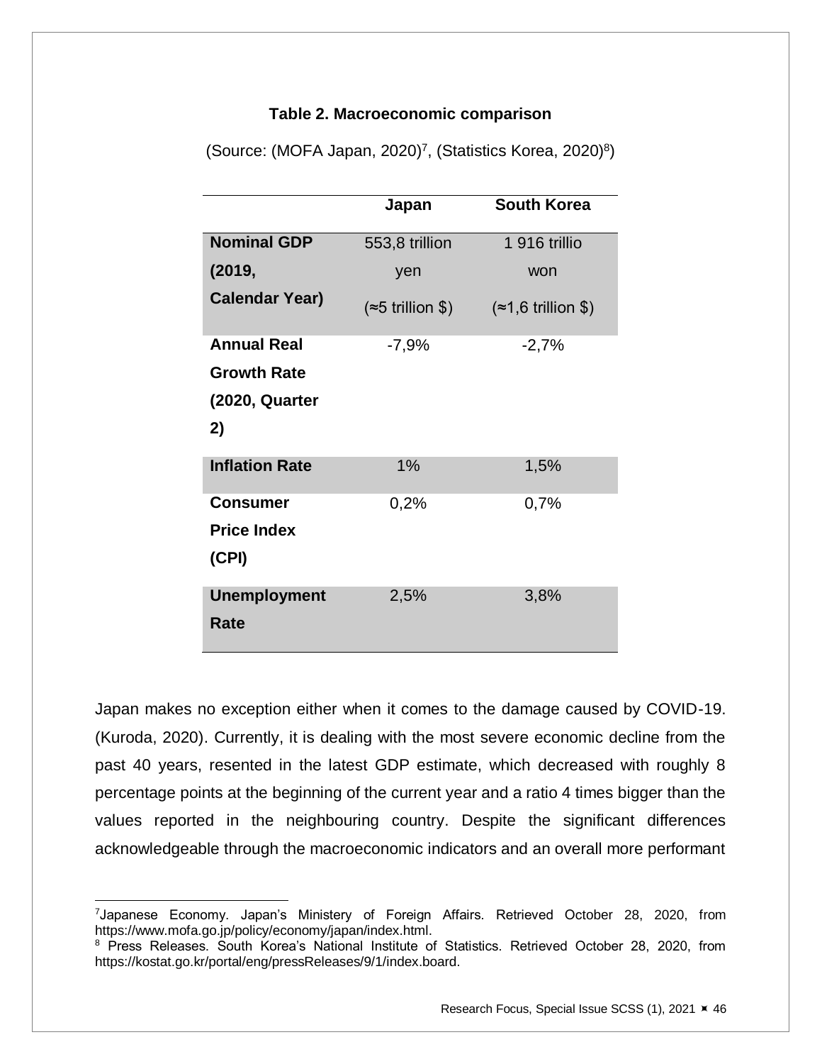**Table 2. Macroeconomic comparison**

(Source: (MOFA Japan, 2020)[7], (Statistics Korea, 2020)[8])

| | Japan | South Korea |
|---|---|---|
| **Nominal GDP (2019, Calendar Year)** | 553,8 trillion yen (≈5 trillion $) | 1 916 trillio won (≈1,6 trillion $) |
| **Annual Real Growth Rate (2020, Quarter 2)** | -7,9% | -2,7% |
| **Inflation Rate** | 1% | 1,5% |
| **Consumer Price Index (CPI)** | 0,2% | 0,7% |
| **Unemployment Rate** | 2,5% | 3,8% |

Japan makes no exception either when it comes to the damage caused by COVID-19. (Kuroda, 2020). Currently, it is dealing with the most severe economic decline from the past 40 years, resented in the latest GDP estimate, which decreased with roughly 8 percentage points at the beginning of the current year and a ratio 4 times bigger than the values reported in the neighbouring country. Despite the significant differences acknowledgeable through the macroeconomic indicators and an overall more performant

[7]Japanese Economy. Japan's Ministery of Foreign Affairs. Retrieved October 28, 2020, from https://www.mofa.go.jp/policy/economy/japan/index.html.

[8] Press Releases. South Korea's National Institute of Statistics. Retrieved October 28, 2020, from https://kostat.go.kr/portal/eng/pressReleases/9/1/index.board.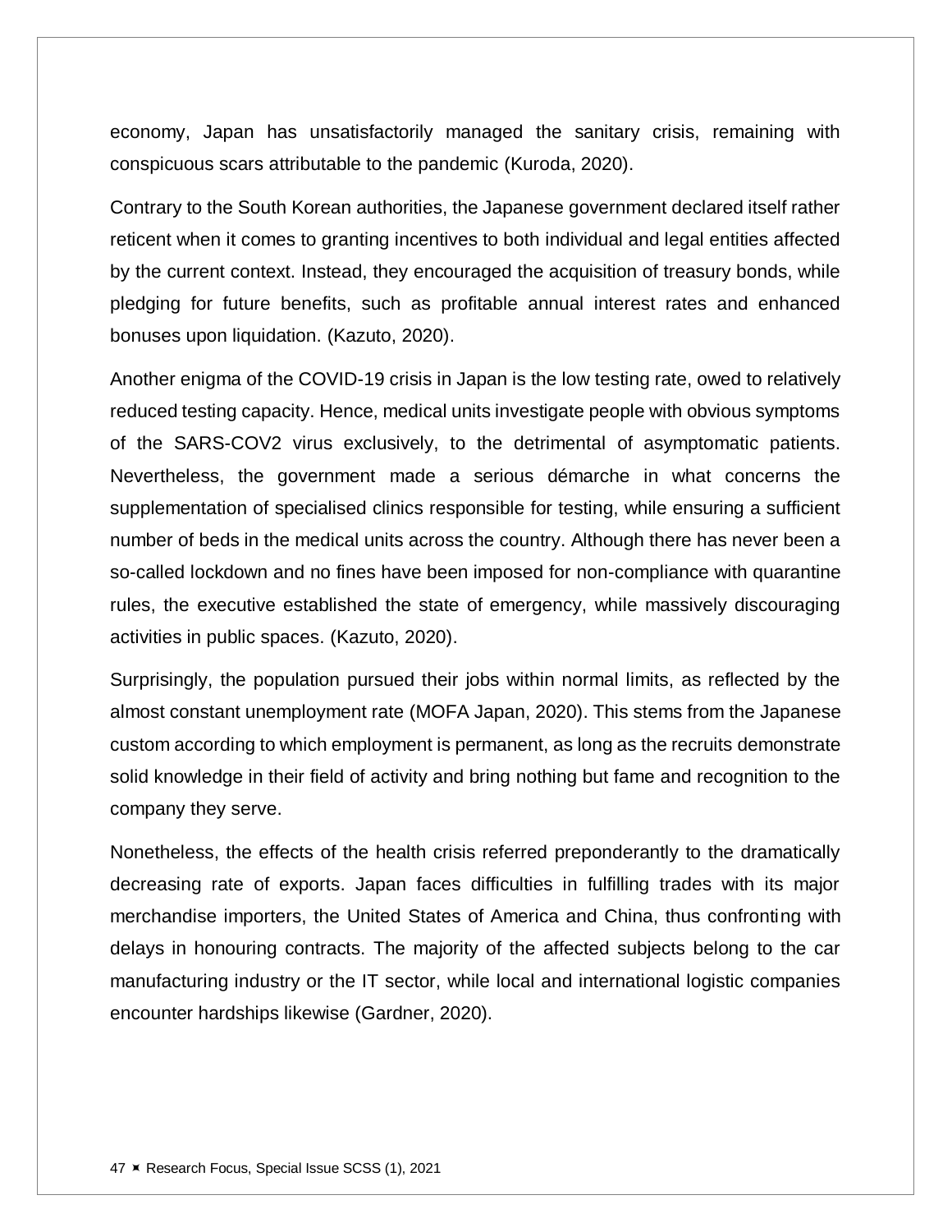economy, Japan has unsatisfactorily managed the sanitary crisis, remaining with conspicuous scars attributable to the pandemic (Kuroda, 2020).

Contrary to the South Korean authorities, the Japanese government declared itself rather reticent when it comes to granting incentives to both individual and legal entities affected by the current context. Instead, they encouraged the acquisition of treasury bonds, while pledging for future benefits, such as profitable annual interest rates and enhanced bonuses upon liquidation. (Kazuto, 2020).

Another enigma of the COVID-19 crisis in Japan is the low testing rate, owed to relatively reduced testing capacity. Hence, medical units investigate people with obvious symptoms of the SARS-COV2 virus exclusively, to the detrimental of asymptomatic patients. Nevertheless, the government made a serious démarche in what concerns the supplementation of specialised clinics responsible for testing, while ensuring a sufficient number of beds in the medical units across the country. Although there has never been a so-called lockdown and no fines have been imposed for non-compliance with quarantine rules, the executive established the state of emergency, while massively discouraging activities in public spaces. (Kazuto, 2020).

Surprisingly, the population pursued their jobs within normal limits, as reflected by the almost constant unemployment rate (MOFA Japan, 2020). This stems from the Japanese custom according to which employment is permanent, as long as the recruits demonstrate solid knowledge in their field of activity and bring nothing but fame and recognition to the company they serve.

Nonetheless, the effects of the health crisis referred preponderantly to the dramatically decreasing rate of exports. Japan faces difficulties in fulfilling trades with its major merchandise importers, the United States of America and China, thus confronting with delays in honouring contracts. The majority of the affected subjects belong to the car manufacturing industry or the IT sector, while local and international logistic companies encounter hardships likewise (Gardner, 2020).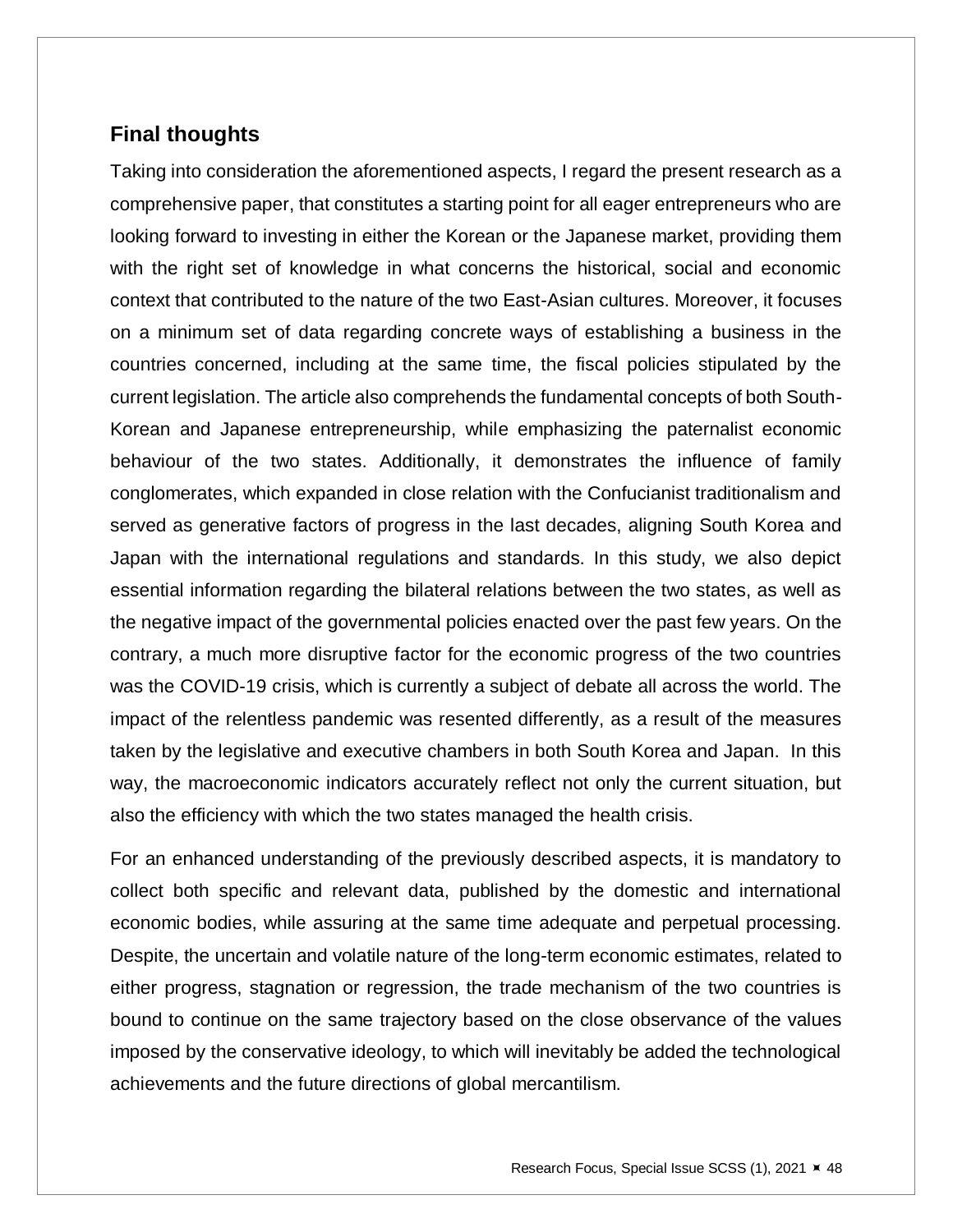## Final thoughts

Taking into consideration the aforementioned aspects, I regard the present research as a comprehensive paper, that constitutes a starting point for all eager entrepreneurs who are looking forward to investing in either the Korean or the Japanese market, providing them with the right set of knowledge in what concerns the historical, social and economic context that contributed to the nature of the two East-Asian cultures. Moreover, it focuses on a minimum set of data regarding concrete ways of establishing a business in the countries concerned, including at the same time, the fiscal policies stipulated by the current legislation. The article also comprehends the fundamental concepts of both South-Korean and Japanese entrepreneurship, while emphasizing the paternalist economic behaviour of the two states. Additionally, it demonstrates the influence of family conglomerates, which expanded in close relation with the Confucianist traditionalism and served as generative factors of progress in the last decades, aligning South Korea and Japan with the international regulations and standards. In this study, we also depict essential information regarding the bilateral relations between the two states, as well as the negative impact of the governmental policies enacted over the past few years. On the contrary, a much more disruptive factor for the economic progress of the two countries was the COVID-19 crisis, which is currently a subject of debate all across the world. The impact of the relentless pandemic was resented differently, as a result of the measures taken by the legislative and executive chambers in both South Korea and Japan. In this way, the macroeconomic indicators accurately reflect not only the current situation, but also the efficiency with which the two states managed the health crisis.

For an enhanced understanding of the previously described aspects, it is mandatory to collect both specific and relevant data, published by the domestic and international economic bodies, while assuring at the same time adequate and perpetual processing. Despite, the uncertain and volatile nature of the long-term economic estimates, related to either progress, stagnation or regression, the trade mechanism of the two countries is bound to continue on the same trajectory based on the close observance of the values imposed by the conservative ideology, to which will inevitably be added the technological achievements and the future directions of global mercantilism.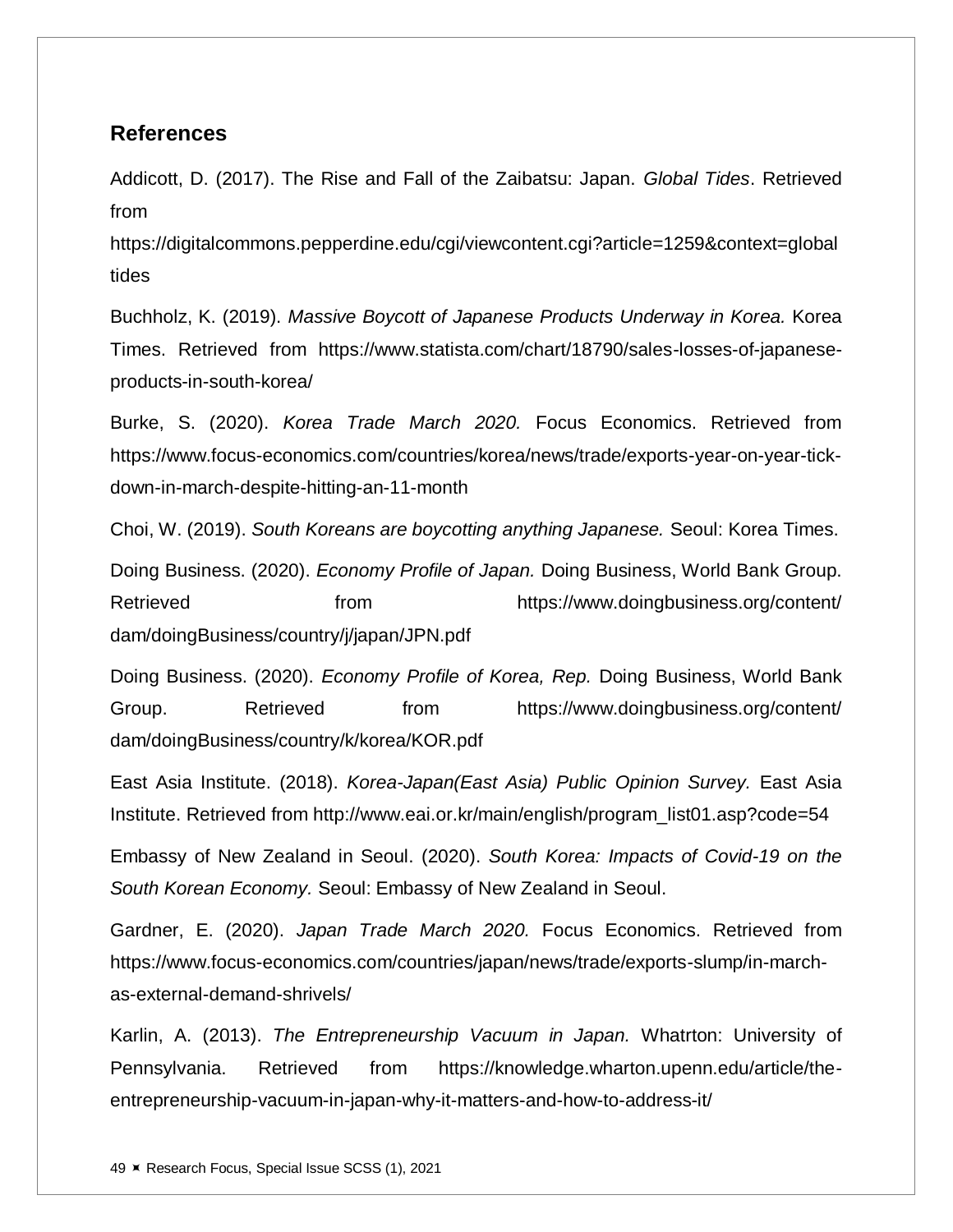## References

Addicott, D. (2017). The Rise and Fall of the Zaibatsu: Japan. *Global Tides*. Retrieved from https://digitalcommons.pepperdine.edu/cgi/viewcontent.cgi?article=1259&context=globaltides

Buchholz, K. (2019). *Massive Boycott of Japanese Products Underway in Korea.* Korea Times. Retrieved from https://www.statista.com/chart/18790/sales-losses-of-japanese-products-in-south-korea/

Burke, S. (2020). *Korea Trade March 2020.* Focus Economics. Retrieved from https://www.focus-economics.com/countries/korea/news/trade/exports-year-on-year-tick-down-in-march-despite-hitting-an-11-month

Choi, W. (2019). *South Koreans are boycotting anything Japanese.* Seoul: Korea Times.

Doing Business. (2020). *Economy Profile of Japan.* Doing Business, World Bank Group. Retrieved from https://www.doingbusiness.org/content/dam/doingBusiness/country/j/japan/JPN.pdf

Doing Business. (2020). *Economy Profile of Korea, Rep.* Doing Business, World Bank Group. Retrieved from https://www.doingbusiness.org/content/dam/doingBusiness/country/k/korea/KOR.pdf

East Asia Institute. (2018). *Korea-Japan(East Asia) Public Opinion Survey.* East Asia Institute. Retrieved from http://www.eai.or.kr/main/english/program_list01.asp?code=54

Embassy of New Zealand in Seoul. (2020). *South Korea: Impacts of Covid-19 on the South Korean Economy.* Seoul: Embassy of New Zealand in Seoul.

Gardner, E. (2020). *Japan Trade March 2020.* Focus Economics. Retrieved from https://www.focus-economics.com/countries/japan/news/trade/exports-slump/in-march-as-external-demand-shrivels/

Karlin, A. (2013). *The Entrepreneurship Vacuum in Japan.* Whatrton: University of Pennsylvania. Retrieved from https://knowledge.wharton.upenn.edu/article/the-entrepreneurship-vacuum-in-japan-why-it-matters-and-how-to-address-it/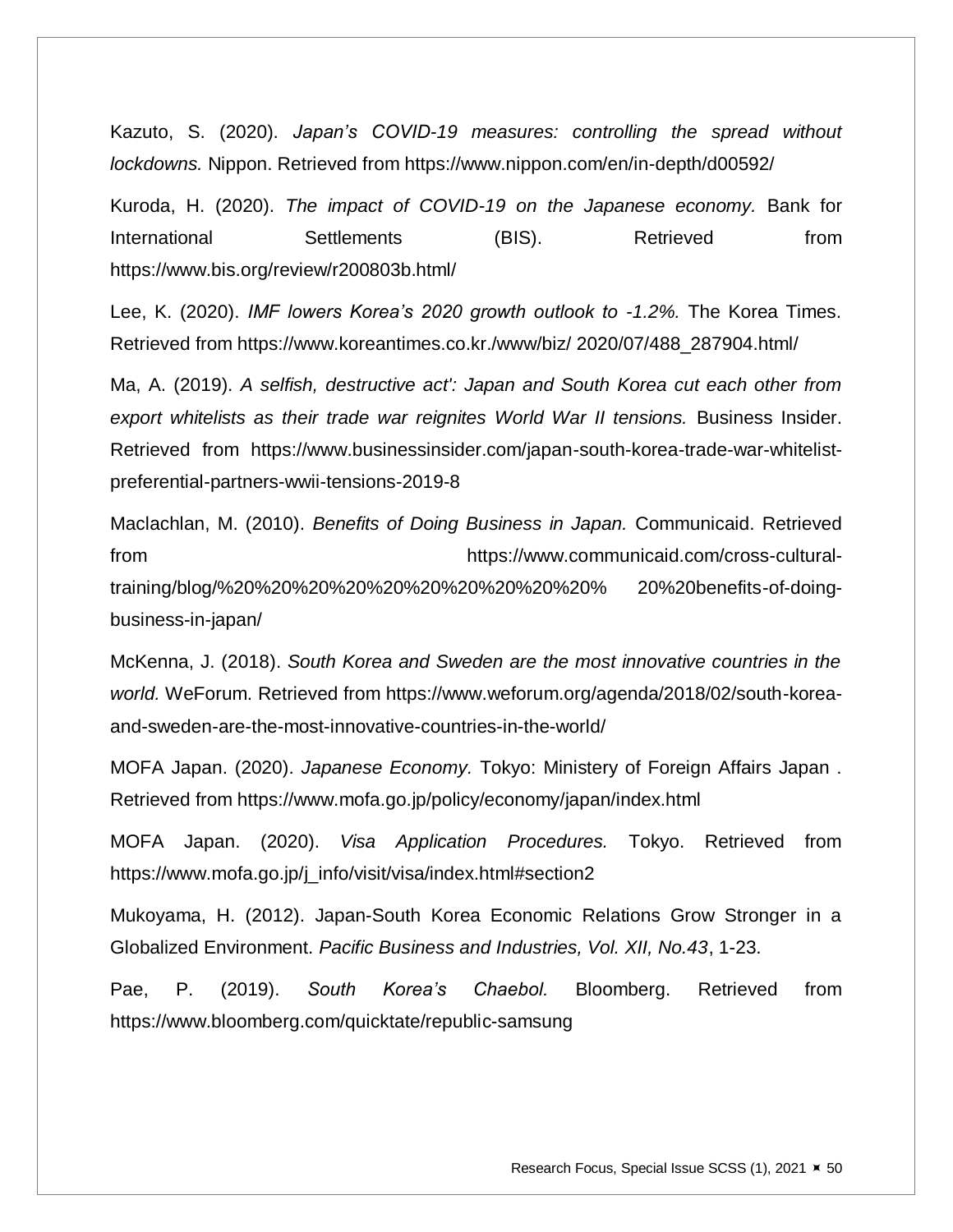Kazuto, S. (2020). *Japan's COVID-19 measures: controlling the spread without lockdowns.* Nippon. Retrieved from https://www.nippon.com/en/in-depth/d00592/

Kuroda, H. (2020). *The impact of COVID-19 on the Japanese economy.* Bank for International Settlements (BIS). Retrieved from https://www.bis.org/review/r200803b.html/

Lee, K. (2020). *IMF lowers Korea's 2020 growth outlook to -1.2%.* The Korea Times. Retrieved from https://www.koreantimes.co.kr./www/biz/ 2020/07/488_287904.html/

Ma, A. (2019). *A selfish, destructive act': Japan and South Korea cut each other from export whitelists as their trade war reignites World War II tensions.* Business Insider. Retrieved from https://www.businessinsider.com/japan-south-korea-trade-war-whitelist-preferential-partners-wwii-tensions-2019-8

Maclachlan, M. (2010). *Benefits of Doing Business in Japan.* Communicaid. Retrieved from https://www.communicaid.com/cross-cultural-training/blog/%20%20%20%20%20%20%20%20%20%20% 20%20benefits-of-doing-business-in-japan/

McKenna, J. (2018). *South Korea and Sweden are the most innovative countries in the world.* WeForum. Retrieved from https://www.weforum.org/agenda/2018/02/south-korea-and-sweden-are-the-most-innovative-countries-in-the-world/

MOFA Japan. (2020). *Japanese Economy.* Tokyo: Ministery of Foreign Affairs Japan . Retrieved from https://www.mofa.go.jp/policy/economy/japan/index.html

MOFA Japan. (2020). *Visa Application Procedures.* Tokyo. Retrieved from https://www.mofa.go.jp/j_info/visit/visa/index.html#section2

Mukoyama, H. (2012). Japan-South Korea Economic Relations Grow Stronger in a Globalized Environment. *Pacific Business and Industries, Vol. XII, No.43*, 1-23.

Pae, P. (2019). *South Korea's Chaebol.* Bloomberg. Retrieved from https://www.bloomberg.com/quicktate/republic-samsung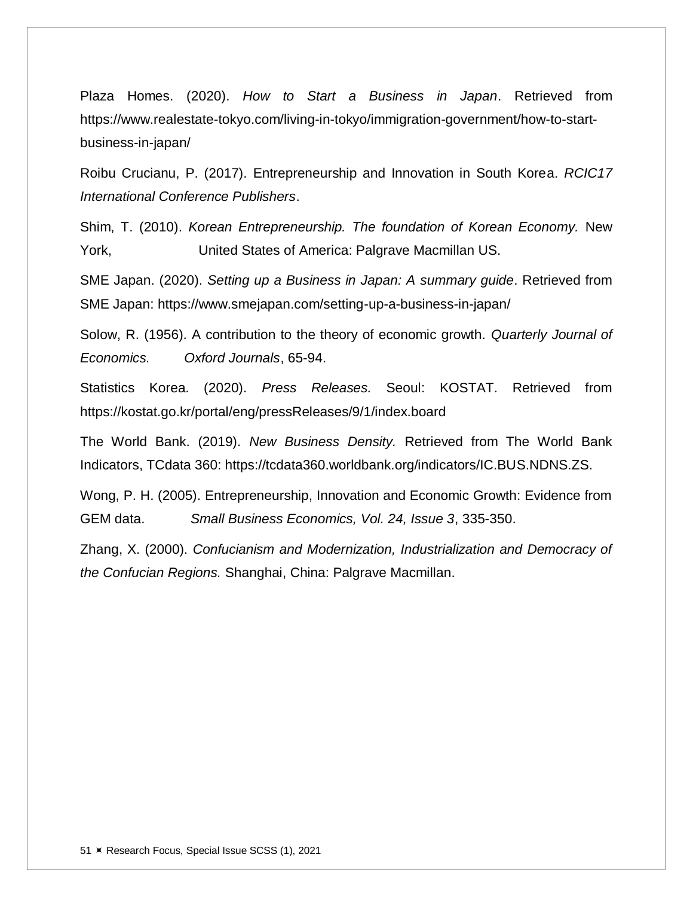Plaza Homes. (2020). *How to Start a Business in Japan*. Retrieved from https://www.realestate-tokyo.com/living-in-tokyo/immigration-government/how-to-start-business-in-japan/

Roibu Crucianu, P. (2017). Entrepreneurship and Innovation in South Korea. *RCIC17 International Conference Publishers*.

Shim, T. (2010). *Korean Entrepreneurship. The foundation of Korean Economy.* New York, United States of America: Palgrave Macmillan US.

SME Japan. (2020). *Setting up a Business in Japan: A summary guide*. Retrieved from SME Japan: https://www.smejapan.com/setting-up-a-business-in-japan/

Solow, R. (1956). A contribution to the theory of economic growth. *Quarterly Journal of Economics. Oxford Journals*, 65-94.

Statistics Korea. (2020). *Press Releases.* Seoul: KOSTAT. Retrieved from https://kostat.go.kr/portal/eng/pressReleases/9/1/index.board

The World Bank. (2019). *New Business Density.* Retrieved from The World Bank Indicators, TCdata 360: https://tcdata360.worldbank.org/indicators/IC.BUS.NDNS.ZS.

Wong, P. H. (2005). Entrepreneurship, Innovation and Economic Growth: Evidence from GEM data. *Small Business Economics, Vol. 24, Issue 3*, 335-350.

Zhang, X. (2000). *Confucianism and Modernization, Industrialization and Democracy of the Confucian Regions.* Shanghai, China: Palgrave Macmillan.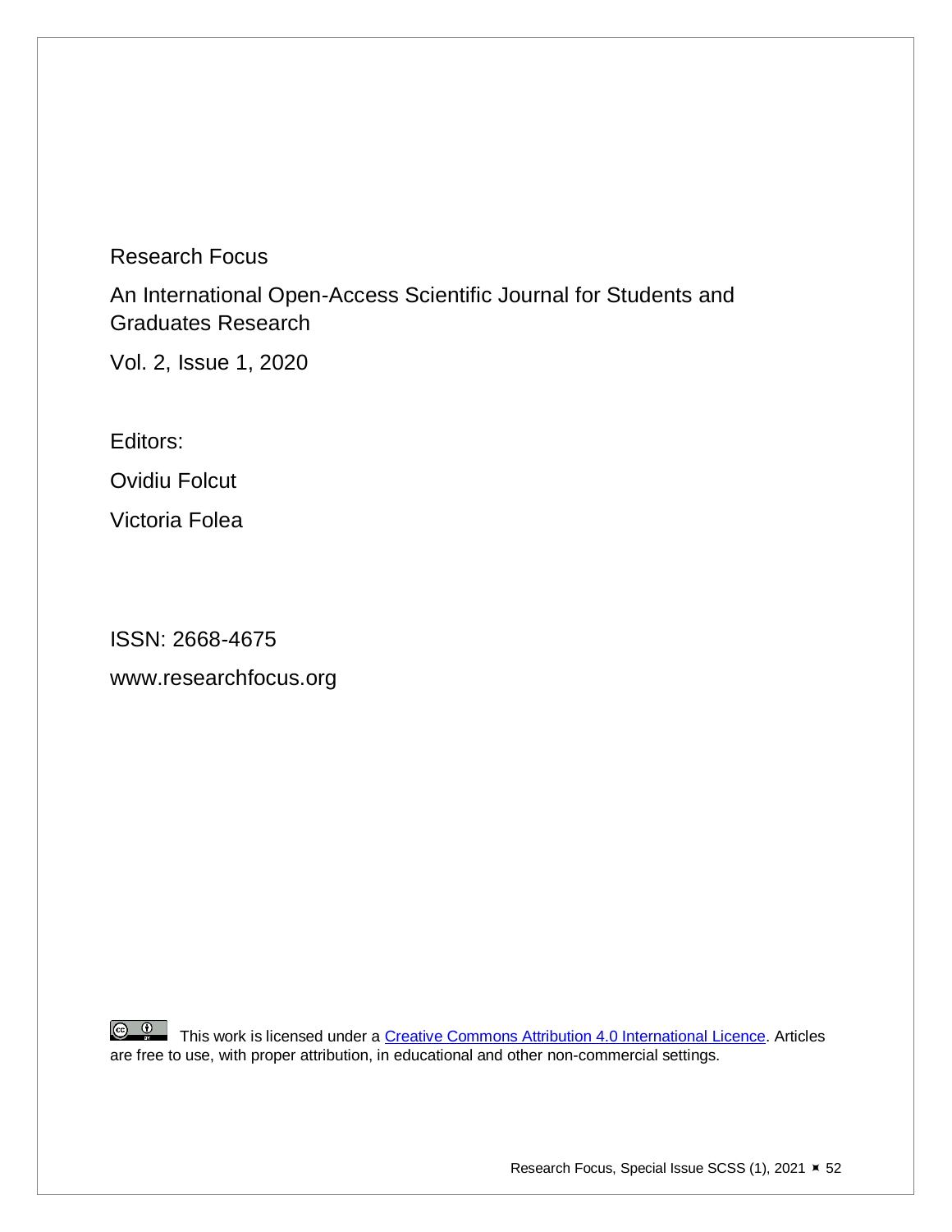Research Focus

An International Open-Access Scientific Journal for Students and Graduates Research

Vol. 2, Issue 1, 2020

Editors:

Ovidiu Folcut

Victoria Folea

ISSN: 2668-4675

www.researchfocus.org

This work is licensed under a Creative Commons Attribution 4.0 International Licence. Articles are free to use, with proper attribution, in educational and other non-commercial settings.